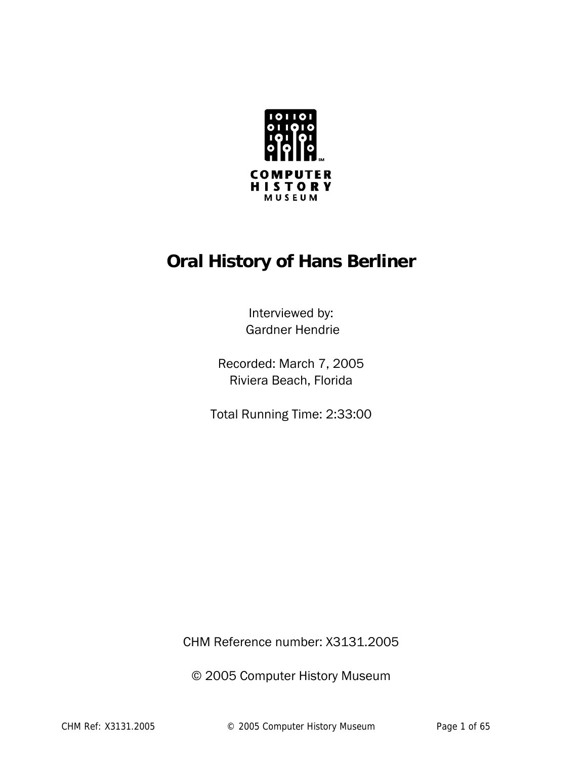COMPUTER
HISTORY
MUSEUM

# Oral History of Hans Berliner

Interviewed by:
Gardner Hendrie

Recorded: March 7, 2005
Riviera Beach, Florida

Total Running Time: 2:33:00

CHM Reference number: X3131.2005

© 2005 Computer History Museum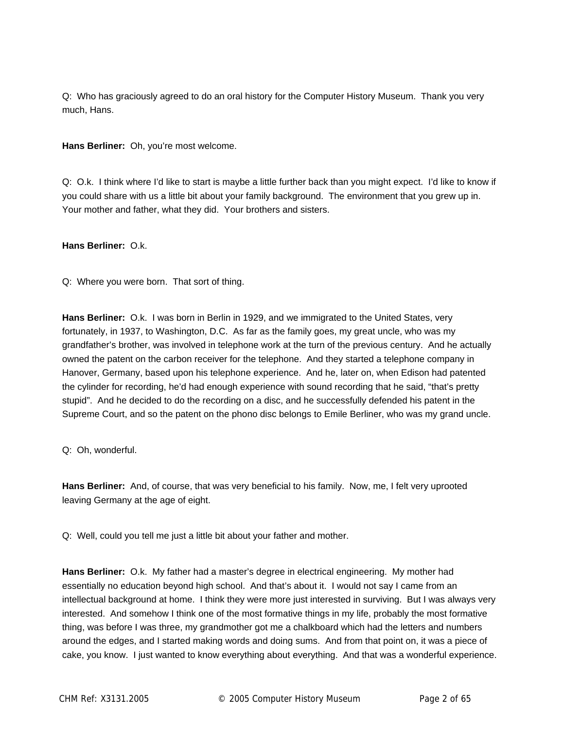Q: Who has graciously agreed to do an oral history for the Computer History Museum. Thank you very much, Hans.

**Hans Berliner:** Oh, you're most welcome.

Q: O.k. I think where I'd like to start is maybe a little further back than you might expect. I'd like to know if you could share with us a little bit about your family background. The environment that you grew up in. Your mother and father, what they did. Your brothers and sisters.

**Hans Berliner:** O.k.

Q: Where you were born. That sort of thing.

**Hans Berliner:** O.k. I was born in Berlin in 1929, and we immigrated to the United States, very fortunately, in 1937, to Washington, D.C. As far as the family goes, my great uncle, who was my grandfather's brother, was involved in telephone work at the turn of the previous century. And he actually owned the patent on the carbon receiver for the telephone. And they started a telephone company in Hanover, Germany, based upon his telephone experience. And he, later on, when Edison had patented the cylinder for recording, he'd had enough experience with sound recording that he said, "that's pretty stupid". And he decided to do the recording on a disc, and he successfully defended his patent in the Supreme Court, and so the patent on the phono disc belongs to Emile Berliner, who was my grand uncle.

Q: Oh, wonderful.

**Hans Berliner:** And, of course, that was very beneficial to his family. Now, me, I felt very uprooted leaving Germany at the age of eight.

Q: Well, could you tell me just a little bit about your father and mother.

**Hans Berliner:** O.k. My father had a master's degree in electrical engineering. My mother had essentially no education beyond high school. And that's about it. I would not say I came from an intellectual background at home. I think they were more just interested in surviving. But I was always very interested. And somehow I think one of the most formative things in my life, probably the most formative thing, was before I was three, my grandmother got me a chalkboard which had the letters and numbers around the edges, and I started making words and doing sums. And from that point on, it was a piece of cake, you know. I just wanted to know everything about everything. And that was a wonderful experience.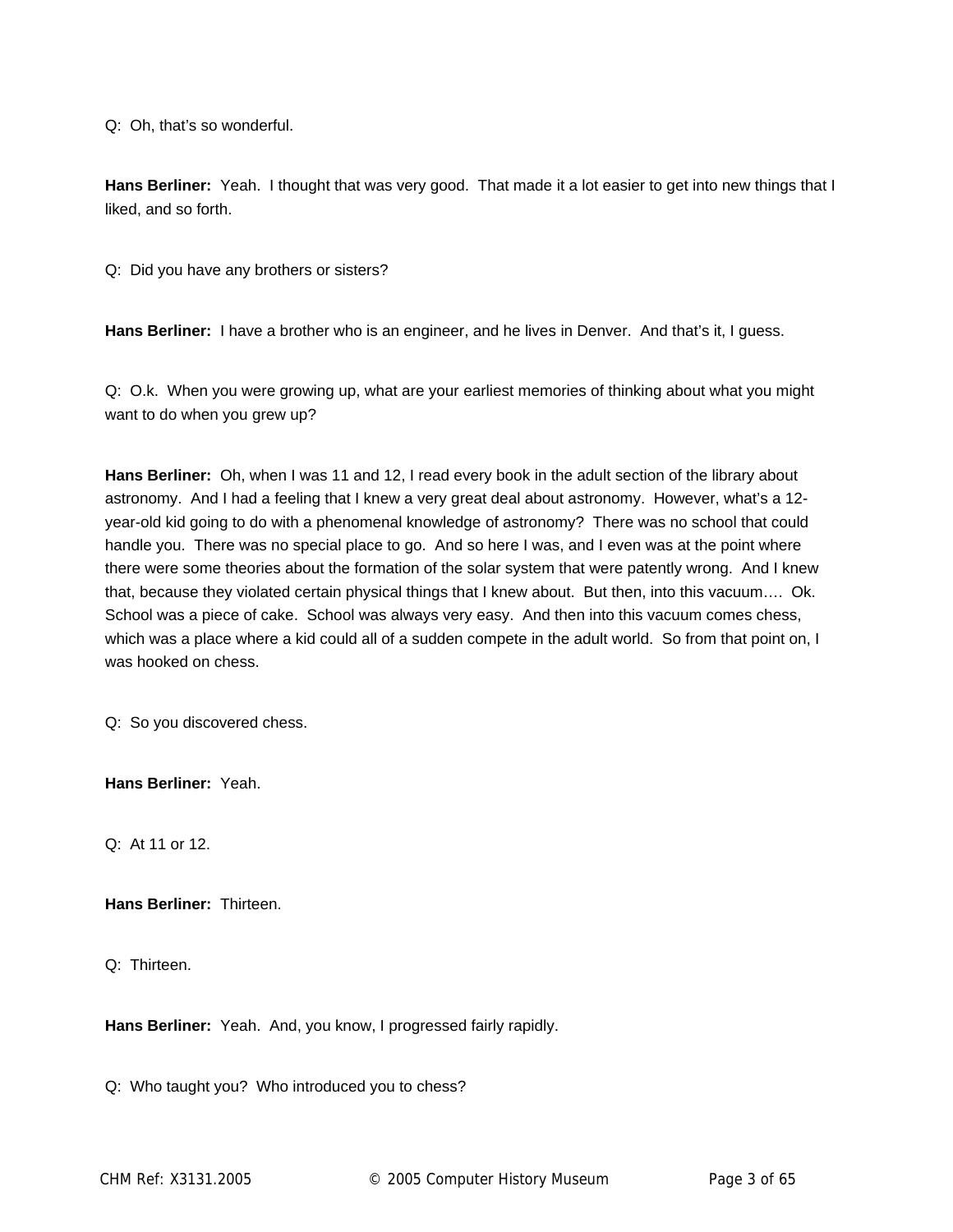Q: Oh, that's so wonderful.

**Hans Berliner:** Yeah. I thought that was very good. That made it a lot easier to get into new things that I liked, and so forth.

Q: Did you have any brothers or sisters?

**Hans Berliner:** I have a brother who is an engineer, and he lives in Denver. And that's it, I guess.

Q: O.k. When you were growing up, what are your earliest memories of thinking about what you might want to do when you grew up?

**Hans Berliner:** Oh, when I was 11 and 12, I read every book in the adult section of the library about astronomy. And I had a feeling that I knew a very great deal about astronomy. However, what's a 12-year-old kid going to do with a phenomenal knowledge of astronomy? There was no school that could handle you. There was no special place to go. And so here I was, and I even was at the point where there were some theories about the formation of the solar system that were patently wrong. And I knew that, because they violated certain physical things that I knew about. But then, into this vacuum…. Ok. School was a piece of cake. School was always very easy. And then into this vacuum comes chess, which was a place where a kid could all of a sudden compete in the adult world. So from that point on, I was hooked on chess.

Q: So you discovered chess.

**Hans Berliner:** Yeah.

Q: At 11 or 12.

**Hans Berliner:** Thirteen.

Q: Thirteen.

**Hans Berliner:** Yeah. And, you know, I progressed fairly rapidly.

Q: Who taught you? Who introduced you to chess?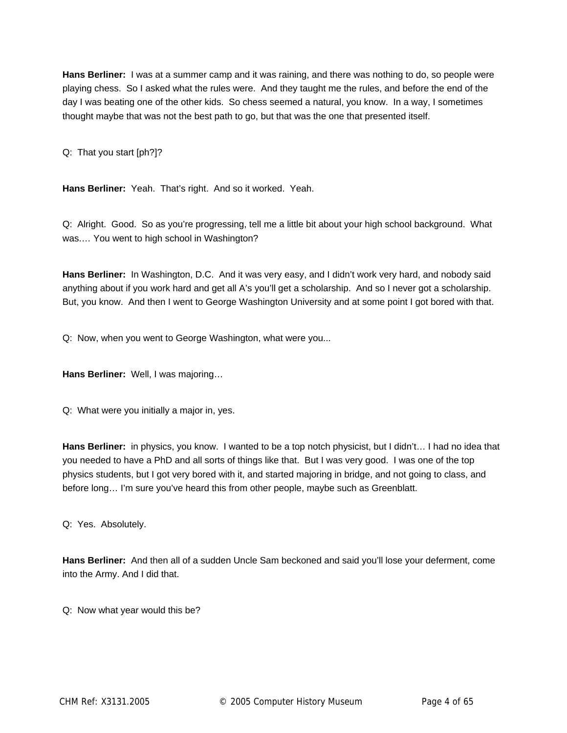**Hans Berliner:** I was at a summer camp and it was raining, and there was nothing to do, so people were playing chess. So I asked what the rules were. And they taught me the rules, and before the end of the day I was beating one of the other kids. So chess seemed a natural, you know. In a way, I sometimes thought maybe that was not the best path to go, but that was the one that presented itself.

Q: That you start [ph?]?

**Hans Berliner:** Yeah. That's right. And so it worked. Yeah.

Q: Alright. Good. So as you're progressing, tell me a little bit about your high school background. What was…. You went to high school in Washington?

**Hans Berliner:** In Washington, D.C. And it was very easy, and I didn't work very hard, and nobody said anything about if you work hard and get all A's you'll get a scholarship. And so I never got a scholarship. But, you know. And then I went to George Washington University and at some point I got bored with that.

Q: Now, when you went to George Washington, what were you...

**Hans Berliner:** Well, I was majoring…

Q: What were you initially a major in, yes.

**Hans Berliner:** in physics, you know. I wanted to be a top notch physicist, but I didn't… I had no idea that you needed to have a PhD and all sorts of things like that. But I was very good. I was one of the top physics students, but I got very bored with it, and started majoring in bridge, and not going to class, and before long… I'm sure you've heard this from other people, maybe such as Greenblatt.

Q: Yes. Absolutely.

**Hans Berliner:** And then all of a sudden Uncle Sam beckoned and said you'll lose your deferment, come into the Army. And I did that.

Q: Now what year would this be?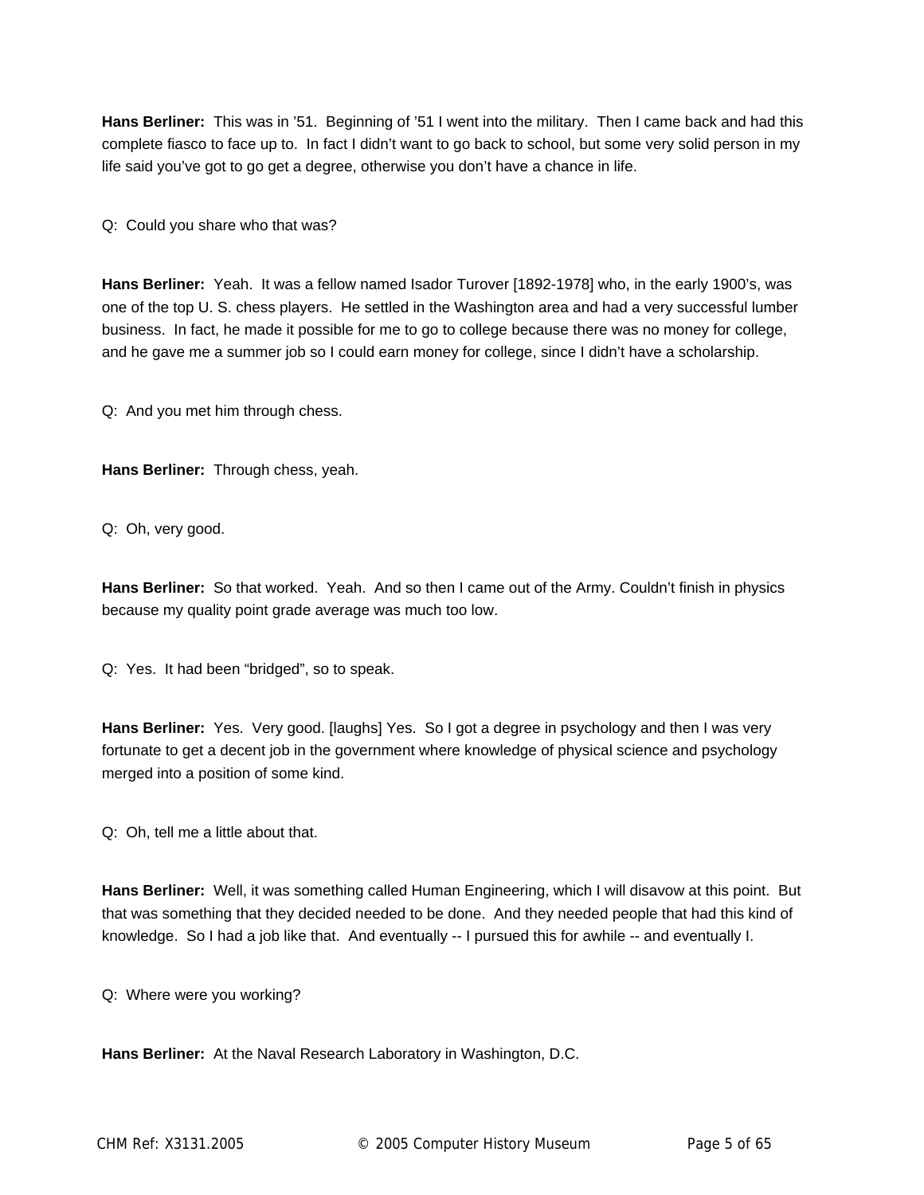**Hans Berliner:** This was in '51. Beginning of '51 I went into the military. Then I came back and had this complete fiasco to face up to. In fact I didn't want to go back to school, but some very solid person in my life said you've got to go get a degree, otherwise you don't have a chance in life.

Q: Could you share who that was?

**Hans Berliner:** Yeah. It was a fellow named Isador Turover [1892-1978] who, in the early 1900's, was one of the top U. S. chess players. He settled in the Washington area and had a very successful lumber business. In fact, he made it possible for me to go to college because there was no money for college, and he gave me a summer job so I could earn money for college, since I didn't have a scholarship.

Q: And you met him through chess.

**Hans Berliner:** Through chess, yeah.

Q: Oh, very good.

**Hans Berliner:** So that worked. Yeah. And so then I came out of the Army. Couldn't finish in physics because my quality point grade average was much too low.

Q: Yes. It had been "bridged", so to speak.

**Hans Berliner:** Yes. Very good. [laughs] Yes. So I got a degree in psychology and then I was very fortunate to get a decent job in the government where knowledge of physical science and psychology merged into a position of some kind.

Q: Oh, tell me a little about that.

**Hans Berliner:** Well, it was something called Human Engineering, which I will disavow at this point. But that was something that they decided needed to be done. And they needed people that had this kind of knowledge. So I had a job like that. And eventually -- I pursued this for awhile -- and eventually I.

Q: Where were you working?

**Hans Berliner:** At the Naval Research Laboratory in Washington, D.C.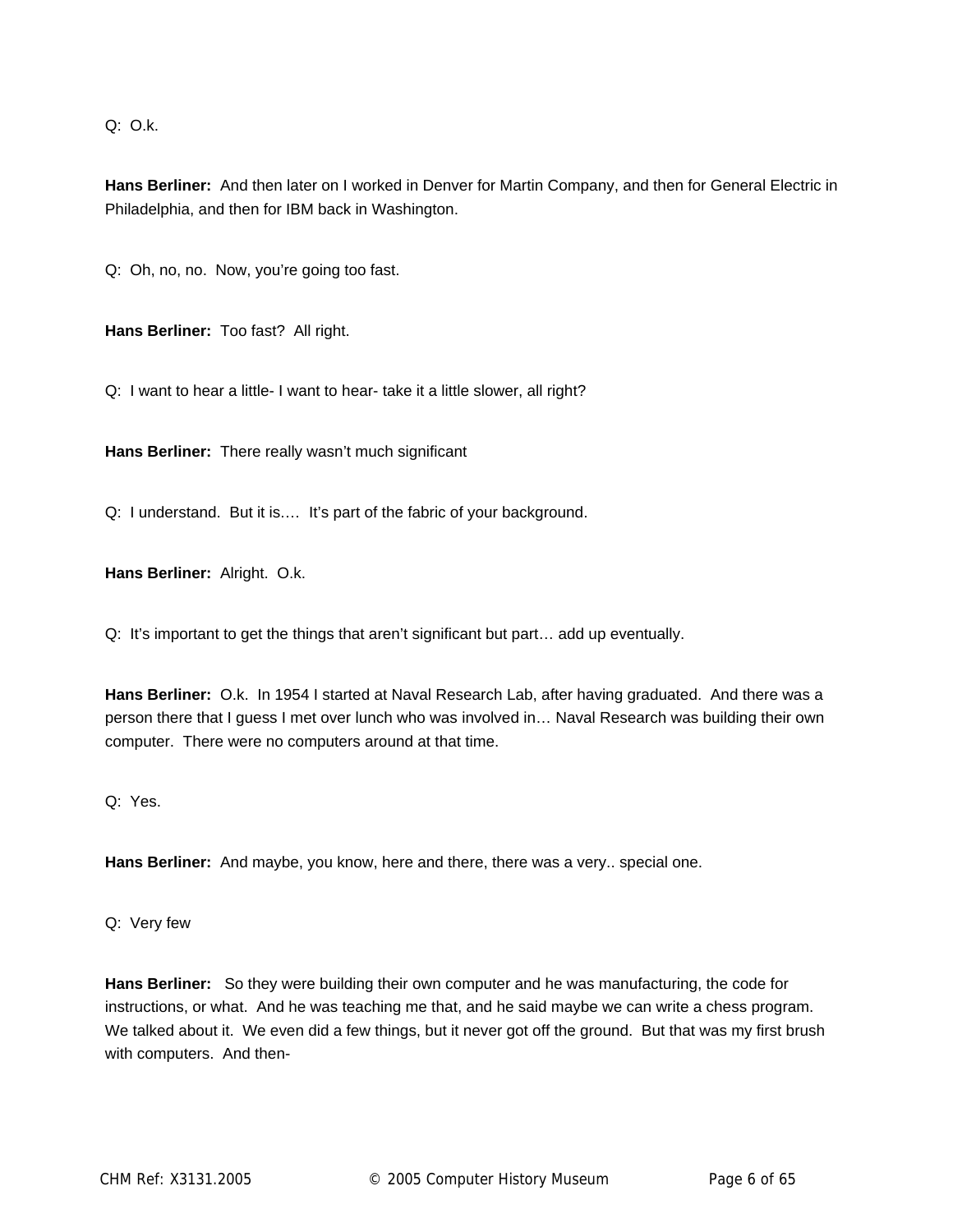Q: O.k.

**Hans Berliner:** And then later on I worked in Denver for Martin Company, and then for General Electric in Philadelphia, and then for IBM back in Washington.

Q: Oh, no, no. Now, you're going too fast.

**Hans Berliner:** Too fast? All right.

Q: I want to hear a little- I want to hear- take it a little slower, all right?

**Hans Berliner:** There really wasn't much significant

Q: I understand. But it is…. It's part of the fabric of your background.

**Hans Berliner:** Alright. O.k.

Q: It's important to get the things that aren't significant but part… add up eventually.

**Hans Berliner:** O.k. In 1954 I started at Naval Research Lab, after having graduated. And there was a person there that I guess I met over lunch who was involved in… Naval Research was building their own computer. There were no computers around at that time.

Q: Yes.

**Hans Berliner:** And maybe, you know, here and there, there was a very.. special one.

Q: Very few

**Hans Berliner:** So they were building their own computer and he was manufacturing, the code for instructions, or what. And he was teaching me that, and he said maybe we can write a chess program. We talked about it. We even did a few things, but it never got off the ground. But that was my first brush with computers. And then-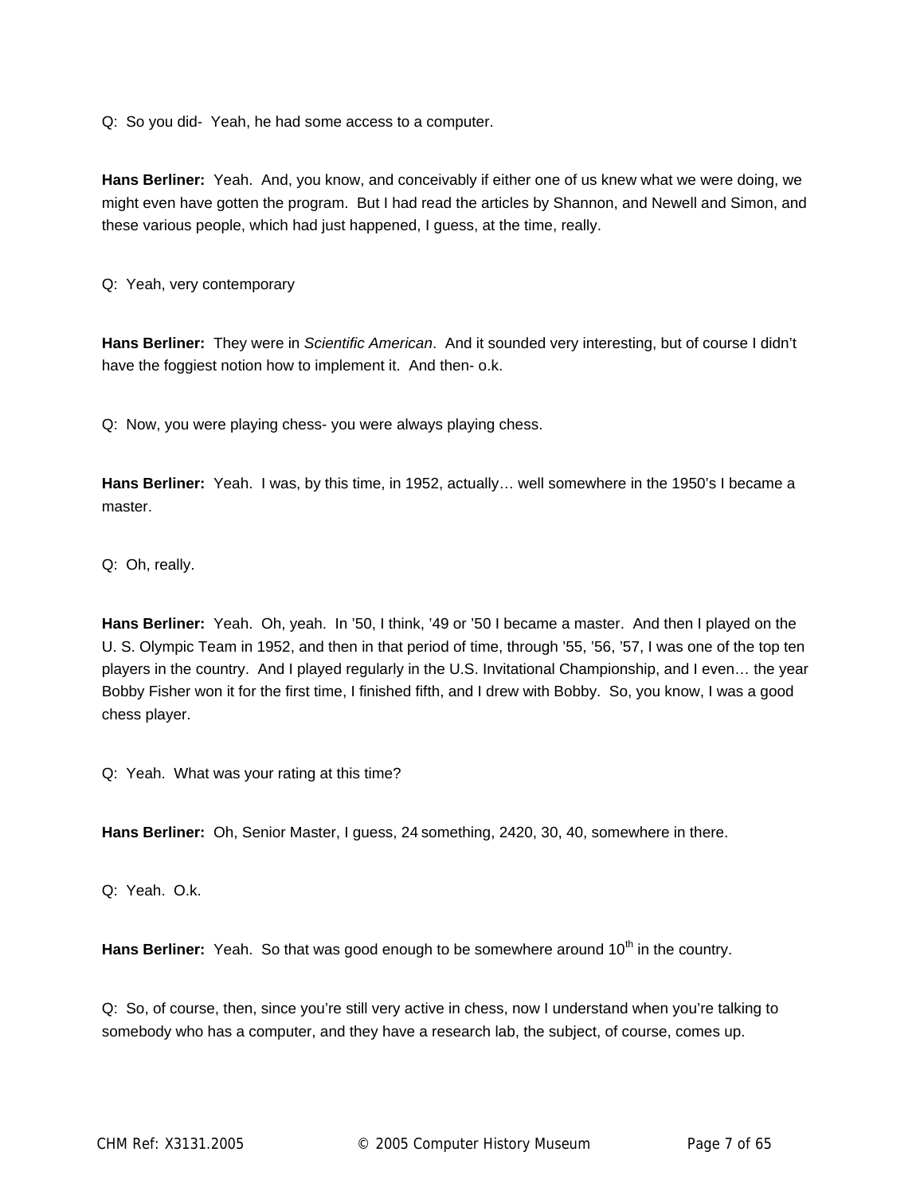Q: So you did- Yeah, he had some access to a computer.

**Hans Berliner:** Yeah. And, you know, and conceivably if either one of us knew what we were doing, we might even have gotten the program. But I had read the articles by Shannon, and Newell and Simon, and these various people, which had just happened, I guess, at the time, really.

Q: Yeah, very contemporary

**Hans Berliner:** They were in *Scientific American*. And it sounded very interesting, but of course I didn't have the foggiest notion how to implement it. And then- o.k.

Q: Now, you were playing chess- you were always playing chess.

**Hans Berliner:** Yeah. I was, by this time, in 1952, actually… well somewhere in the 1950's I became a master.

Q: Oh, really.

**Hans Berliner:** Yeah. Oh, yeah. In '50, I think, '49 or '50 I became a master. And then I played on the U. S. Olympic Team in 1952, and then in that period of time, through '55, '56, '57, I was one of the top ten players in the country. And I played regularly in the U.S. Invitational Championship, and I even… the year Bobby Fisher won it for the first time, I finished fifth, and I drew with Bobby. So, you know, I was a good chess player.

Q: Yeah. What was your rating at this time?

**Hans Berliner:** Oh, Senior Master, I guess, 24 something, 2420, 30, 40, somewhere in there.

Q: Yeah. O.k.

**Hans Berliner:** Yeah. So that was good enough to be somewhere around 10th in the country.

Q: So, of course, then, since you're still very active in chess, now I understand when you're talking to somebody who has a computer, and they have a research lab, the subject, of course, comes up.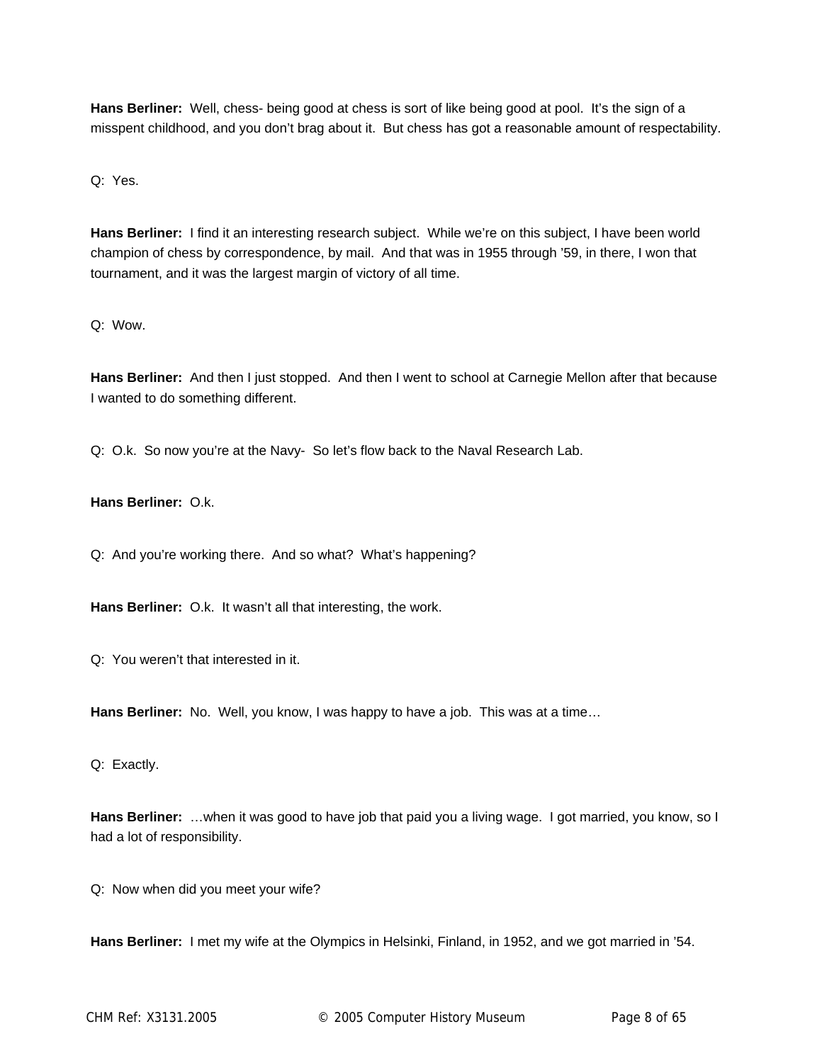**Hans Berliner:** Well, chess- being good at chess is sort of like being good at pool. It's the sign of a misspent childhood, and you don't brag about it. But chess has got a reasonable amount of respectability.

Q: Yes.

**Hans Berliner:** I find it an interesting research subject. While we're on this subject, I have been world champion of chess by correspondence, by mail. And that was in 1955 through '59, in there, I won that tournament, and it was the largest margin of victory of all time.

Q: Wow.

**Hans Berliner:** And then I just stopped. And then I went to school at Carnegie Mellon after that because I wanted to do something different.

Q: O.k. So now you're at the Navy- So let's flow back to the Naval Research Lab.

**Hans Berliner:** O.k.

Q: And you're working there. And so what? What's happening?

**Hans Berliner:** O.k. It wasn't all that interesting, the work.

Q: You weren't that interested in it.

**Hans Berliner:** No. Well, you know, I was happy to have a job. This was at a time…

Q: Exactly.

**Hans Berliner:** …when it was good to have job that paid you a living wage. I got married, you know, so I had a lot of responsibility.

Q: Now when did you meet your wife?

**Hans Berliner:** I met my wife at the Olympics in Helsinki, Finland, in 1952, and we got married in '54.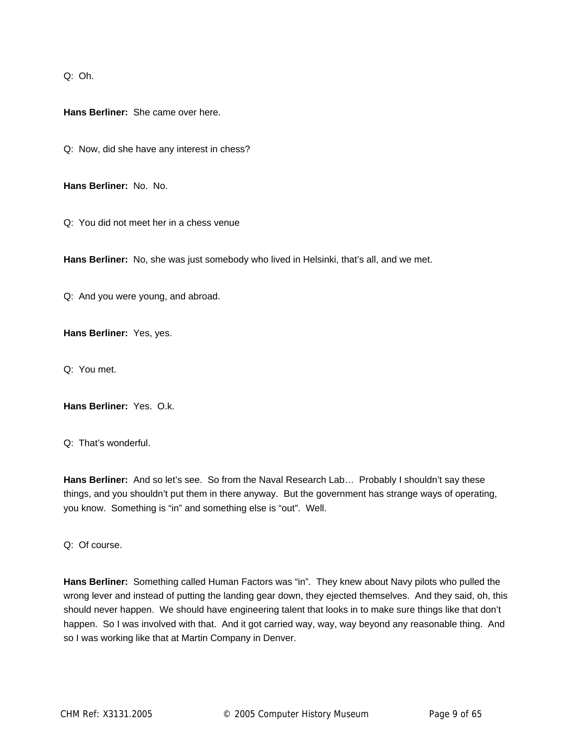Q: Oh.

**Hans Berliner:** She came over here.

Q: Now, did she have any interest in chess?

**Hans Berliner:** No. No.

Q: You did not meet her in a chess venue

**Hans Berliner:** No, she was just somebody who lived in Helsinki, that's all, and we met.

Q: And you were young, and abroad.

**Hans Berliner:** Yes, yes.

Q: You met.

**Hans Berliner:** Yes. O.k.

Q: That's wonderful.

**Hans Berliner:** And so let's see. So from the Naval Research Lab… Probably I shouldn't say these things, and you shouldn't put them in there anyway. But the government has strange ways of operating, you know. Something is "in" and something else is "out". Well.

Q: Of course.

**Hans Berliner:** Something called Human Factors was "in". They knew about Navy pilots who pulled the wrong lever and instead of putting the landing gear down, they ejected themselves. And they said, oh, this should never happen. We should have engineering talent that looks in to make sure things like that don't happen. So I was involved with that. And it got carried way, way, way beyond any reasonable thing. And so I was working like that at Martin Company in Denver.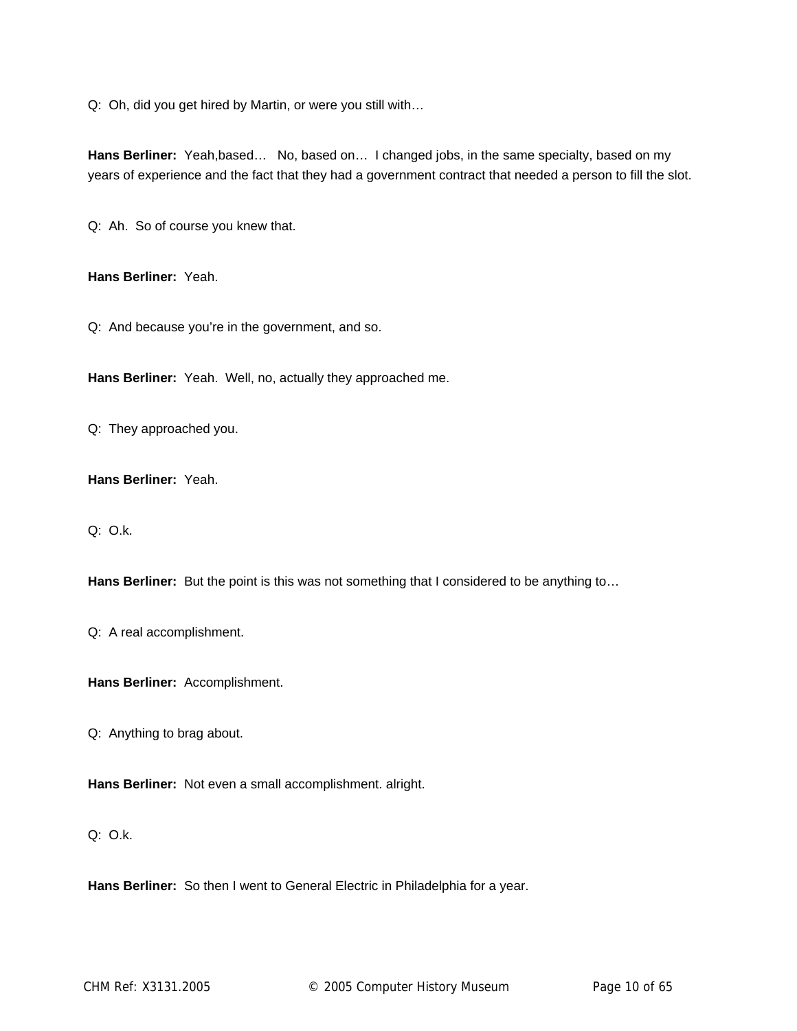Q: Oh, did you get hired by Martin, or were you still with…

**Hans Berliner:** Yeah,based… No, based on… I changed jobs, in the same specialty, based on my years of experience and the fact that they had a government contract that needed a person to fill the slot.

Q: Ah. So of course you knew that.

**Hans Berliner:** Yeah.

Q: And because you're in the government, and so.

**Hans Berliner:** Yeah. Well, no, actually they approached me.

Q: They approached you.

**Hans Berliner:** Yeah.

Q: O.k.

**Hans Berliner:** But the point is this was not something that I considered to be anything to…

Q: A real accomplishment.

**Hans Berliner:** Accomplishment.

Q: Anything to brag about.

**Hans Berliner:** Not even a small accomplishment. alright.

Q: O.k.

**Hans Berliner:** So then I went to General Electric in Philadelphia for a year.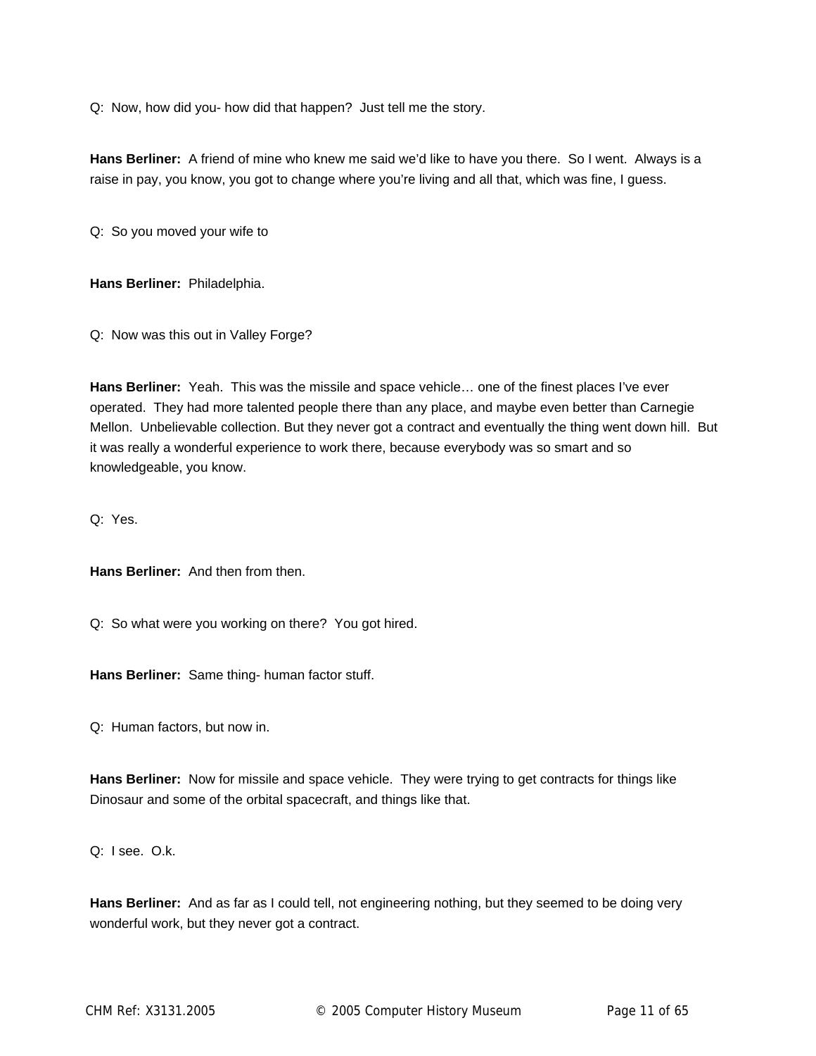Q:  Now, how did you- how did that happen?  Just tell me the story.

**Hans Berliner:**  A friend of mine who knew me said we'd like to have you there.  So I went.  Always is a raise in pay, you know, you got to change where you're living and all that, which was fine, I guess.

Q:  So you moved your wife to

**Hans Berliner:**  Philadelphia.

Q:  Now was this out in Valley Forge?

**Hans Berliner:**  Yeah.  This was the missile and space vehicle… one of the finest places I've ever operated.  They had more talented people there than any place, and maybe even better than Carnegie Mellon.  Unbelievable collection. But they never got a contract and eventually the thing went down hill.  But it was really a wonderful experience to work there, because everybody was so smart and so knowledgeable, you know.

Q:  Yes.

**Hans Berliner:**  And then from then.

Q:  So what were you working on there?  You got hired.

**Hans Berliner:**  Same thing- human factor stuff.

Q:  Human factors, but now in.

**Hans Berliner:**  Now for missile and space vehicle.  They were trying to get contracts for things like Dinosaur and some of the orbital spacecraft, and things like that.

Q:  I see.  O.k.

**Hans Berliner:**  And as far as I could tell, not engineering nothing, but they seemed to be doing very wonderful work, but they never got a contract.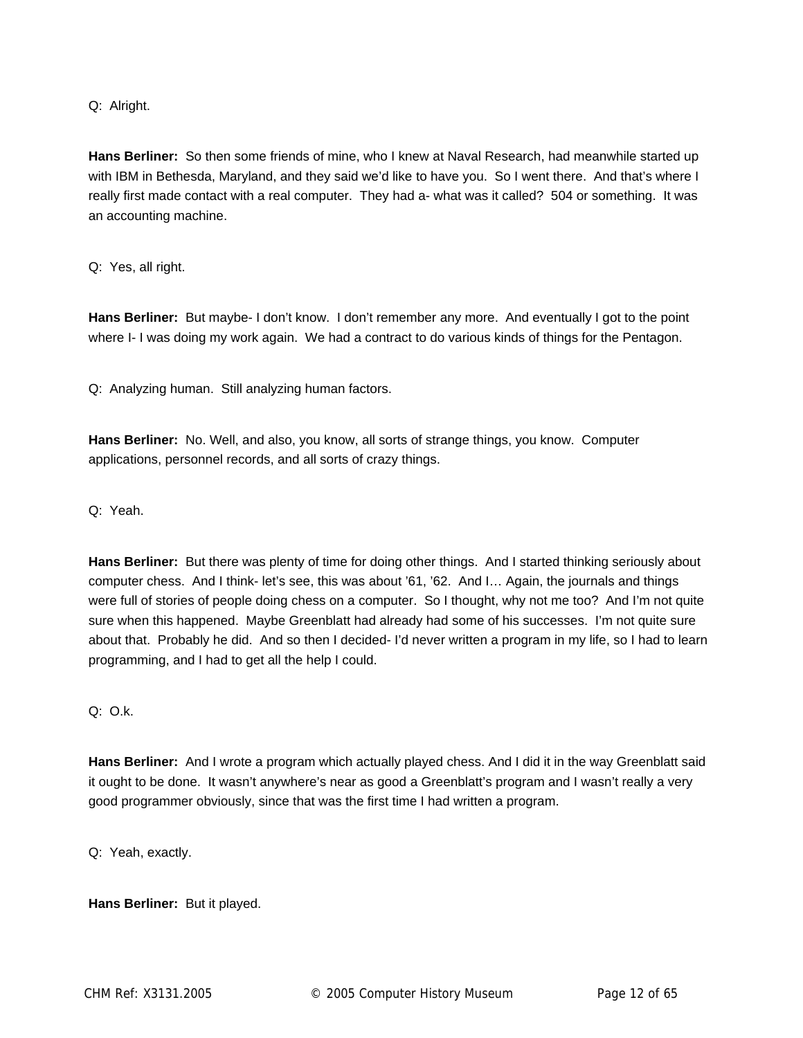Q:  Alright.

**Hans Berliner:**  So then some friends of mine, who I knew at Naval Research, had meanwhile started up with IBM in Bethesda, Maryland, and they said we'd like to have you.  So I went there.  And that's where I really first made contact with a real computer.  They had a- what was it called?  504 or something.  It was an accounting machine.

Q:  Yes, all right.

**Hans Berliner:**  But maybe- I don't know.  I don't remember any more.  And eventually I got to the point where I- I was doing my work again.  We had a contract to do various kinds of things for the Pentagon.

Q:  Analyzing human.  Still analyzing human factors.

**Hans Berliner:**  No. Well, and also, you know, all sorts of strange things, you know.  Computer applications, personnel records, and all sorts of crazy things.

Q:  Yeah.

**Hans Berliner:**  But there was plenty of time for doing other things.  And I started thinking seriously about computer chess.  And I think- let's see, this was about '61, '62.  And I… Again, the journals and things were full of stories of people doing chess on a computer.  So I thought, why not me too?  And I'm not quite sure when this happened.  Maybe Greenblatt had already had some of his successes.  I'm not quite sure about that.  Probably he did.  And so then I decided- I'd never written a program in my life, so I had to learn programming, and I had to get all the help I could.

Q:  O.k.

**Hans Berliner:**  And I wrote a program which actually played chess. And I did it in the way Greenblatt said it ought to be done.  It wasn't anywhere's near as good a Greenblatt's program and I wasn't really a very good programmer obviously, since that was the first time I had written a program.

Q:  Yeah, exactly.

**Hans Berliner:**  But it played.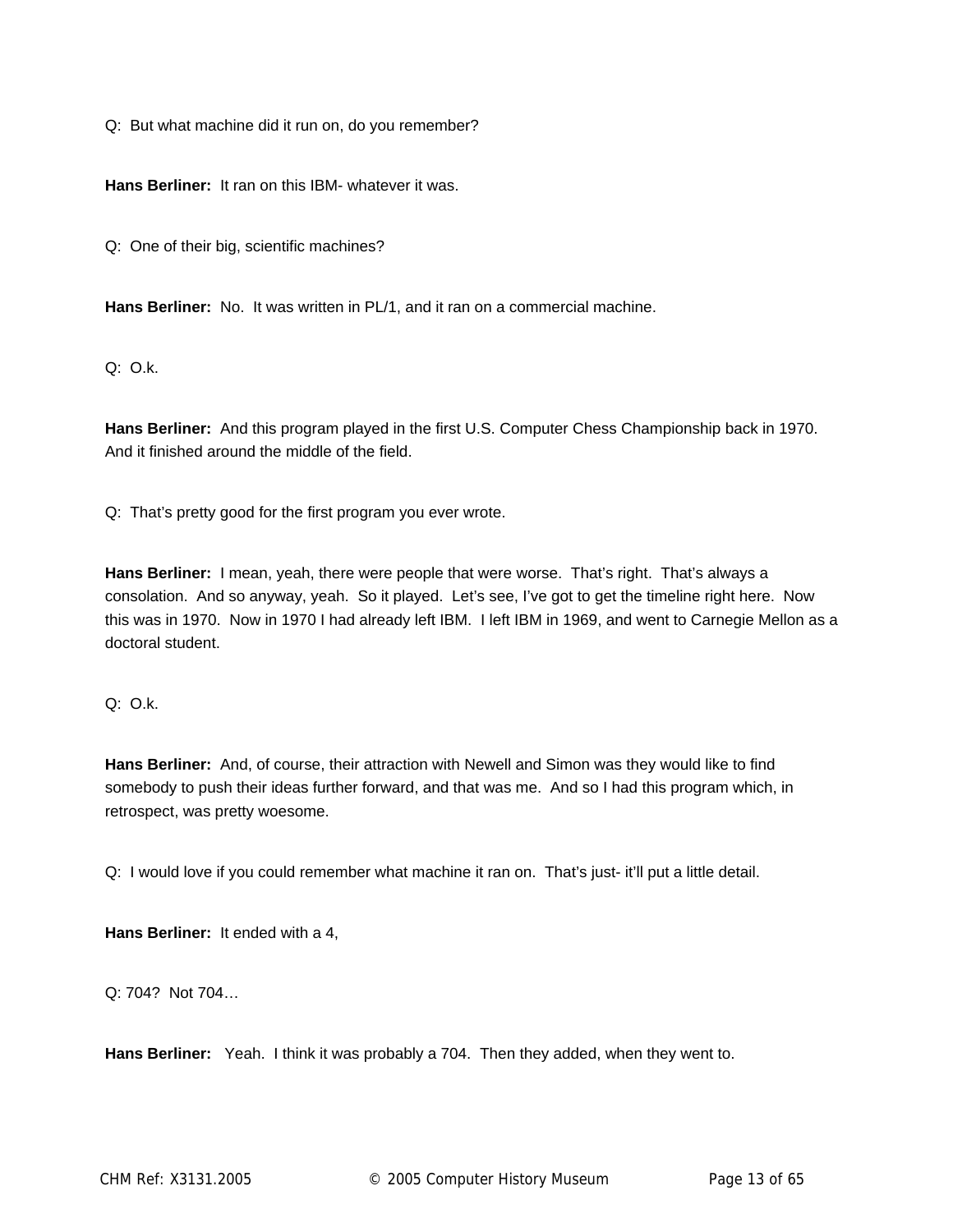Q: But what machine did it run on, do you remember?

**Hans Berliner:** It ran on this IBM- whatever it was.

Q: One of their big, scientific machines?

**Hans Berliner:** No. It was written in PL/1, and it ran on a commercial machine.

Q: O.k.

**Hans Berliner:** And this program played in the first U.S. Computer Chess Championship back in 1970. And it finished around the middle of the field.

Q: That's pretty good for the first program you ever wrote.

**Hans Berliner:** I mean, yeah, there were people that were worse. That's right. That's always a consolation. And so anyway, yeah. So it played. Let's see, I've got to get the timeline right here. Now this was in 1970. Now in 1970 I had already left IBM. I left IBM in 1969, and went to Carnegie Mellon as a doctoral student.

Q: O.k.

**Hans Berliner:** And, of course, their attraction with Newell and Simon was they would like to find somebody to push their ideas further forward, and that was me. And so I had this program which, in retrospect, was pretty woesome.

Q: I would love if you could remember what machine it ran on. That's just- it'll put a little detail.

**Hans Berliner:** It ended with a 4,

Q: 704? Not 704…

**Hans Berliner:** Yeah. I think it was probably a 704. Then they added, when they went to.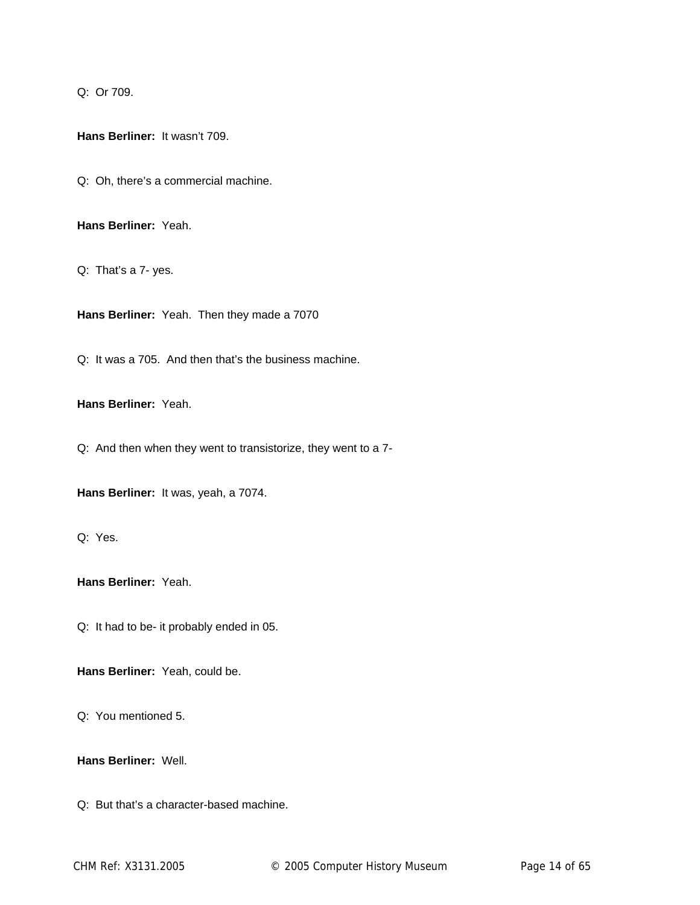Q: Or 709.

**Hans Berliner:** It wasn't 709.

Q: Oh, there's a commercial machine.

**Hans Berliner:** Yeah.

Q: That's a 7- yes.

**Hans Berliner:** Yeah. Then they made a 7070

Q: It was a 705. And then that's the business machine.

**Hans Berliner:** Yeah.

Q: And then when they went to transistorize, they went to a 7-

**Hans Berliner:** It was, yeah, a 7074.

Q: Yes.

**Hans Berliner:** Yeah.

Q: It had to be- it probably ended in 05.

**Hans Berliner:** Yeah, could be.

Q: You mentioned 5.

**Hans Berliner:** Well.

Q: But that's a character-based machine.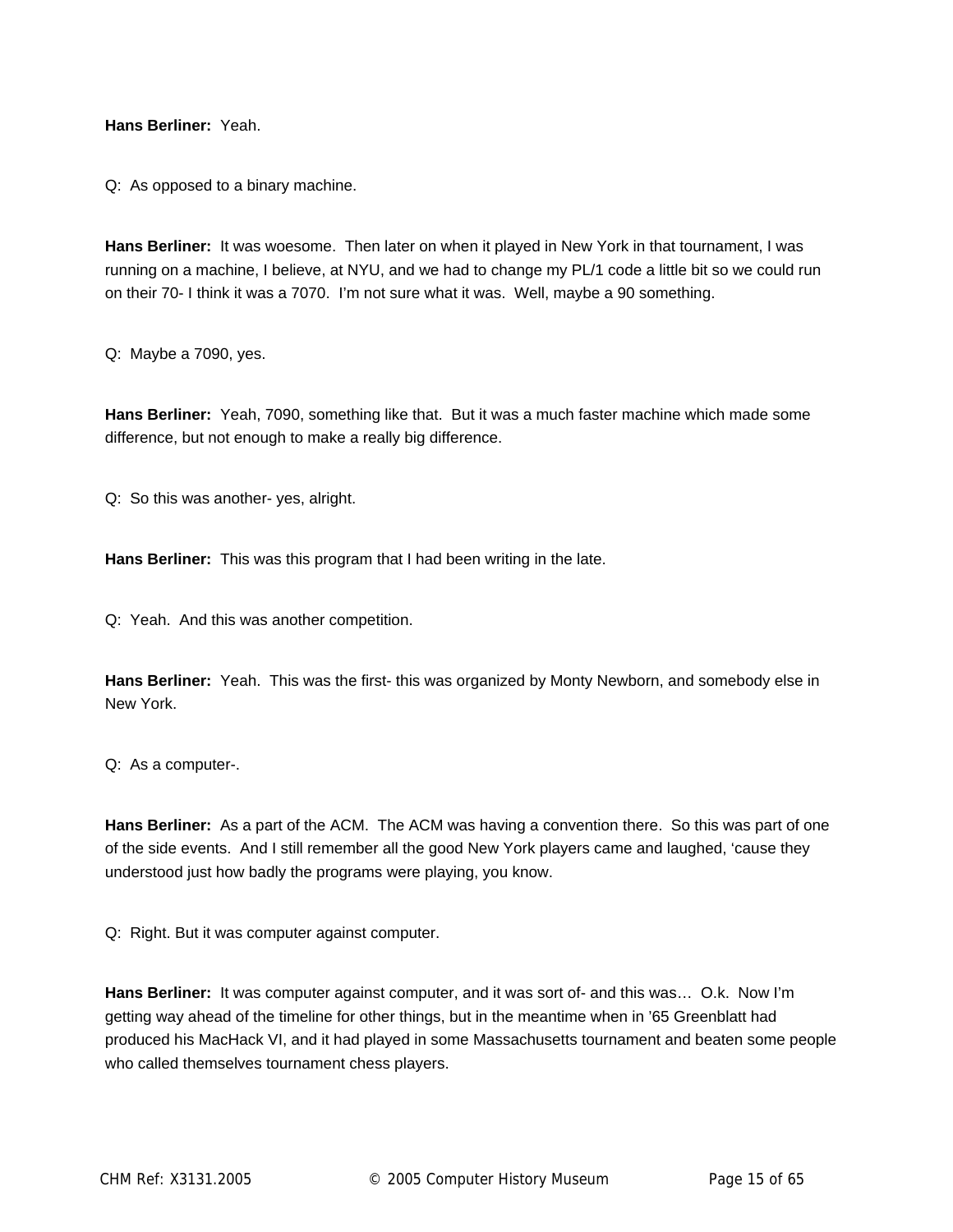**Hans Berliner:** Yeah.

Q: As opposed to a binary machine.

**Hans Berliner:** It was woesome. Then later on when it played in New York in that tournament, I was running on a machine, I believe, at NYU, and we had to change my PL/1 code a little bit so we could run on their 70- I think it was a 7070. I'm not sure what it was. Well, maybe a 90 something.

Q: Maybe a 7090, yes.

**Hans Berliner:** Yeah, 7090, something like that. But it was a much faster machine which made some difference, but not enough to make a really big difference.

Q: So this was another- yes, alright.

**Hans Berliner:** This was this program that I had been writing in the late.

Q: Yeah. And this was another competition.

**Hans Berliner:** Yeah. This was the first- this was organized by Monty Newborn, and somebody else in New York.

Q: As a computer-.

**Hans Berliner:** As a part of the ACM. The ACM was having a convention there. So this was part of one of the side events. And I still remember all the good New York players came and laughed, 'cause they understood just how badly the programs were playing, you know.

Q: Right. But it was computer against computer.

**Hans Berliner:** It was computer against computer, and it was sort of- and this was… O.k. Now I'm getting way ahead of the timeline for other things, but in the meantime when in '65 Greenblatt had produced his MacHack VI, and it had played in some Massachusetts tournament and beaten some people who called themselves tournament chess players.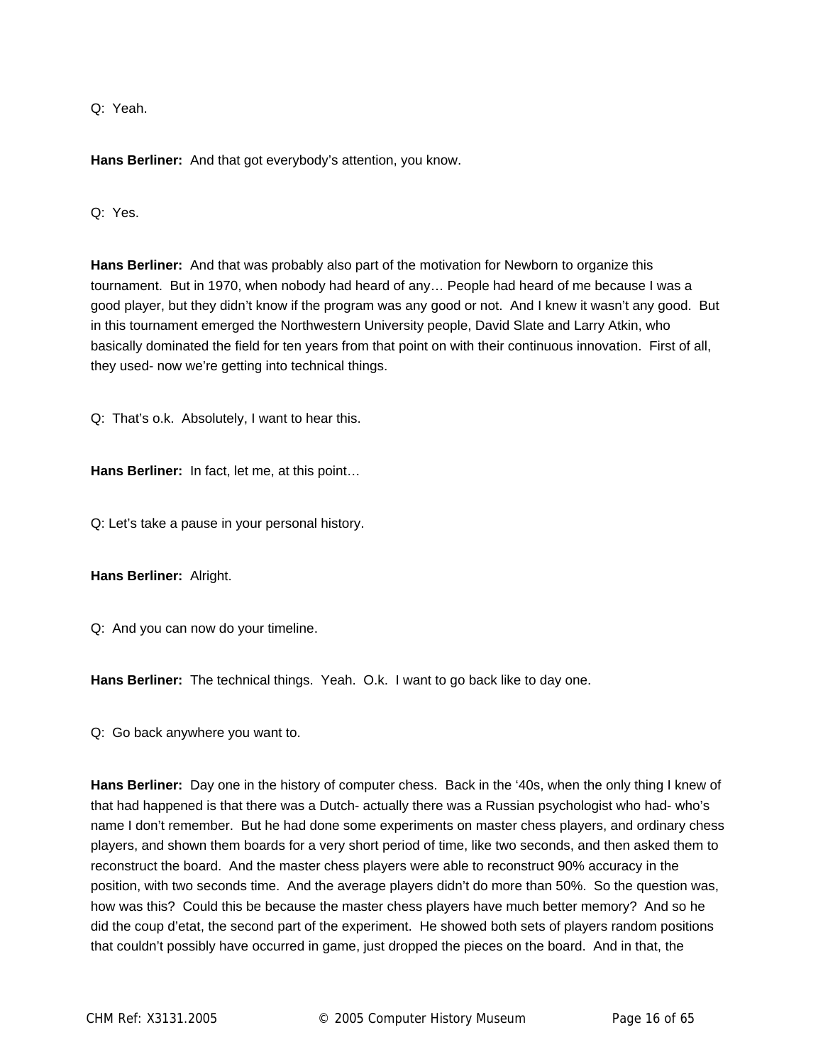Q: Yeah.

**Hans Berliner:** And that got everybody's attention, you know.

Q: Yes.

**Hans Berliner:** And that was probably also part of the motivation for Newborn to organize this tournament. But in 1970, when nobody had heard of any… People had heard of me because I was a good player, but they didn't know if the program was any good or not. And I knew it wasn't any good. But in this tournament emerged the Northwestern University people, David Slate and Larry Atkin, who basically dominated the field for ten years from that point on with their continuous innovation. First of all, they used- now we're getting into technical things.

Q: That's o.k. Absolutely, I want to hear this.

**Hans Berliner:** In fact, let me, at this point…

Q: Let's take a pause in your personal history.

**Hans Berliner:** Alright.

Q: And you can now do your timeline.

**Hans Berliner:** The technical things. Yeah. O.k. I want to go back like to day one.

Q: Go back anywhere you want to.

**Hans Berliner:** Day one in the history of computer chess. Back in the '40s, when the only thing I knew of that had happened is that there was a Dutch- actually there was a Russian psychologist who had- who's name I don't remember. But he had done some experiments on master chess players, and ordinary chess players, and shown them boards for a very short period of time, like two seconds, and then asked them to reconstruct the board. And the master chess players were able to reconstruct 90% accuracy in the position, with two seconds time. And the average players didn't do more than 50%. So the question was, how was this? Could this be because the master chess players have much better memory? And so he did the coup d'etat, the second part of the experiment. He showed both sets of players random positions that couldn't possibly have occurred in game, just dropped the pieces on the board. And in that, the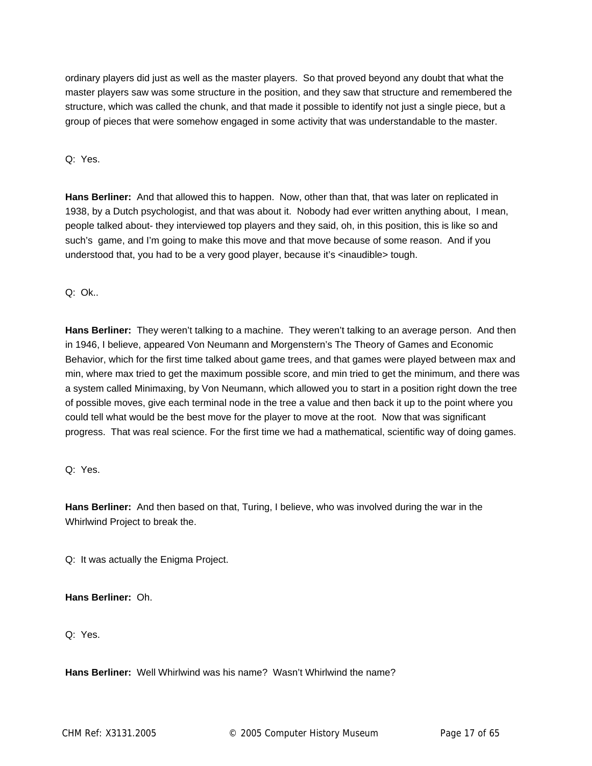ordinary players did just as well as the master players. So that proved beyond any doubt that what the master players saw was some structure in the position, and they saw that structure and remembered the structure, which was called the chunk, and that made it possible to identify not just a single piece, but a group of pieces that were somehow engaged in some activity that was understandable to the master.

Q: Yes.

**Hans Berliner:** And that allowed this to happen. Now, other than that, that was later on replicated in 1938, by a Dutch psychologist, and that was about it. Nobody had ever written anything about, I mean, people talked about- they interviewed top players and they said, oh, in this position, this is like so and such's game, and I'm going to make this move and that move because of some reason. And if you understood that, you had to be a very good player, because it's <inaudible> tough.

Q: Ok..

**Hans Berliner:** They weren't talking to a machine. They weren't talking to an average person. And then in 1946, I believe, appeared Von Neumann and Morgenstern's The Theory of Games and Economic Behavior, which for the first time talked about game trees, and that games were played between max and min, where max tried to get the maximum possible score, and min tried to get the minimum, and there was a system called Minimaxing, by Von Neumann, which allowed you to start in a position right down the tree of possible moves, give each terminal node in the tree a value and then back it up to the point where you could tell what would be the best move for the player to move at the root. Now that was significant progress. That was real science. For the first time we had a mathematical, scientific way of doing games.

Q: Yes.

**Hans Berliner:** And then based on that, Turing, I believe, who was involved during the war in the Whirlwind Project to break the.

Q: It was actually the Enigma Project.

**Hans Berliner:** Oh.

Q: Yes.

**Hans Berliner:** Well Whirlwind was his name? Wasn't Whirlwind the name?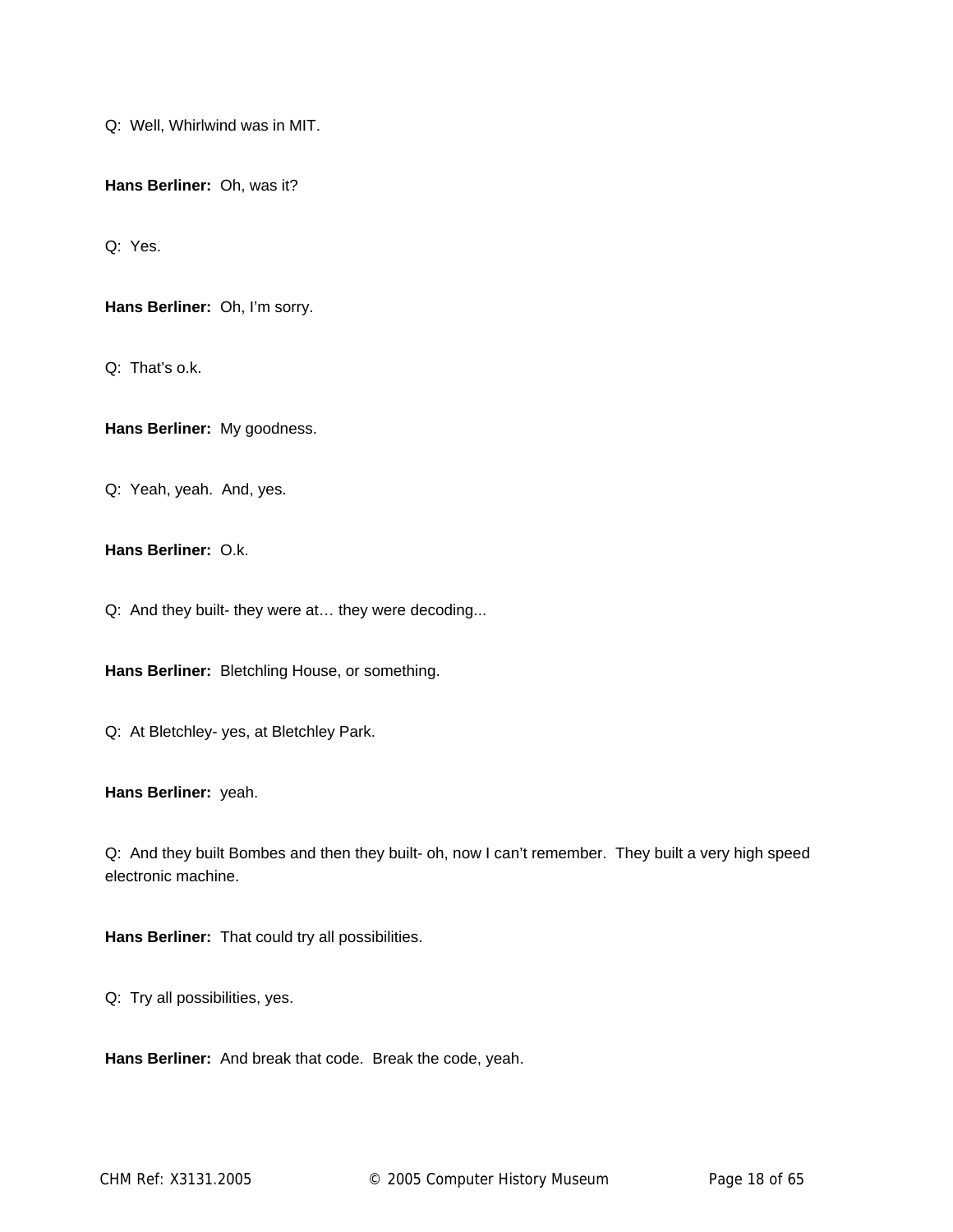Q:  Well, Whirlwind was in MIT.

**Hans Berliner:**  Oh, was it?

Q:  Yes.

**Hans Berliner:**  Oh, I'm sorry.

Q:  That's o.k.

**Hans Berliner:**  My goodness.

Q:  Yeah, yeah.  And, yes.

**Hans Berliner:**  O.k.

Q:  And they built- they were at… they were decoding...

**Hans Berliner:**  Bletchling House, or something.

Q:  At Bletchley- yes, at Bletchley Park.

**Hans Berliner:**  yeah.

Q:  And they built Bombes and then they built- oh, now I can't remember.  They built a very high speed electronic machine.

**Hans Berliner:**  That could try all possibilities.

Q:  Try all possibilities, yes.

**Hans Berliner:**  And break that code.  Break the code, yeah.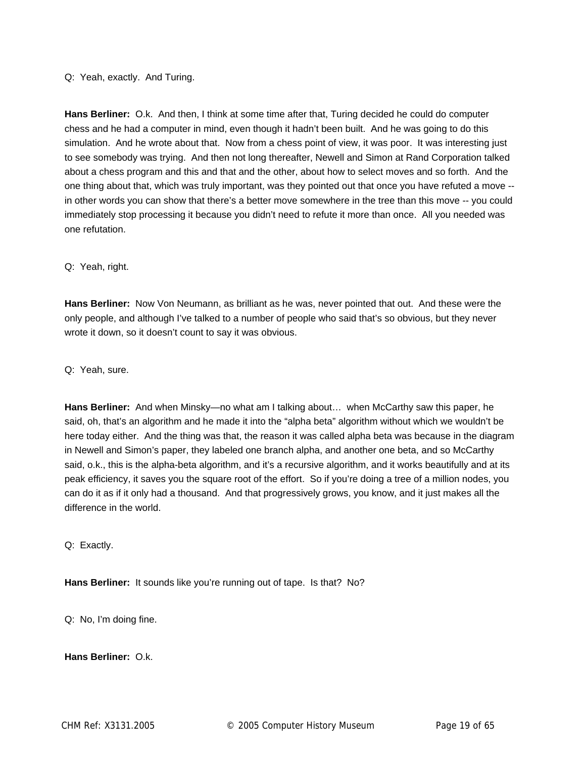Q: Yeah, exactly. And Turing.

**Hans Berliner:** O.k. And then, I think at some time after that, Turing decided he could do computer chess and he had a computer in mind, even though it hadn't been built. And he was going to do this simulation. And he wrote about that. Now from a chess point of view, it was poor. It was interesting just to see somebody was trying. And then not long thereafter, Newell and Simon at Rand Corporation talked about a chess program and this and that and the other, about how to select moves and so forth. And the one thing about that, which was truly important, was they pointed out that once you have refuted a move -- in other words you can show that there's a better move somewhere in the tree than this move -- you could immediately stop processing it because you didn't need to refute it more than once. All you needed was one refutation.

Q: Yeah, right.

**Hans Berliner:** Now Von Neumann, as brilliant as he was, never pointed that out. And these were the only people, and although I've talked to a number of people who said that's so obvious, but they never wrote it down, so it doesn't count to say it was obvious.

Q: Yeah, sure.

**Hans Berliner:** And when Minsky—no what am I talking about… when McCarthy saw this paper, he said, oh, that's an algorithm and he made it into the "alpha beta" algorithm without which we wouldn't be here today either. And the thing was that, the reason it was called alpha beta was because in the diagram in Newell and Simon's paper, they labeled one branch alpha, and another one beta, and so McCarthy said, o.k., this is the alpha-beta algorithm, and it's a recursive algorithm, and it works beautifully and at its peak efficiency, it saves you the square root of the effort. So if you're doing a tree of a million nodes, you can do it as if it only had a thousand. And that progressively grows, you know, and it just makes all the difference in the world.

Q: Exactly.

**Hans Berliner:** It sounds like you're running out of tape. Is that? No?

Q: No, I'm doing fine.

**Hans Berliner:** O.k.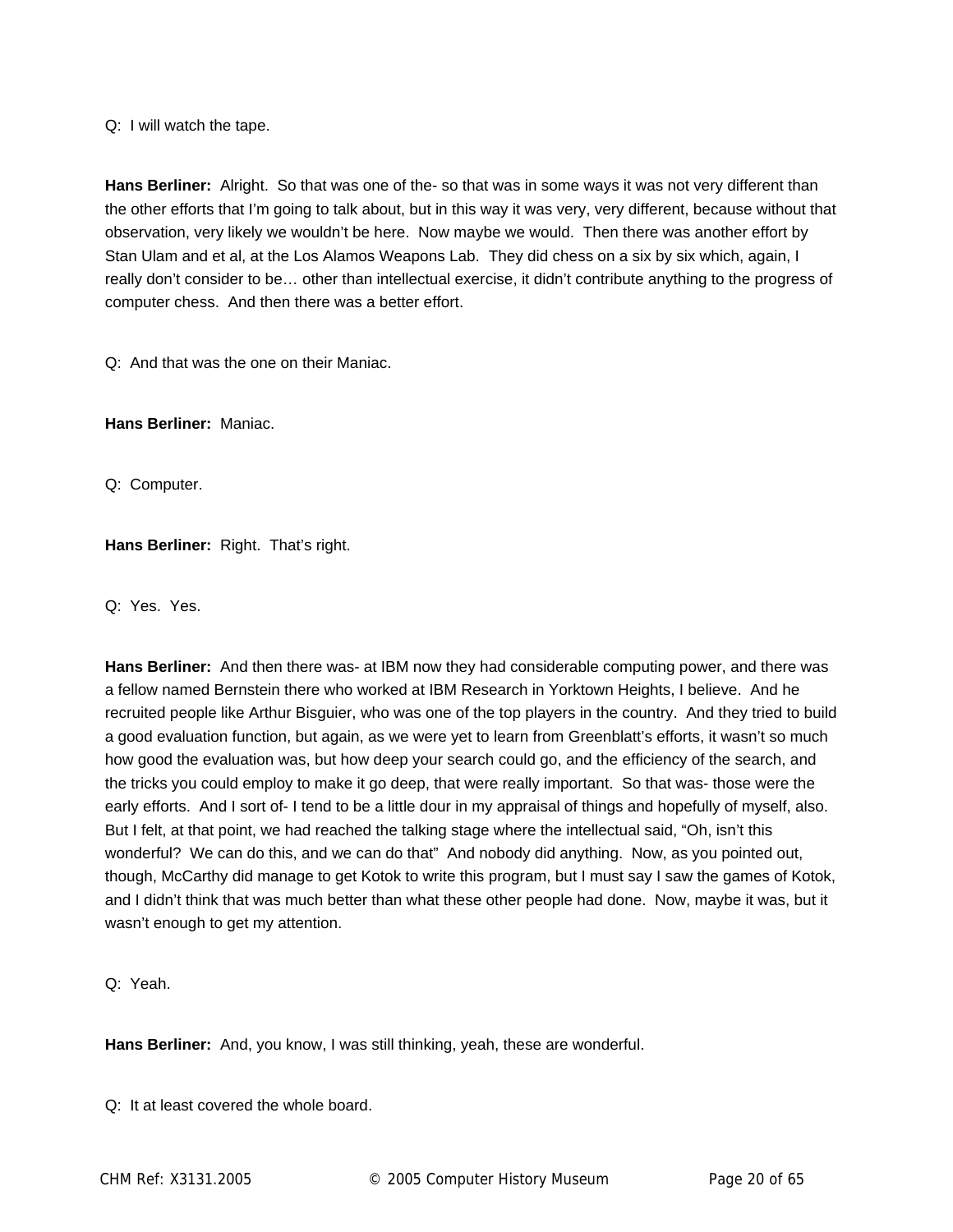Q: I will watch the tape.

**Hans Berliner:** Alright. So that was one of the- so that was in some ways it was not very different than the other efforts that I'm going to talk about, but in this way it was very, very different, because without that observation, very likely we wouldn't be here. Now maybe we would. Then there was another effort by Stan Ulam and et al, at the Los Alamos Weapons Lab. They did chess on a six by six which, again, I really don't consider to be… other than intellectual exercise, it didn't contribute anything to the progress of computer chess. And then there was a better effort.

Q: And that was the one on their Maniac.

**Hans Berliner:** Maniac.

Q: Computer.

**Hans Berliner:** Right. That's right.

Q: Yes. Yes.

**Hans Berliner:** And then there was- at IBM now they had considerable computing power, and there was a fellow named Bernstein there who worked at IBM Research in Yorktown Heights, I believe. And he recruited people like Arthur Bisguier, who was one of the top players in the country. And they tried to build a good evaluation function, but again, as we were yet to learn from Greenblatt's efforts, it wasn't so much how good the evaluation was, but how deep your search could go, and the efficiency of the search, and the tricks you could employ to make it go deep, that were really important. So that was- those were the early efforts. And I sort of- I tend to be a little dour in my appraisal of things and hopefully of myself, also. But I felt, at that point, we had reached the talking stage where the intellectual said, "Oh, isn't this wonderful? We can do this, and we can do that" And nobody did anything. Now, as you pointed out, though, McCarthy did manage to get Kotok to write this program, but I must say I saw the games of Kotok, and I didn't think that was much better than what these other people had done. Now, maybe it was, but it wasn't enough to get my attention.

Q: Yeah.

**Hans Berliner:** And, you know, I was still thinking, yeah, these are wonderful.

Q: It at least covered the whole board.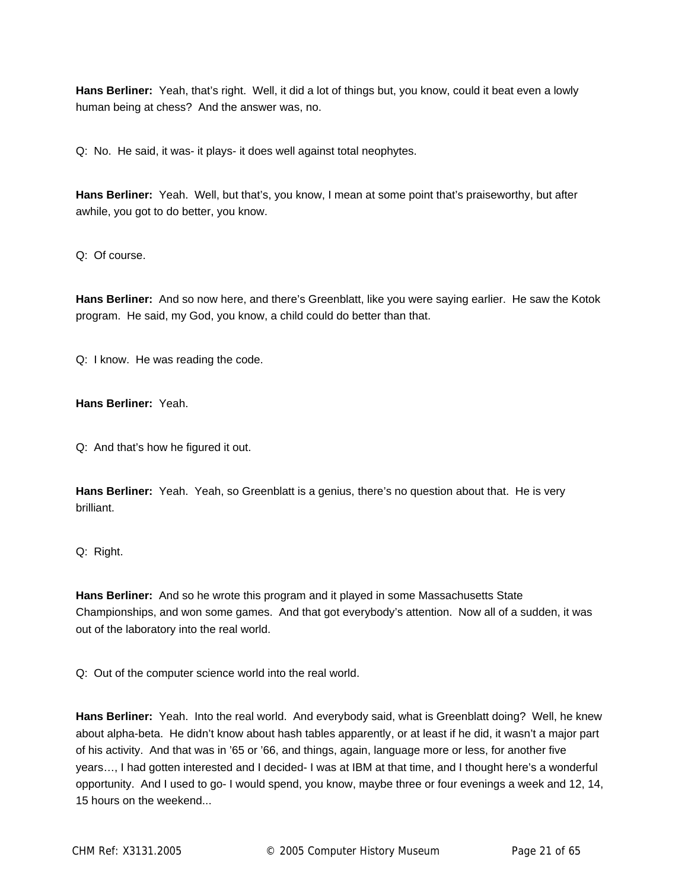**Hans Berliner:** Yeah, that's right. Well, it did a lot of things but, you know, could it beat even a lowly human being at chess? And the answer was, no.

Q: No. He said, it was- it plays- it does well against total neophytes.

**Hans Berliner:** Yeah. Well, but that's, you know, I mean at some point that's praiseworthy, but after awhile, you got to do better, you know.

Q: Of course.

**Hans Berliner:** And so now here, and there's Greenblatt, like you were saying earlier. He saw the Kotok program. He said, my God, you know, a child could do better than that.

Q: I know. He was reading the code.

**Hans Berliner:** Yeah.

Q: And that's how he figured it out.

**Hans Berliner:** Yeah. Yeah, so Greenblatt is a genius, there's no question about that. He is very brilliant.

Q: Right.

**Hans Berliner:** And so he wrote this program and it played in some Massachusetts State Championships, and won some games. And that got everybody's attention. Now all of a sudden, it was out of the laboratory into the real world.

Q: Out of the computer science world into the real world.

**Hans Berliner:** Yeah. Into the real world. And everybody said, what is Greenblatt doing? Well, he knew about alpha-beta. He didn't know about hash tables apparently, or at least if he did, it wasn't a major part of his activity. And that was in '65 or '66, and things, again, language more or less, for another five years…, I had gotten interested and I decided- I was at IBM at that time, and I thought here's a wonderful opportunity. And I used to go- I would spend, you know, maybe three or four evenings a week and 12, 14, 15 hours on the weekend...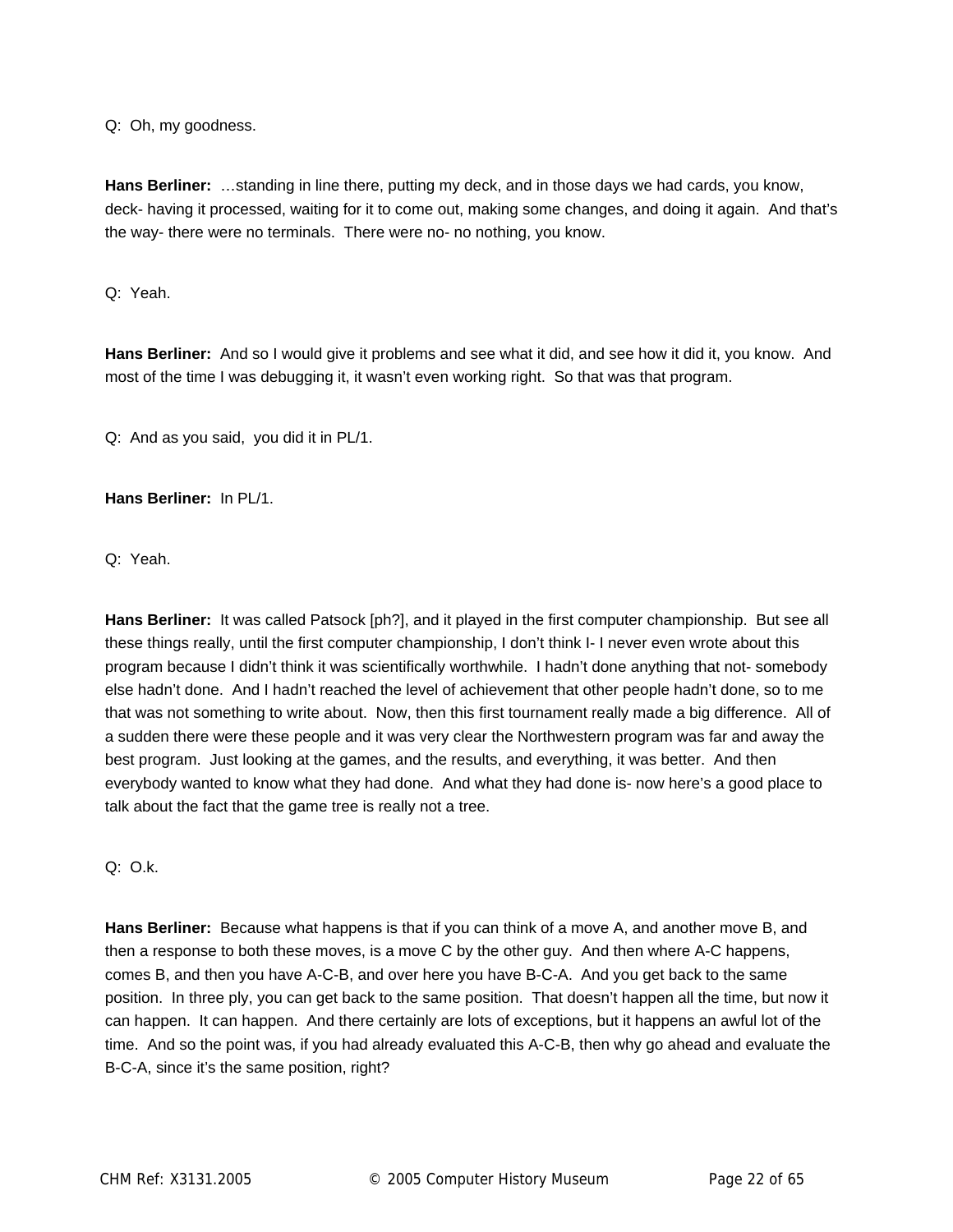Q: Oh, my goodness.

**Hans Berliner:** …standing in line there, putting my deck, and in those days we had cards, you know, deck- having it processed, waiting for it to come out, making some changes, and doing it again. And that's the way- there were no terminals. There were no- no nothing, you know.

Q: Yeah.

**Hans Berliner:** And so I would give it problems and see what it did, and see how it did it, you know. And most of the time I was debugging it, it wasn't even working right. So that was that program.

Q: And as you said, you did it in PL/1.

**Hans Berliner:** In PL/1.

Q: Yeah.

**Hans Berliner:** It was called Patsock [ph?], and it played in the first computer championship. But see all these things really, until the first computer championship, I don't think I- I never even wrote about this program because I didn't think it was scientifically worthwhile. I hadn't done anything that not- somebody else hadn't done. And I hadn't reached the level of achievement that other people hadn't done, so to me that was not something to write about. Now, then this first tournament really made a big difference. All of a sudden there were these people and it was very clear the Northwestern program was far and away the best program. Just looking at the games, and the results, and everything, it was better. And then everybody wanted to know what they had done. And what they had done is- now here's a good place to talk about the fact that the game tree is really not a tree.

Q: O.k.

**Hans Berliner:** Because what happens is that if you can think of a move A, and another move B, and then a response to both these moves, is a move C by the other guy. And then where A-C happens, comes B, and then you have A-C-B, and over here you have B-C-A. And you get back to the same position. In three ply, you can get back to the same position. That doesn't happen all the time, but now it can happen. It can happen. And there certainly are lots of exceptions, but it happens an awful lot of the time. And so the point was, if you had already evaluated this A-C-B, then why go ahead and evaluate the B-C-A, since it's the same position, right?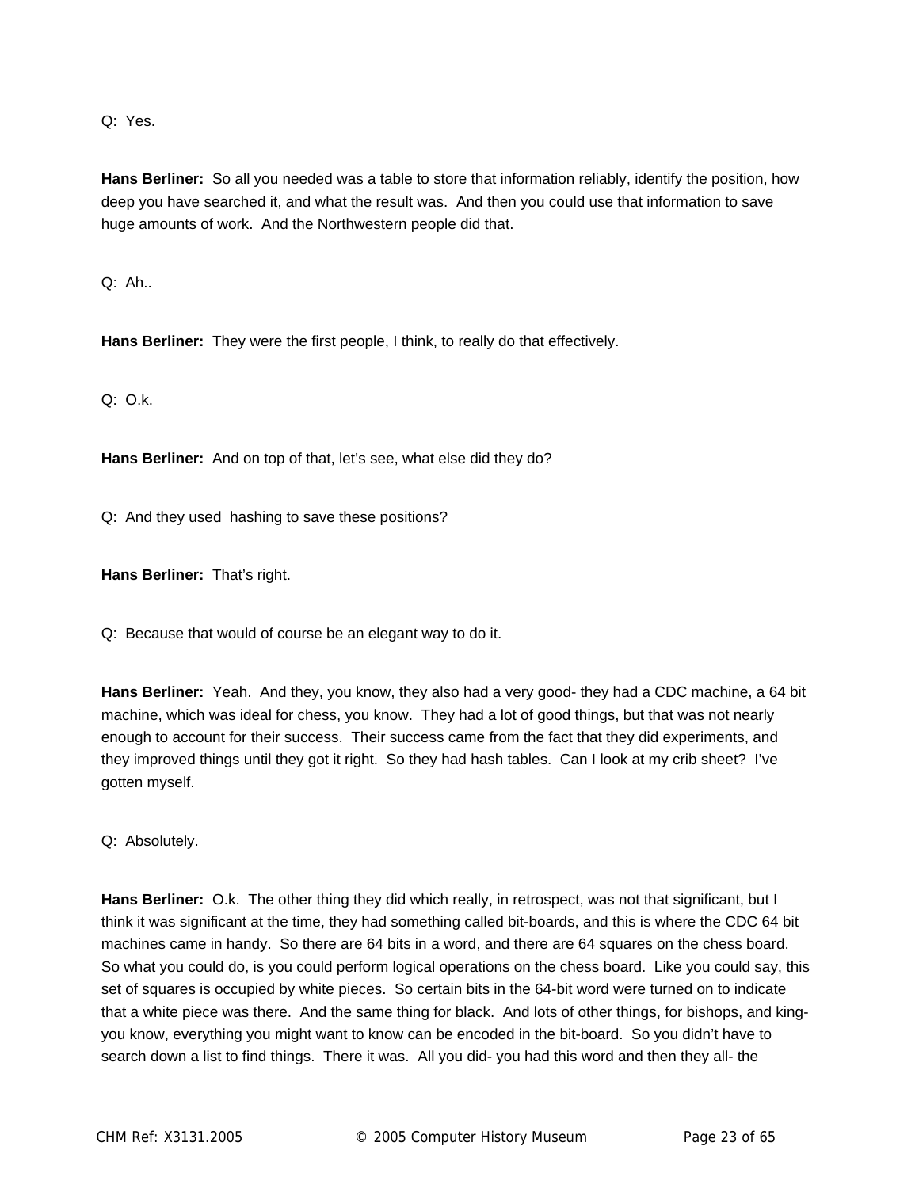Q: Yes.

**Hans Berliner:** So all you needed was a table to store that information reliably, identify the position, how deep you have searched it, and what the result was. And then you could use that information to save huge amounts of work. And the Northwestern people did that.

Q: Ah..

**Hans Berliner:** They were the first people, I think, to really do that effectively.

Q: O.k.

**Hans Berliner:** And on top of that, let's see, what else did they do?

Q: And they used hashing to save these positions?

**Hans Berliner:** That's right.

Q: Because that would of course be an elegant way to do it.

**Hans Berliner:** Yeah. And they, you know, they also had a very good- they had a CDC machine, a 64 bit machine, which was ideal for chess, you know. They had a lot of good things, but that was not nearly enough to account for their success. Their success came from the fact that they did experiments, and they improved things until they got it right. So they had hash tables. Can I look at my crib sheet? I've gotten myself.

Q: Absolutely.

**Hans Berliner:** O.k. The other thing they did which really, in retrospect, was not that significant, but I think it was significant at the time, they had something called bit-boards, and this is where the CDC 64 bit machines came in handy. So there are 64 bits in a word, and there are 64 squares on the chess board. So what you could do, is you could perform logical operations on the chess board. Like you could say, this set of squares is occupied by white pieces. So certain bits in the 64-bit word were turned on to indicate that a white piece was there. And the same thing for black. And lots of other things, for bishops, and king- you know, everything you might want to know can be encoded in the bit-board. So you didn't have to search down a list to find things. There it was. All you did- you had this word and then they all- the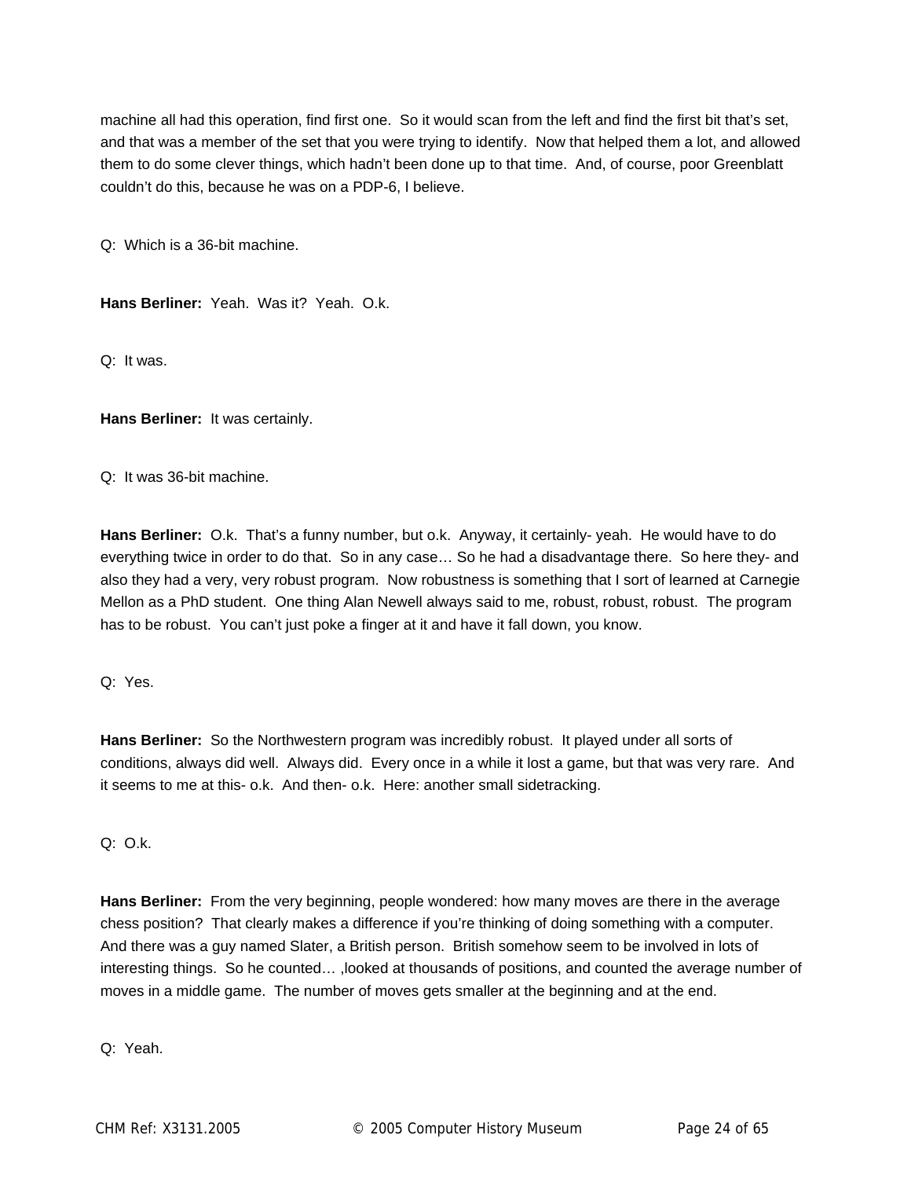machine all had this operation, find first one. So it would scan from the left and find the first bit that's set, and that was a member of the set that you were trying to identify. Now that helped them a lot, and allowed them to do some clever things, which hadn't been done up to that time. And, of course, poor Greenblatt couldn't do this, because he was on a PDP-6, I believe.

Q: Which is a 36-bit machine.

**Hans Berliner:** Yeah. Was it? Yeah. O.k.

Q: It was.

**Hans Berliner:** It was certainly.

Q: It was 36-bit machine.

**Hans Berliner:** O.k. That's a funny number, but o.k. Anyway, it certainly- yeah. He would have to do everything twice in order to do that. So in any case… So he had a disadvantage there. So here they- and also they had a very, very robust program. Now robustness is something that I sort of learned at Carnegie Mellon as a PhD student. One thing Alan Newell always said to me, robust, robust, robust. The program has to be robust. You can't just poke a finger at it and have it fall down, you know.

Q: Yes.

**Hans Berliner:** So the Northwestern program was incredibly robust. It played under all sorts of conditions, always did well. Always did. Every once in a while it lost a game, but that was very rare. And it seems to me at this- o.k. And then- o.k. Here: another small sidetracking.

Q: O.k.

**Hans Berliner:** From the very beginning, people wondered: how many moves are there in the average chess position? That clearly makes a difference if you're thinking of doing something with a computer. And there was a guy named Slater, a British person. British somehow seem to be involved in lots of interesting things. So he counted… ,looked at thousands of positions, and counted the average number of moves in a middle game. The number of moves gets smaller at the beginning and at the end.

Q: Yeah.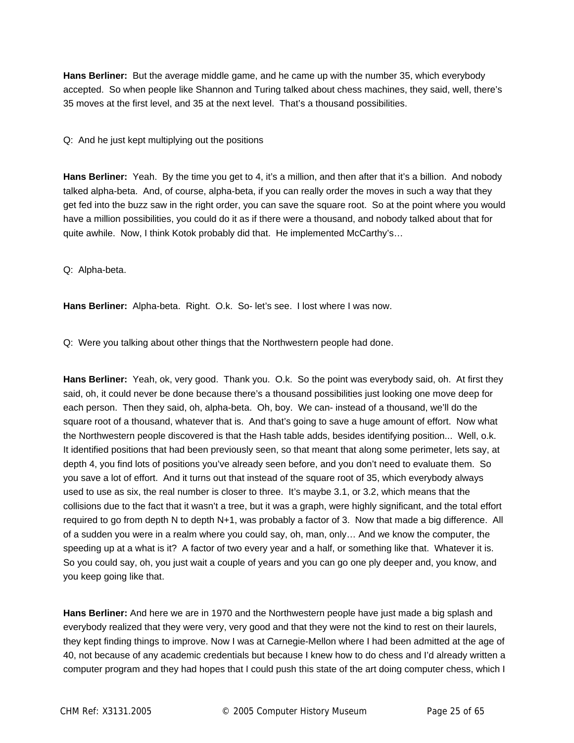**Hans Berliner:** But the average middle game, and he came up with the number 35, which everybody accepted. So when people like Shannon and Turing talked about chess machines, they said, well, there's 35 moves at the first level, and 35 at the next level. That's a thousand possibilities.

Q: And he just kept multiplying out the positions

**Hans Berliner:** Yeah. By the time you get to 4, it's a million, and then after that it's a billion. And nobody talked alpha-beta. And, of course, alpha-beta, if you can really order the moves in such a way that they get fed into the buzz saw in the right order, you can save the square root. So at the point where you would have a million possibilities, you could do it as if there were a thousand, and nobody talked about that for quite awhile. Now, I think Kotok probably did that. He implemented McCarthy's…

Q: Alpha-beta.

**Hans Berliner:** Alpha-beta. Right. O.k. So- let's see. I lost where I was now.

Q: Were you talking about other things that the Northwestern people had done.

**Hans Berliner:** Yeah, ok, very good. Thank you. O.k. So the point was everybody said, oh. At first they said, oh, it could never be done because there's a thousand possibilities just looking one move deep for each person. Then they said, oh, alpha-beta. Oh, boy. We can- instead of a thousand, we'll do the square root of a thousand, whatever that is. And that's going to save a huge amount of effort. Now what the Northwestern people discovered is that the Hash table adds, besides identifying position... Well, o.k. It identified positions that had been previously seen, so that meant that along some perimeter, lets say, at depth 4, you find lots of positions you've already seen before, and you don't need to evaluate them. So you save a lot of effort. And it turns out that instead of the square root of 35, which everybody always used to use as six, the real number is closer to three. It's maybe 3.1, or 3.2, which means that the collisions due to the fact that it wasn't a tree, but it was a graph, were highly significant, and the total effort required to go from depth N to depth N+1, was probably a factor of 3. Now that made a big difference. All of a sudden you were in a realm where you could say, oh, man, only… And we know the computer, the speeding up at a what is it? A factor of two every year and a half, or something like that. Whatever it is. So you could say, oh, you just wait a couple of years and you can go one ply deeper and, you know, and you keep going like that.

**Hans Berliner:** And here we are in 1970 and the Northwestern people have just made a big splash and everybody realized that they were very, very good and that they were not the kind to rest on their laurels, they kept finding things to improve. Now I was at Carnegie-Mellon where I had been admitted at the age of 40, not because of any academic credentials but because I knew how to do chess and I'd already written a computer program and they had hopes that I could push this state of the art doing computer chess, which I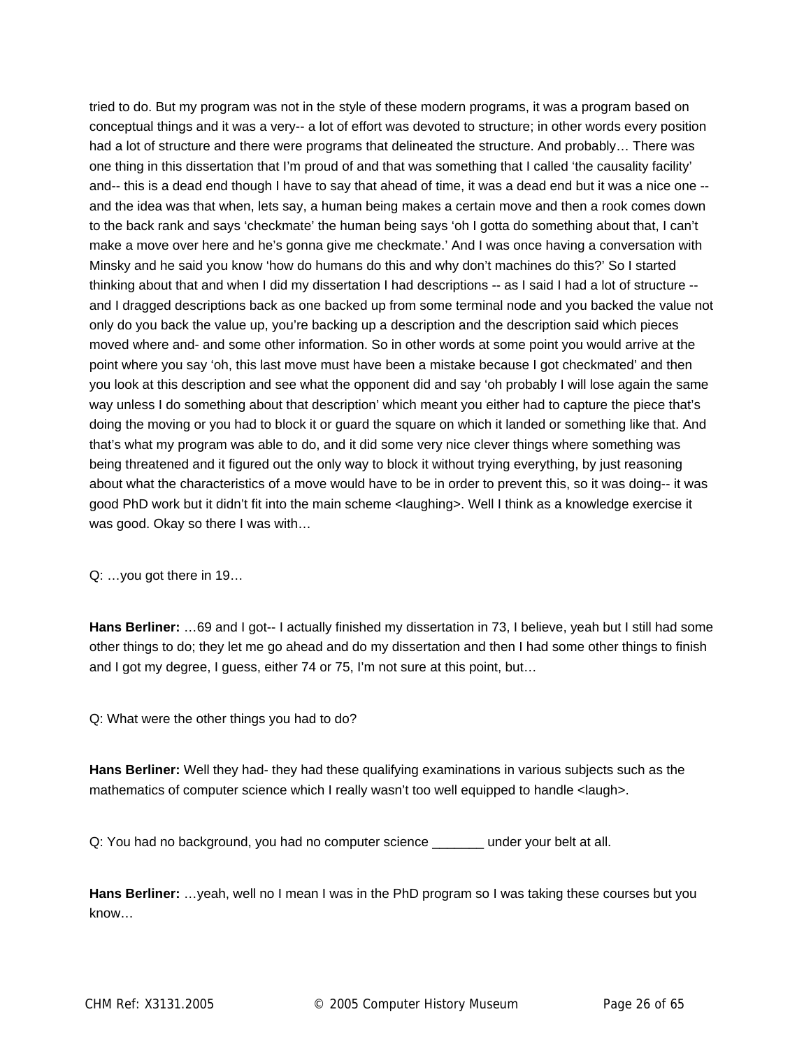tried to do. But my program was not in the style of these modern programs, it was a program based on conceptual things and it was a very-- a lot of effort was devoted to structure; in other words every position had a lot of structure and there were programs that delineated the structure. And probably… There was one thing in this dissertation that I'm proud of and that was something that I called 'the causality facility' and-- this is a dead end though I have to say that ahead of time, it was a dead end but it was a nice one -- and the idea was that when, lets say, a human being makes a certain move and then a rook comes down to the back rank and says 'checkmate' the human being says 'oh I gotta do something about that, I can't make a move over here and he's gonna give me checkmate.' And I was once having a conversation with Minsky and he said you know 'how do humans do this and why don't machines do this?' So I started thinking about that and when I did my dissertation I had descriptions -- as I said I had a lot of structure -- and I dragged descriptions back as one backed up from some terminal node and you backed the value not only do you back the value up, you're backing up a description and the description said which pieces moved where and- and some other information. So in other words at some point you would arrive at the point where you say 'oh, this last move must have been a mistake because I got checkmated' and then you look at this description and see what the opponent did and say 'oh probably I will lose again the same way unless I do something about that description' which meant you either had to capture the piece that's doing the moving or you had to block it or guard the square on which it landed or something like that. And that's what my program was able to do, and it did some very nice clever things where something was being threatened and it figured out the only way to block it without trying everything, by just reasoning about what the characteristics of a move would have to be in order to prevent this, so it was doing-- it was good PhD work but it didn't fit into the main scheme <laughing>. Well I think as a knowledge exercise it was good. Okay so there I was with…

Q: …you got there in 19…

**Hans Berliner:** …69 and I got-- I actually finished my dissertation in 73, I believe, yeah but I still had some other things to do; they let me go ahead and do my dissertation and then I had some other things to finish and I got my degree, I guess, either 74 or 75, I'm not sure at this point, but…

Q: What were the other things you had to do?

**Hans Berliner:** Well they had- they had these qualifying examinations in various subjects such as the mathematics of computer science which I really wasn't too well equipped to handle <laugh>.

Q: You had no background, you had no computer science _______ under your belt at all.

**Hans Berliner:** …yeah, well no I mean I was in the PhD program so I was taking these courses but you know…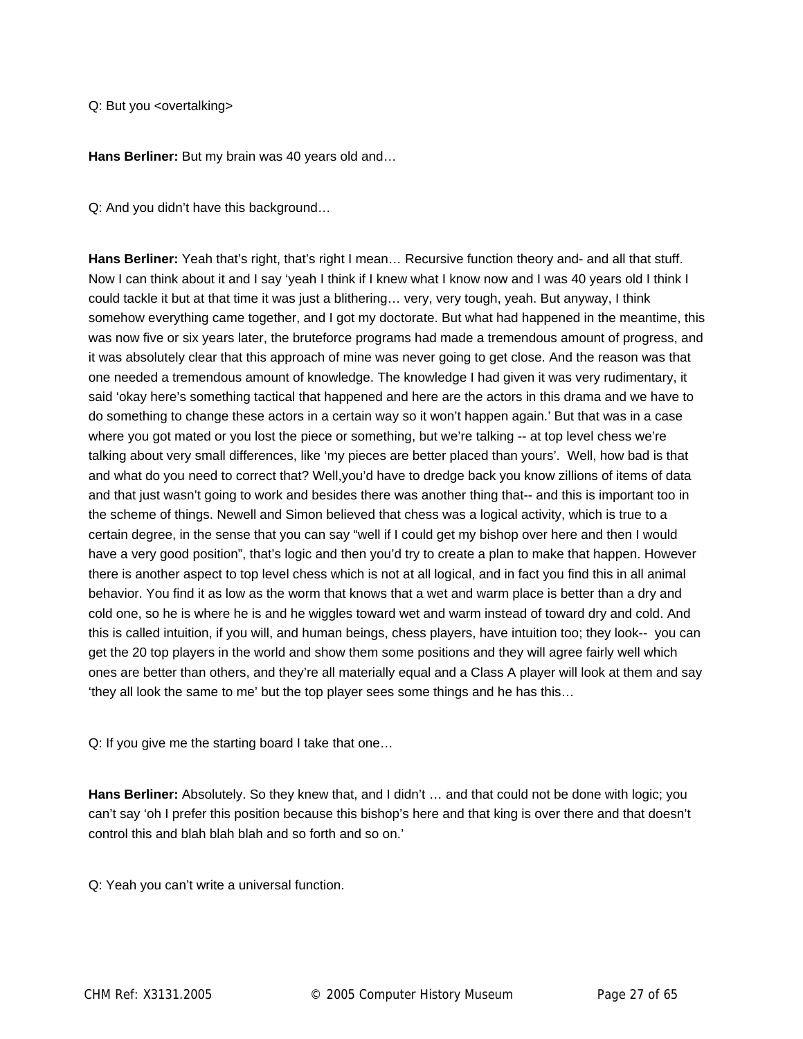Q: But you <overtalking>

**Hans Berliner:** But my brain was 40 years old and…

Q: And you didn't have this background…

**Hans Berliner:** Yeah that's right, that's right I mean… Recursive function theory and- and all that stuff. Now I can think about it and I say 'yeah I think if I knew what I know now and I was 40 years old I think I could tackle it but at that time it was just a blithering… very, very tough, yeah. But anyway, I think somehow everything came together, and I got my doctorate. But what had happened in the meantime, this was now five or six years later, the bruteforce programs had made a tremendous amount of progress, and it was absolutely clear that this approach of mine was never going to get close. And the reason was that one needed a tremendous amount of knowledge. The knowledge I had given it was very rudimentary, it said 'okay here's something tactical that happened and here are the actors in this drama and we have to do something to change these actors in a certain way so it won't happen again.' But that was in a case where you got mated or you lost the piece or something, but we're talking -- at top level chess we're talking about very small differences, like 'my pieces are better placed than yours'. Well, how bad is that and what do you need to correct that? Well,you'd have to dredge back you know zillions of items of data and that just wasn't going to work and besides there was another thing that-- and this is important too in the scheme of things. Newell and Simon believed that chess was a logical activity, which is true to a certain degree, in the sense that you can say "well if I could get my bishop over here and then I would have a very good position", that's logic and then you'd try to create a plan to make that happen. However there is another aspect to top level chess which is not at all logical, and in fact you find this in all animal behavior. You find it as low as the worm that knows that a wet and warm place is better than a dry and cold one, so he is where he is and he wiggles toward wet and warm instead of toward dry and cold. And this is called intuition, if you will, and human beings, chess players, have intuition too; they look-- you can get the 20 top players in the world and show them some positions and they will agree fairly well which ones are better than others, and they're all materially equal and a Class A player will look at them and say 'they all look the same to me' but the top player sees some things and he has this…

Q: If you give me the starting board I take that one…

**Hans Berliner:** Absolutely. So they knew that, and I didn't … and that could not be done with logic; you can't say 'oh I prefer this position because this bishop's here and that king is over there and that doesn't control this and blah blah blah and so forth and so on.'

Q: Yeah you can't write a universal function.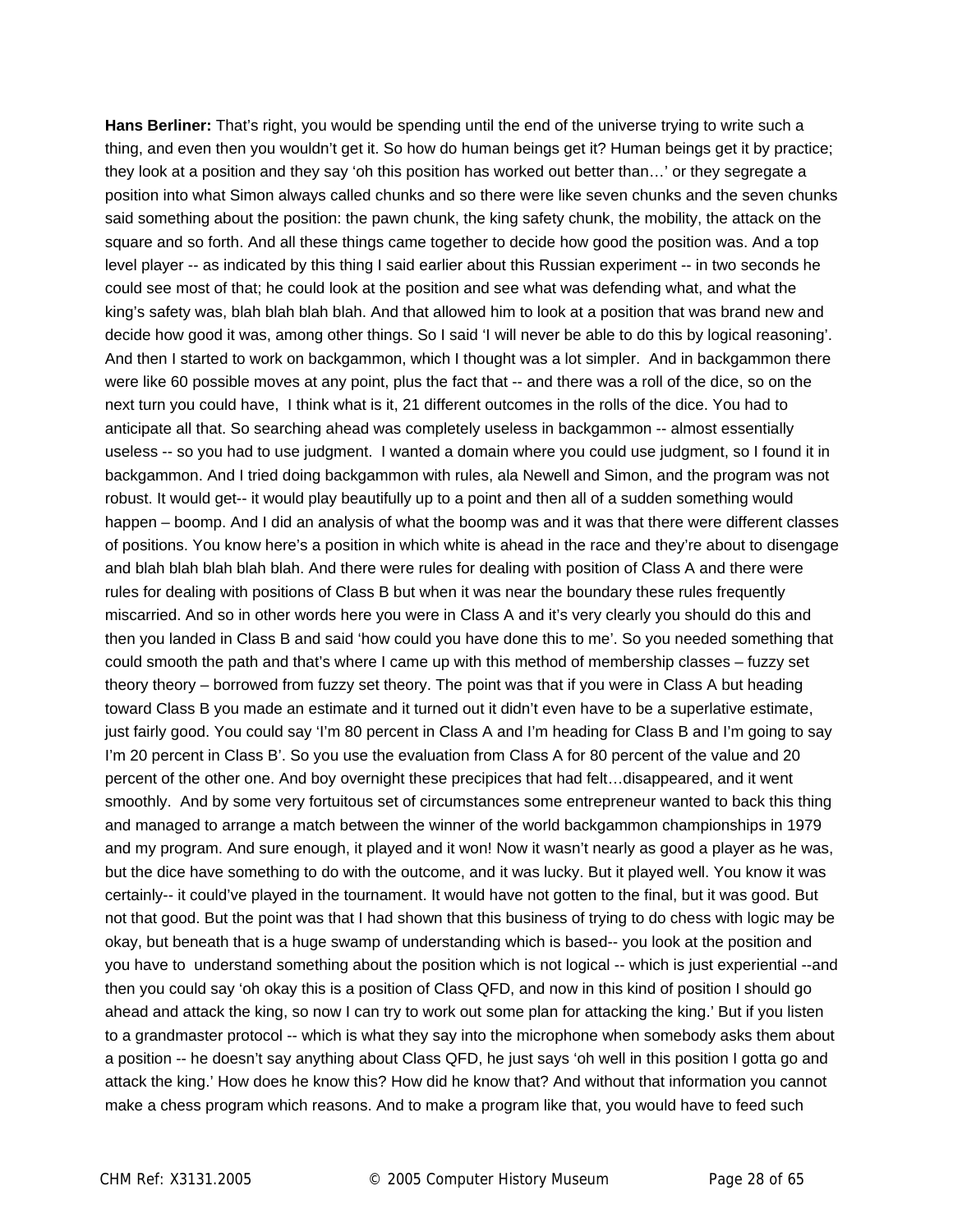**Hans Berliner:** That's right, you would be spending until the end of the universe trying to write such a thing, and even then you wouldn't get it. So how do human beings get it? Human beings get it by practice; they look at a position and they say 'oh this position has worked out better than…' or they segregate a position into what Simon always called chunks and so there were like seven chunks and the seven chunks said something about the position: the pawn chunk, the king safety chunk, the mobility, the attack on the square and so forth. And all these things came together to decide how good the position was. And a top level player -- as indicated by this thing I said earlier about this Russian experiment -- in two seconds he could see most of that; he could look at the position and see what was defending what, and what the king's safety was, blah blah blah blah. And that allowed him to look at a position that was brand new and decide how good it was, among other things. So I said 'I will never be able to do this by logical reasoning'. And then I started to work on backgammon, which I thought was a lot simpler. And in backgammon there were like 60 possible moves at any point, plus the fact that -- and there was a roll of the dice, so on the next turn you could have, I think what is it, 21 different outcomes in the rolls of the dice. You had to anticipate all that. So searching ahead was completely useless in backgammon -- almost essentially useless -- so you had to use judgment. I wanted a domain where you could use judgment, so I found it in backgammon. And I tried doing backgammon with rules, ala Newell and Simon, and the program was not robust. It would get-- it would play beautifully up to a point and then all of a sudden something would happen – boomp. And I did an analysis of what the boomp was and it was that there were different classes of positions. You know here's a position in which white is ahead in the race and they're about to disengage and blah blah blah blah blah. And there were rules for dealing with position of Class A and there were rules for dealing with positions of Class B but when it was near the boundary these rules frequently miscarried. And so in other words here you were in Class A and it's very clearly you should do this and then you landed in Class B and said 'how could you have done this to me'. So you needed something that could smooth the path and that's where I came up with this method of membership classes – fuzzy set theory theory – borrowed from fuzzy set theory. The point was that if you were in Class A but heading toward Class B you made an estimate and it turned out it didn't even have to be a superlative estimate, just fairly good. You could say 'I'm 80 percent in Class A and I'm heading for Class B and I'm going to say I'm 20 percent in Class B'. So you use the evaluation from Class A for 80 percent of the value and 20 percent of the other one. And boy overnight these precipices that had felt…disappeared, and it went smoothly. And by some very fortuitous set of circumstances some entrepreneur wanted to back this thing and managed to arrange a match between the winner of the world backgammon championships in 1979 and my program. And sure enough, it played and it won! Now it wasn't nearly as good a player as he was, but the dice have something to do with the outcome, and it was lucky. But it played well. You know it was certainly-- it could've played in the tournament. It would have not gotten to the final, but it was good. But not that good. But the point was that I had shown that this business of trying to do chess with logic may be okay, but beneath that is a huge swamp of understanding which is based-- you look at the position and you have to understand something about the position which is not logical -- which is just experiential --and then you could say 'oh okay this is a position of Class QFD, and now in this kind of position I should go ahead and attack the king, so now I can try to work out some plan for attacking the king.' But if you listen to a grandmaster protocol -- which is what they say into the microphone when somebody asks them about a position -- he doesn't say anything about Class QFD, he just says 'oh well in this position I gotta go and attack the king.' How does he know this? How did he know that? And without that information you cannot make a chess program which reasons. And to make a program like that, you would have to feed such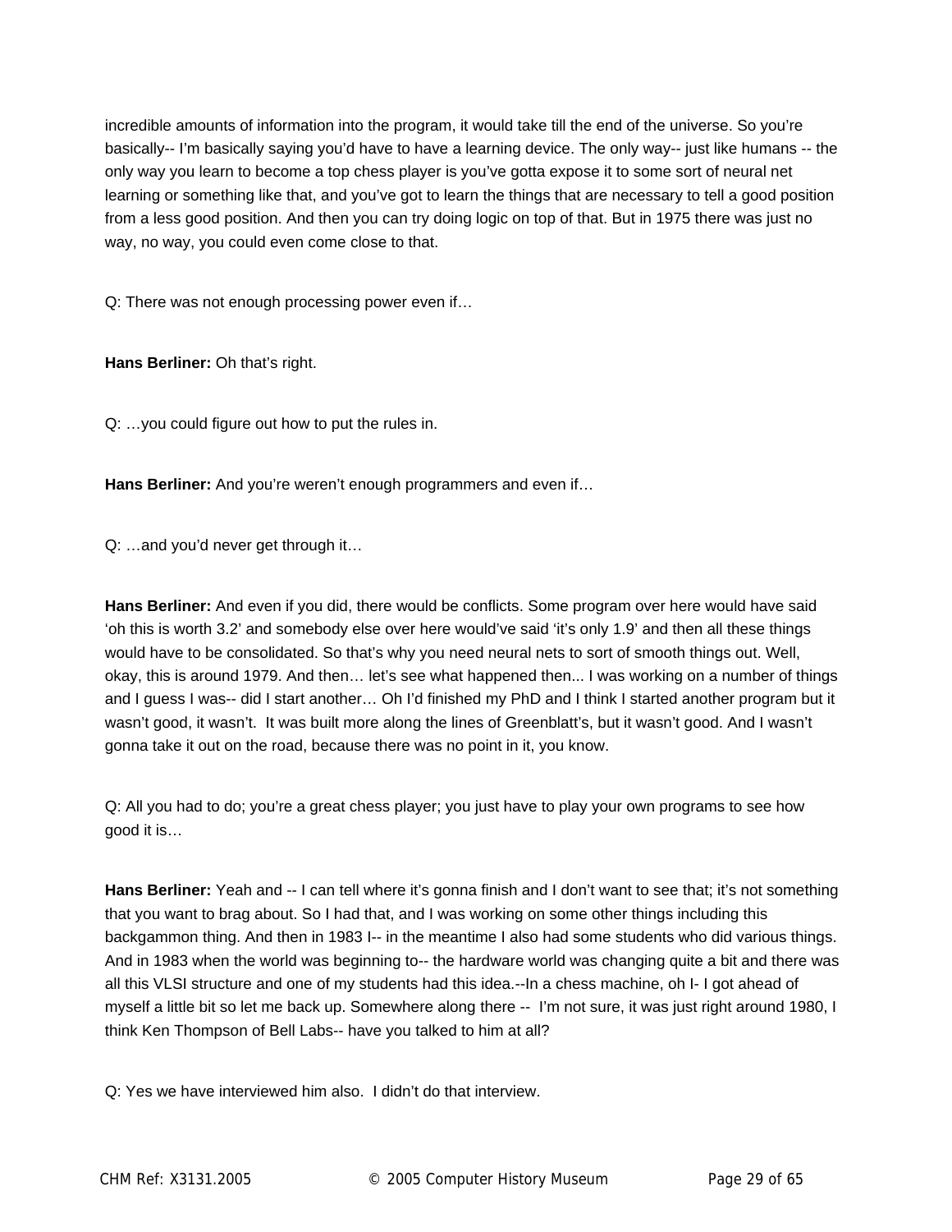incredible amounts of information into the program, it would take till the end of the universe. So you're basically-- I'm basically saying you'd have to have a learning device. The only way-- just like humans -- the only way you learn to become a top chess player is you've gotta expose it to some sort of neural net learning or something like that, and you've got to learn the things that are necessary to tell a good position from a less good position. And then you can try doing logic on top of that. But in 1975 there was just no way, no way, you could even come close to that.

Q: There was not enough processing power even if…

**Hans Berliner:** Oh that's right.

Q: …you could figure out how to put the rules in.

**Hans Berliner:** And you're weren't enough programmers and even if…

Q: …and you'd never get through it…

**Hans Berliner:** And even if you did, there would be conflicts. Some program over here would have said 'oh this is worth 3.2' and somebody else over here would've said 'it's only 1.9' and then all these things would have to be consolidated. So that's why you need neural nets to sort of smooth things out. Well, okay, this is around 1979. And then… let's see what happened then... I was working on a number of things and I guess I was-- did I start another… Oh I'd finished my PhD and I think I started another program but it wasn't good, it wasn't. It was built more along the lines of Greenblatt's, but it wasn't good. And I wasn't gonna take it out on the road, because there was no point in it, you know.

Q: All you had to do; you're a great chess player; you just have to play your own programs to see how good it is…

**Hans Berliner:** Yeah and -- I can tell where it's gonna finish and I don't want to see that; it's not something that you want to brag about. So I had that, and I was working on some other things including this backgammon thing. And then in 1983 I-- in the meantime I also had some students who did various things. And in 1983 when the world was beginning to-- the hardware world was changing quite a bit and there was all this VLSI structure and one of my students had this idea.--In a chess machine, oh I- I got ahead of myself a little bit so let me back up. Somewhere along there -- I'm not sure, it was just right around 1980, I think Ken Thompson of Bell Labs-- have you talked to him at all?

Q: Yes we have interviewed him also. I didn't do that interview.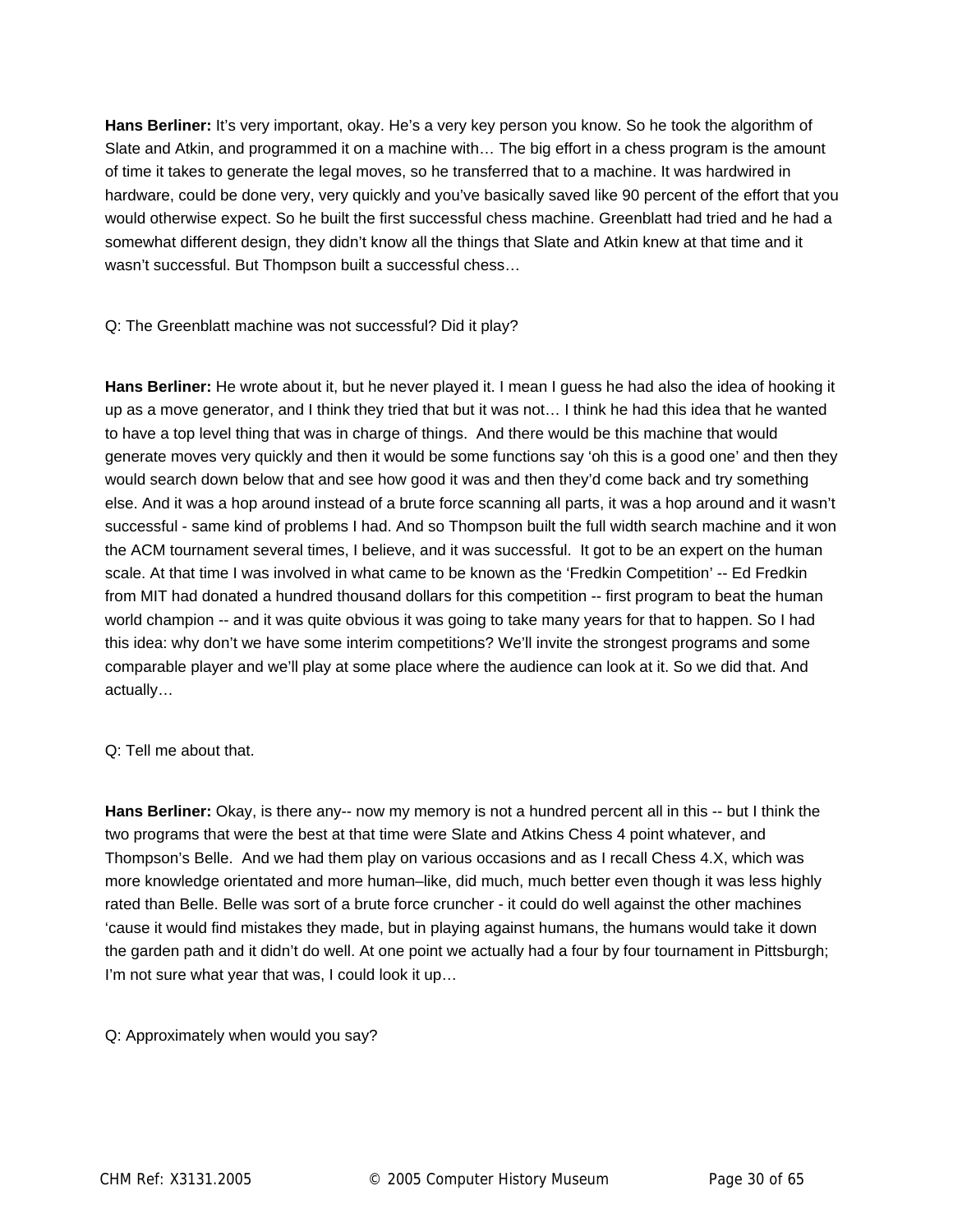**Hans Berliner:** It's very important, okay. He's a very key person you know. So he took the algorithm of Slate and Atkin, and programmed it on a machine with… The big effort in a chess program is the amount of time it takes to generate the legal moves, so he transferred that to a machine. It was hardwired in hardware, could be done very, very quickly and you've basically saved like 90 percent of the effort that you would otherwise expect. So he built the first successful chess machine. Greenblatt had tried and he had a somewhat different design, they didn't know all the things that Slate and Atkin knew at that time and it wasn't successful. But Thompson built a successful chess…

Q: The Greenblatt machine was not successful? Did it play?

**Hans Berliner:** He wrote about it, but he never played it. I mean I guess he had also the idea of hooking it up as a move generator, and I think they tried that but it was not… I think he had this idea that he wanted to have a top level thing that was in charge of things. And there would be this machine that would generate moves very quickly and then it would be some functions say 'oh this is a good one' and then they would search down below that and see how good it was and then they'd come back and try something else. And it was a hop around instead of a brute force scanning all parts, it was a hop around and it wasn't successful - same kind of problems I had. And so Thompson built the full width search machine and it won the ACM tournament several times, I believe, and it was successful. It got to be an expert on the human scale. At that time I was involved in what came to be known as the 'Fredkin Competition' -- Ed Fredkin from MIT had donated a hundred thousand dollars for this competition -- first program to beat the human world champion -- and it was quite obvious it was going to take many years for that to happen. So I had this idea: why don't we have some interim competitions? We'll invite the strongest programs and some comparable player and we'll play at some place where the audience can look at it. So we did that. And actually…

Q: Tell me about that.

**Hans Berliner:** Okay, is there any-- now my memory is not a hundred percent all in this -- but I think the two programs that were the best at that time were Slate and Atkins Chess 4 point whatever, and Thompson's Belle. And we had them play on various occasions and as I recall Chess 4.X, which was more knowledge orientated and more human–like, did much, much better even though it was less highly rated than Belle. Belle was sort of a brute force cruncher - it could do well against the other machines 'cause it would find mistakes they made, but in playing against humans, the humans would take it down the garden path and it didn't do well. At one point we actually had a four by four tournament in Pittsburgh; I'm not sure what year that was, I could look it up…

Q: Approximately when would you say?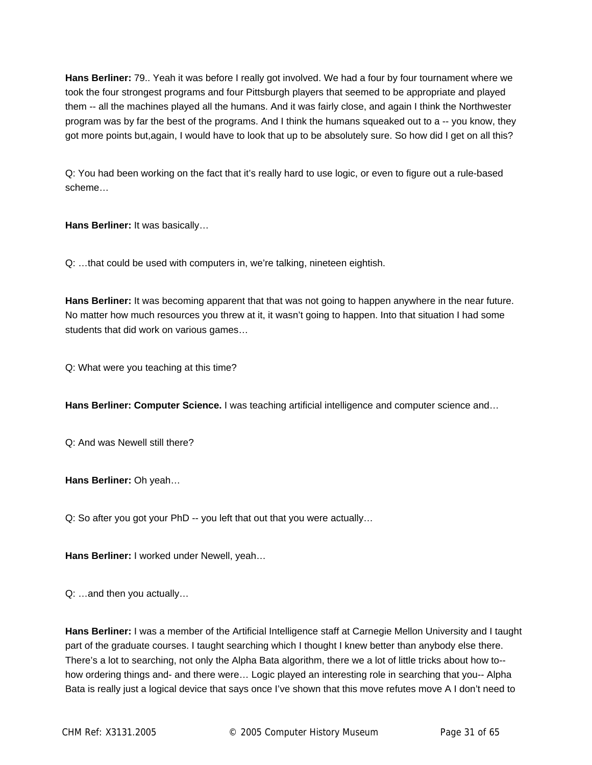**Hans Berliner:** 79.. Yeah it was before I really got involved. We had a four by four tournament where we took the four strongest programs and four Pittsburgh players that seemed to be appropriate and played them -- all the machines played all the humans. And it was fairly close, and again I think the Northwester program was by far the best of the programs. And I think the humans squeaked out to a -- you know, they got more points but,again, I would have to look that up to be absolutely sure. So how did I get on all this?

Q: You had been working on the fact that it's really hard to use logic, or even to figure out a rule-based scheme…

**Hans Berliner:** It was basically…

Q: …that could be used with computers in, we're talking, nineteen eightish.

**Hans Berliner:** It was becoming apparent that that was not going to happen anywhere in the near future. No matter how much resources you threw at it, it wasn't going to happen. Into that situation I had some students that did work on various games…

Q: What were you teaching at this time?

**Hans Berliner: Computer Science.** I was teaching artificial intelligence and computer science and…

Q: And was Newell still there?

**Hans Berliner:** Oh yeah…

Q: So after you got your PhD -- you left that out that you were actually…

**Hans Berliner:** I worked under Newell, yeah…

Q: …and then you actually…

**Hans Berliner:** I was a member of the Artificial Intelligence staff at Carnegie Mellon University and I taught part of the graduate courses. I taught searching which I thought I knew better than anybody else there. There's a lot to searching, not only the Alpha Bata algorithm, there we a lot of little tricks about how to-- how ordering things and- and there were… Logic played an interesting role in searching that you-- Alpha Bata is really just a logical device that says once I've shown that this move refutes move A I don't need to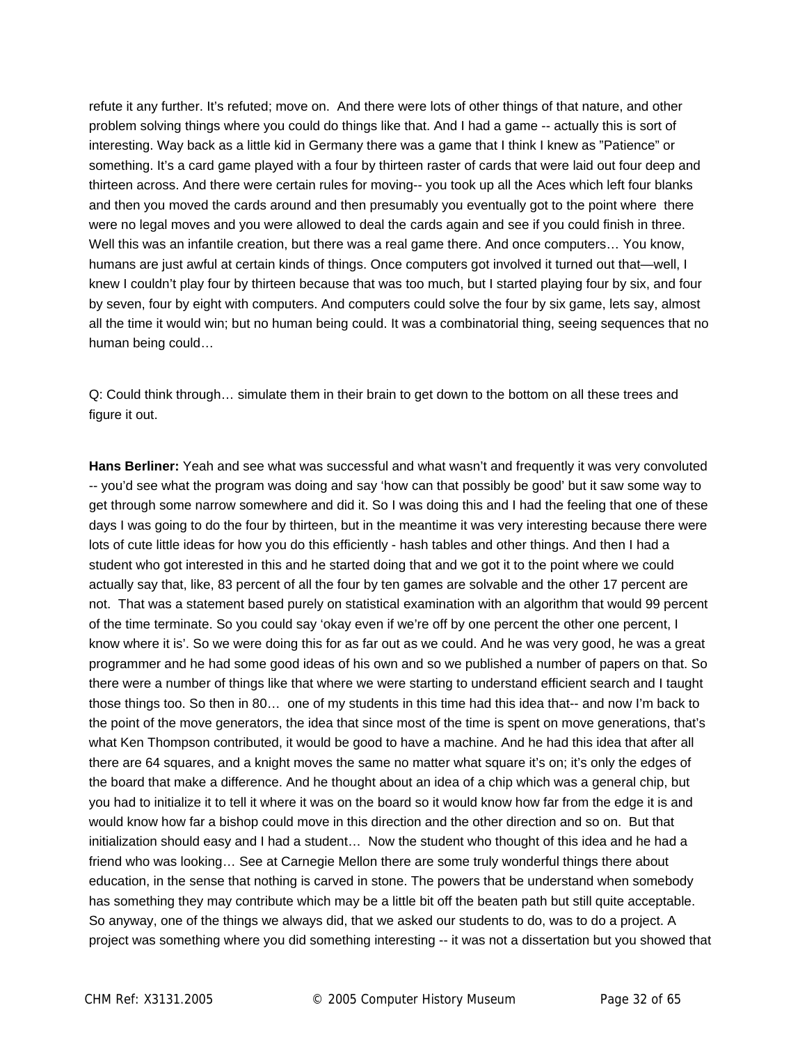refute it any further. It's refuted; move on. And there were lots of other things of that nature, and other problem solving things where you could do things like that. And I had a game -- actually this is sort of interesting. Way back as a little kid in Germany there was a game that I think I knew as "Patience" or something. It's a card game played with a four by thirteen raster of cards that were laid out four deep and thirteen across. And there were certain rules for moving-- you took up all the Aces which left four blanks and then you moved the cards around and then presumably you eventually got to the point where there were no legal moves and you were allowed to deal the cards again and see if you could finish in three. Well this was an infantile creation, but there was a real game there. And once computers… You know, humans are just awful at certain kinds of things. Once computers got involved it turned out that—well, I knew I couldn't play four by thirteen because that was too much, but I started playing four by six, and four by seven, four by eight with computers. And computers could solve the four by six game, lets say, almost all the time it would win; but no human being could. It was a combinatorial thing, seeing sequences that no human being could…

Q: Could think through… simulate them in their brain to get down to the bottom on all these trees and figure it out.

**Hans Berliner:** Yeah and see what was successful and what wasn't and frequently it was very convoluted -- you'd see what the program was doing and say 'how can that possibly be good' but it saw some way to get through some narrow somewhere and did it. So I was doing this and I had the feeling that one of these days I was going to do the four by thirteen, but in the meantime it was very interesting because there were lots of cute little ideas for how you do this efficiently - hash tables and other things. And then I had a student who got interested in this and he started doing that and we got it to the point where we could actually say that, like, 83 percent of all the four by ten games are solvable and the other 17 percent are not. That was a statement based purely on statistical examination with an algorithm that would 99 percent of the time terminate. So you could say 'okay even if we're off by one percent the other one percent, I know where it is'. So we were doing this for as far out as we could. And he was very good, he was a great programmer and he had some good ideas of his own and so we published a number of papers on that. So there were a number of things like that where we were starting to understand efficient search and I taught those things too. So then in 80… one of my students in this time had this idea that-- and now I'm back to the point of the move generators, the idea that since most of the time is spent on move generations, that's what Ken Thompson contributed, it would be good to have a machine. And he had this idea that after all there are 64 squares, and a knight moves the same no matter what square it's on; it's only the edges of the board that make a difference. And he thought about an idea of a chip which was a general chip, but you had to initialize it to tell it where it was on the board so it would know how far from the edge it is and would know how far a bishop could move in this direction and the other direction and so on. But that initialization should easy and I had a student… Now the student who thought of this idea and he had a friend who was looking… See at Carnegie Mellon there are some truly wonderful things there about education, in the sense that nothing is carved in stone. The powers that be understand when somebody has something they may contribute which may be a little bit off the beaten path but still quite acceptable. So anyway, one of the things we always did, that we asked our students to do, was to do a project. A project was something where you did something interesting -- it was not a dissertation but you showed that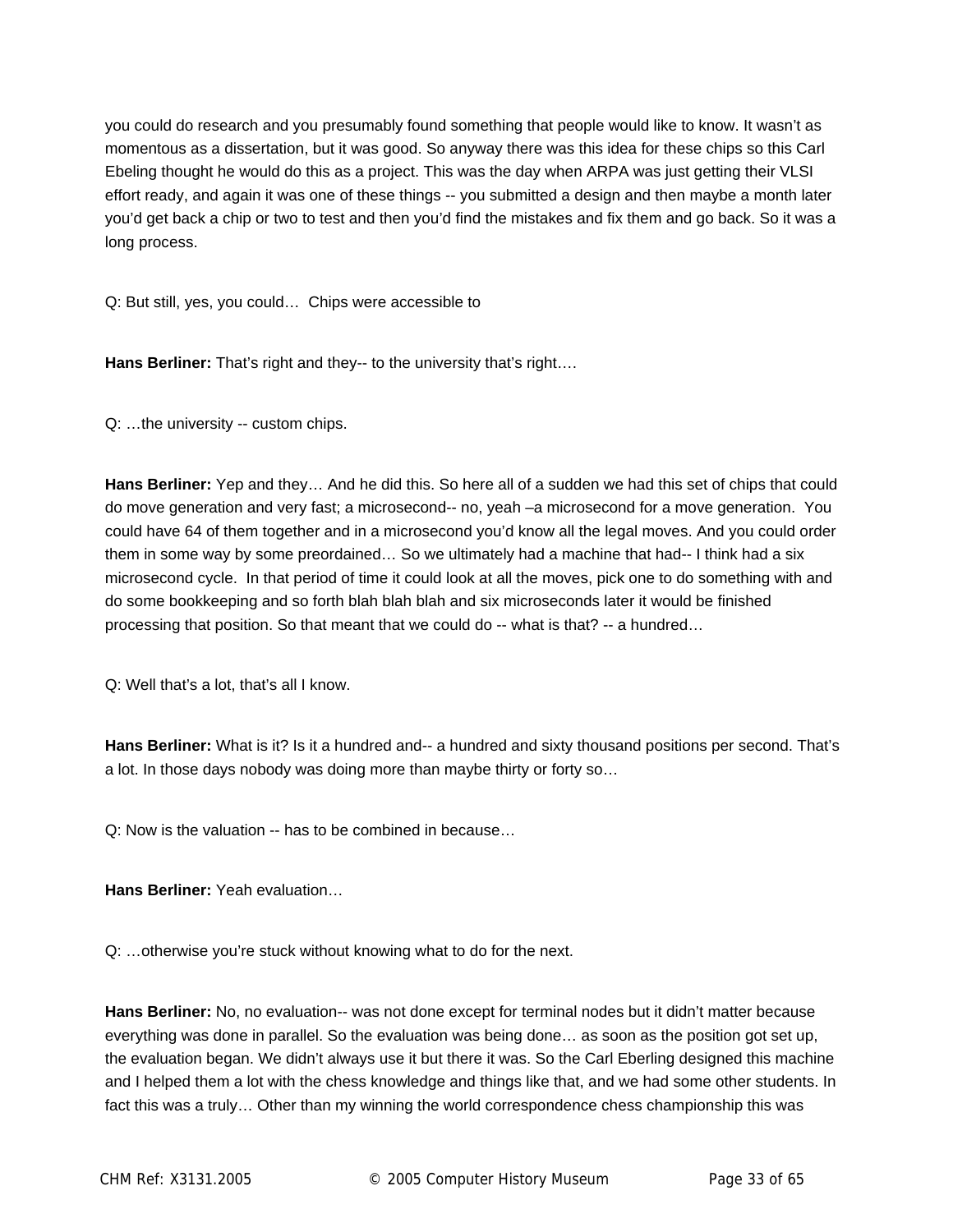you could do research and you presumably found something that people would like to know. It wasn't as momentous as a dissertation, but it was good. So anyway there was this idea for these chips so this Carl Ebeling thought he would do this as a project. This was the day when ARPA was just getting their VLSI effort ready, and again it was one of these things -- you submitted a design and then maybe a month later you'd get back a chip or two to test and then you'd find the mistakes and fix them and go back. So it was a long process.

Q: But still, yes, you could… Chips were accessible to

**Hans Berliner:** That's right and they-- to the university that's right….

Q: …the university -- custom chips.

**Hans Berliner:** Yep and they… And he did this. So here all of a sudden we had this set of chips that could do move generation and very fast; a microsecond-- no, yeah –a microsecond for a move generation. You could have 64 of them together and in a microsecond you'd know all the legal moves. And you could order them in some way by some preordained… So we ultimately had a machine that had-- I think had a six microsecond cycle. In that period of time it could look at all the moves, pick one to do something with and do some bookkeeping and so forth blah blah blah and six microseconds later it would be finished processing that position. So that meant that we could do -- what is that? -- a hundred…

Q: Well that's a lot, that's all I know.

**Hans Berliner:** What is it? Is it a hundred and-- a hundred and sixty thousand positions per second. That's a lot. In those days nobody was doing more than maybe thirty or forty so…

Q: Now is the valuation -- has to be combined in because…

**Hans Berliner:** Yeah evaluation…

Q: …otherwise you're stuck without knowing what to do for the next.

**Hans Berliner:** No, no evaluation-- was not done except for terminal nodes but it didn't matter because everything was done in parallel. So the evaluation was being done… as soon as the position got set up, the evaluation began. We didn't always use it but there it was. So the Carl Eberling designed this machine and I helped them a lot with the chess knowledge and things like that, and we had some other students. In fact this was a truly… Other than my winning the world correspondence chess championship this was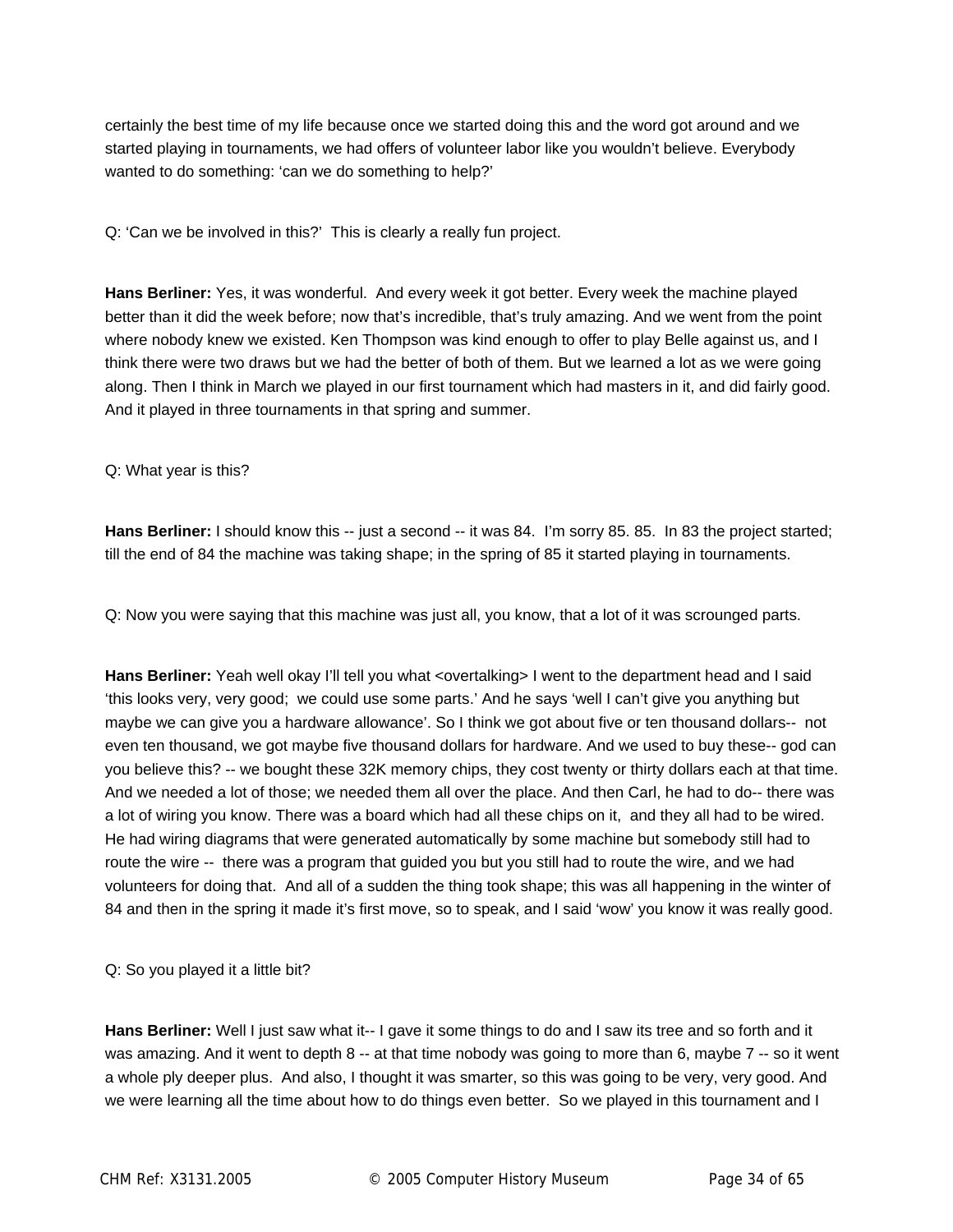certainly the best time of my life because once we started doing this and the word got around and we started playing in tournaments, we had offers of volunteer labor like you wouldn't believe. Everybody wanted to do something: 'can we do something to help?'

Q: 'Can we be involved in this?' This is clearly a really fun project.

**Hans Berliner:** Yes, it was wonderful. And every week it got better. Every week the machine played better than it did the week before; now that's incredible, that's truly amazing. And we went from the point where nobody knew we existed. Ken Thompson was kind enough to offer to play Belle against us, and I think there were two draws but we had the better of both of them. But we learned a lot as we were going along. Then I think in March we played in our first tournament which had masters in it, and did fairly good. And it played in three tournaments in that spring and summer.

Q: What year is this?

**Hans Berliner:** I should know this -- just a second -- it was 84. I'm sorry 85. 85. In 83 the project started; till the end of 84 the machine was taking shape; in the spring of 85 it started playing in tournaments.

Q: Now you were saying that this machine was just all, you know, that a lot of it was scrounged parts.

**Hans Berliner:** Yeah well okay I'll tell you what <overtalking> I went to the department head and I said 'this looks very, very good; we could use some parts.' And he says 'well I can't give you anything but maybe we can give you a hardware allowance'. So I think we got about five or ten thousand dollars-- not even ten thousand, we got maybe five thousand dollars for hardware. And we used to buy these-- god can you believe this? -- we bought these 32K memory chips, they cost twenty or thirty dollars each at that time. And we needed a lot of those; we needed them all over the place. And then Carl, he had to do-- there was a lot of wiring you know. There was a board which had all these chips on it, and they all had to be wired. He had wiring diagrams that were generated automatically by some machine but somebody still had to route the wire -- there was a program that guided you but you still had to route the wire, and we had volunteers for doing that. And all of a sudden the thing took shape; this was all happening in the winter of 84 and then in the spring it made it's first move, so to speak, and I said 'wow' you know it was really good.

Q: So you played it a little bit?

**Hans Berliner:** Well I just saw what it-- I gave it some things to do and I saw its tree and so forth and it was amazing. And it went to depth 8 -- at that time nobody was going to more than 6, maybe 7 -- so it went a whole ply deeper plus. And also, I thought it was smarter, so this was going to be very, very good. And we were learning all the time about how to do things even better. So we played in this tournament and I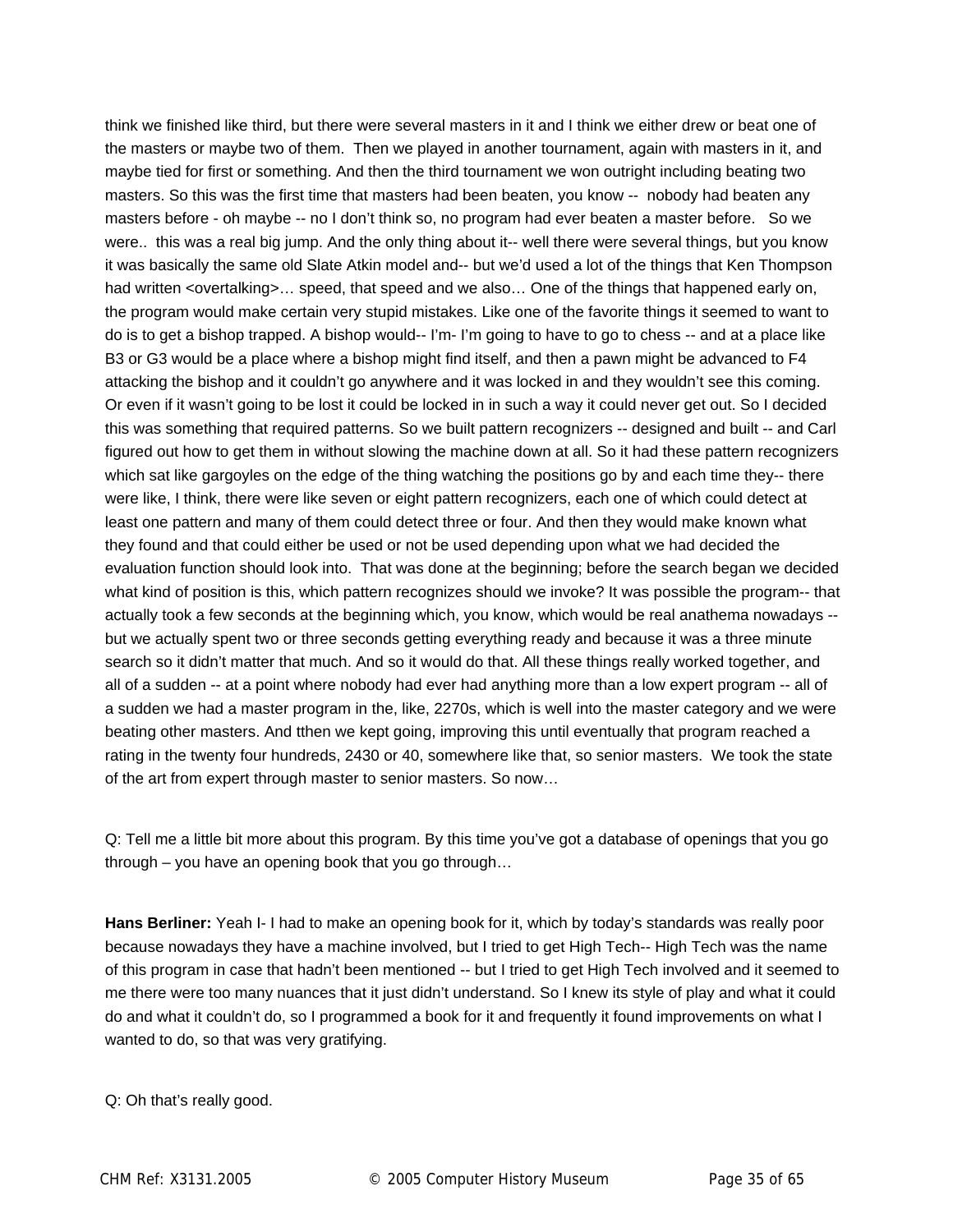think we finished like third, but there were several masters in it and I think we either drew or beat one of the masters or maybe two of them. Then we played in another tournament, again with masters in it, and maybe tied for first or something. And then the third tournament we won outright including beating two masters. So this was the first time that masters had been beaten, you know -- nobody had beaten any masters before - oh maybe -- no I don't think so, no program had ever beaten a master before. So we were.. this was a real big jump. And the only thing about it-- well there were several things, but you know it was basically the same old Slate Atkin model and-- but we'd used a lot of the things that Ken Thompson had written <overtalking>… speed, that speed and we also… One of the things that happened early on, the program would make certain very stupid mistakes. Like one of the favorite things it seemed to want to do is to get a bishop trapped. A bishop would-- I'm- I'm going to have to go to chess -- and at a place like B3 or G3 would be a place where a bishop might find itself, and then a pawn might be advanced to F4 attacking the bishop and it couldn't go anywhere and it was locked in and they wouldn't see this coming. Or even if it wasn't going to be lost it could be locked in in such a way it could never get out. So I decided this was something that required patterns. So we built pattern recognizers -- designed and built -- and Carl figured out how to get them in without slowing the machine down at all. So it had these pattern recognizers which sat like gargoyles on the edge of the thing watching the positions go by and each time they-- there were like, I think, there were like seven or eight pattern recognizers, each one of which could detect at least one pattern and many of them could detect three or four. And then they would make known what they found and that could either be used or not be used depending upon what we had decided the evaluation function should look into. That was done at the beginning; before the search began we decided what kind of position is this, which pattern recognizes should we invoke? It was possible the program-- that actually took a few seconds at the beginning which, you know, which would be real anathema nowadays -- but we actually spent two or three seconds getting everything ready and because it was a three minute search so it didn't matter that much. And so it would do that. All these things really worked together, and all of a sudden -- at a point where nobody had ever had anything more than a low expert program -- all of a sudden we had a master program in the, like, 2270s, which is well into the master category and we were beating other masters. And tthen we kept going, improving this until eventually that program reached a rating in the twenty four hundreds, 2430 or 40, somewhere like that, so senior masters. We took the state of the art from expert through master to senior masters. So now…

Q: Tell me a little bit more about this program. By this time you've got a database of openings that you go through – you have an opening book that you go through…

**Hans Berliner:** Yeah I- I had to make an opening book for it, which by today's standards was really poor because nowadays they have a machine involved, but I tried to get High Tech-- High Tech was the name of this program in case that hadn't been mentioned -- but I tried to get High Tech involved and it seemed to me there were too many nuances that it just didn't understand. So I knew its style of play and what it could do and what it couldn't do, so I programmed a book for it and frequently it found improvements on what I wanted to do, so that was very gratifying.

Q: Oh that's really good.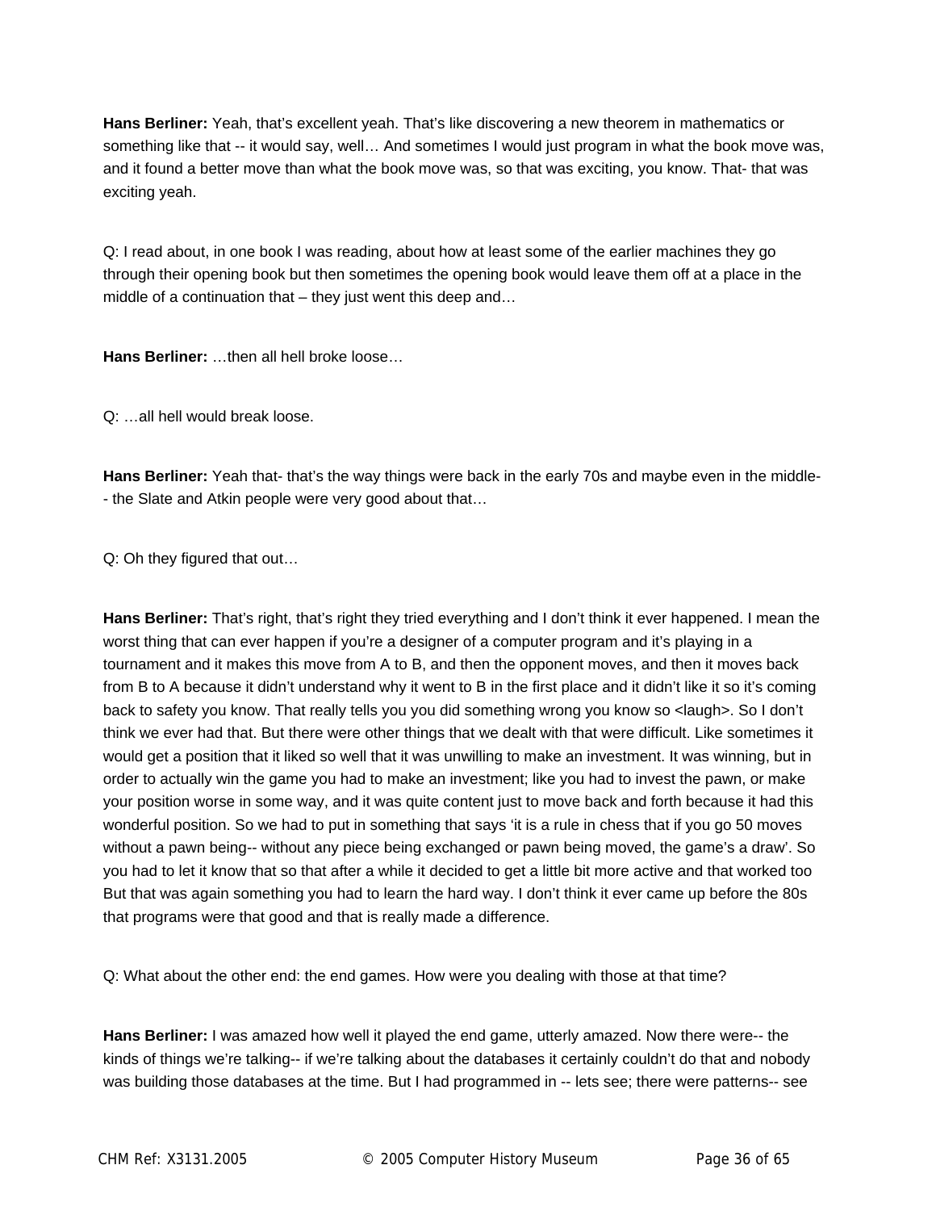**Hans Berliner:** Yeah, that's excellent yeah. That's like discovering a new theorem in mathematics or something like that -- it would say, well… And sometimes I would just program in what the book move was, and it found a better move than what the book move was, so that was exciting, you know. That- that was exciting yeah.

Q: I read about, in one book I was reading, about how at least some of the earlier machines they go through their opening book but then sometimes the opening book would leave them off at a place in the middle of a continuation that – they just went this deep and…

**Hans Berliner:** …then all hell broke loose…

Q: …all hell would break loose.

**Hans Berliner:** Yeah that- that's the way things were back in the early 70s and maybe even in the middle-- the Slate and Atkin people were very good about that…

Q: Oh they figured that out…

**Hans Berliner:** That's right, that's right they tried everything and I don't think it ever happened. I mean the worst thing that can ever happen if you're a designer of a computer program and it's playing in a tournament and it makes this move from A to B, and then the opponent moves, and then it moves back from B to A because it didn't understand why it went to B in the first place and it didn't like it so it's coming back to safety you know. That really tells you you did something wrong you know so <laugh>. So I don't think we ever had that. But there were other things that we dealt with that were difficult. Like sometimes it would get a position that it liked so well that it was unwilling to make an investment. It was winning, but in order to actually win the game you had to make an investment; like you had to invest the pawn, or make your position worse in some way, and it was quite content just to move back and forth because it had this wonderful position. So we had to put in something that says 'it is a rule in chess that if you go 50 moves without a pawn being-- without any piece being exchanged or pawn being moved, the game's a draw'. So you had to let it know that so that after a while it decided to get a little bit more active and that worked too But that was again something you had to learn the hard way. I don't think it ever came up before the 80s that programs were that good and that is really made a difference.

Q: What about the other end: the end games. How were you dealing with those at that time?

**Hans Berliner:** I was amazed how well it played the end game, utterly amazed. Now there were-- the kinds of things we're talking-- if we're talking about the databases it certainly couldn't do that and nobody was building those databases at the time. But I had programmed in -- lets see; there were patterns-- see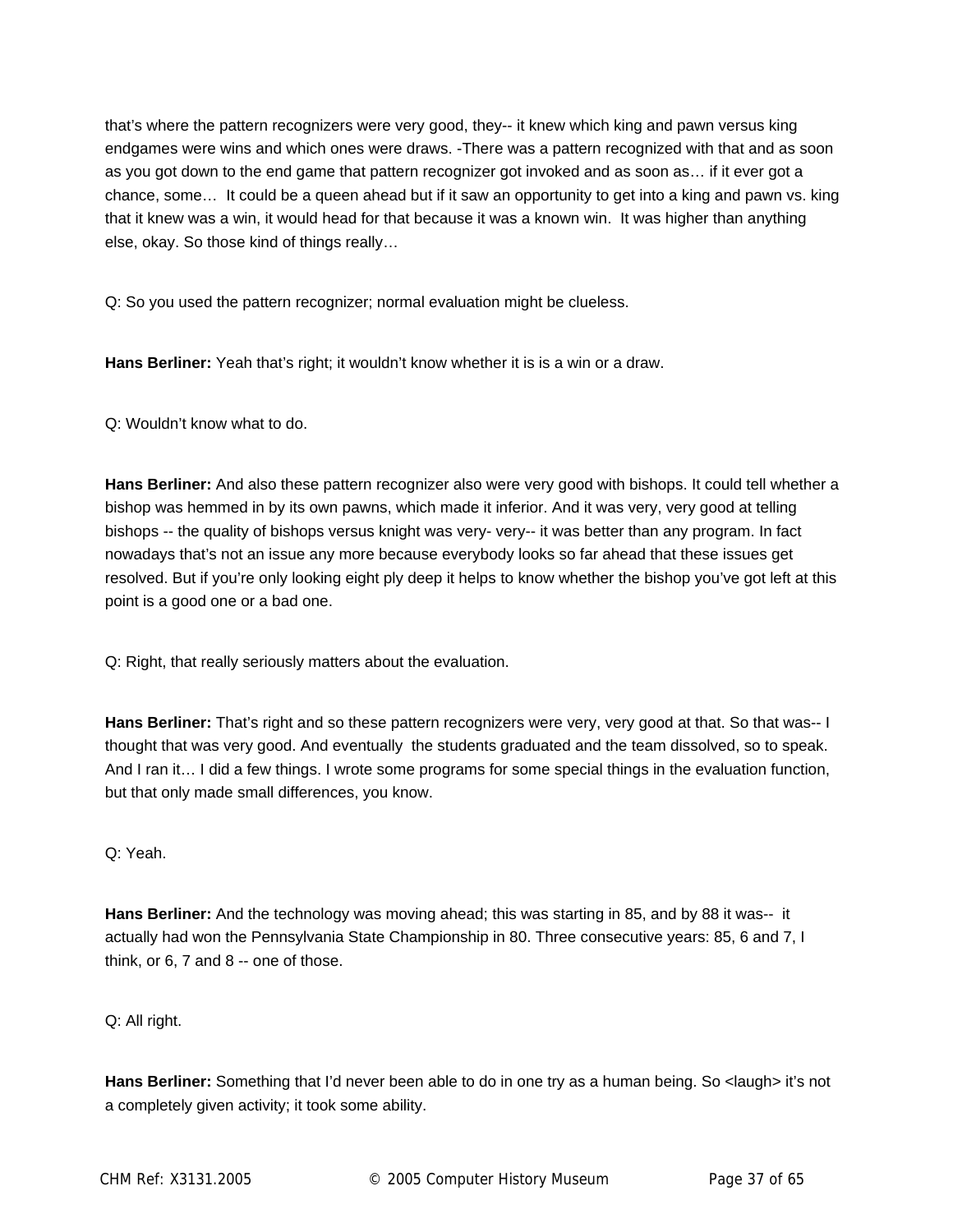that's where the pattern recognizers were very good, they-- it knew which king and pawn versus king endgames were wins and which ones were draws. -There was a pattern recognized with that and as soon as you got down to the end game that pattern recognizer got invoked and as soon as… if it ever got a chance, some… It could be a queen ahead but if it saw an opportunity to get into a king and pawn vs. king that it knew was a win, it would head for that because it was a known win. It was higher than anything else, okay. So those kind of things really…

Q: So you used the pattern recognizer; normal evaluation might be clueless.

**Hans Berliner:** Yeah that's right; it wouldn't know whether it is is a win or a draw.

Q: Wouldn't know what to do.

**Hans Berliner:** And also these pattern recognizer also were very good with bishops. It could tell whether a bishop was hemmed in by its own pawns, which made it inferior. And it was very, very good at telling bishops -- the quality of bishops versus knight was very- very-- it was better than any program. In fact nowadays that's not an issue any more because everybody looks so far ahead that these issues get resolved. But if you're only looking eight ply deep it helps to know whether the bishop you've got left at this point is a good one or a bad one.

Q: Right, that really seriously matters about the evaluation.

**Hans Berliner:** That's right and so these pattern recognizers were very, very good at that. So that was-- I thought that was very good. And eventually the students graduated and the team dissolved, so to speak. And I ran it… I did a few things. I wrote some programs for some special things in the evaluation function, but that only made small differences, you know.

Q: Yeah.

**Hans Berliner:** And the technology was moving ahead; this was starting in 85, and by 88 it was-- it actually had won the Pennsylvania State Championship in 80. Three consecutive years: 85, 6 and 7, I think, or 6, 7 and 8 -- one of those.

Q: All right.

**Hans Berliner:** Something that I'd never been able to do in one try as a human being. So <laugh> it's not a completely given activity; it took some ability.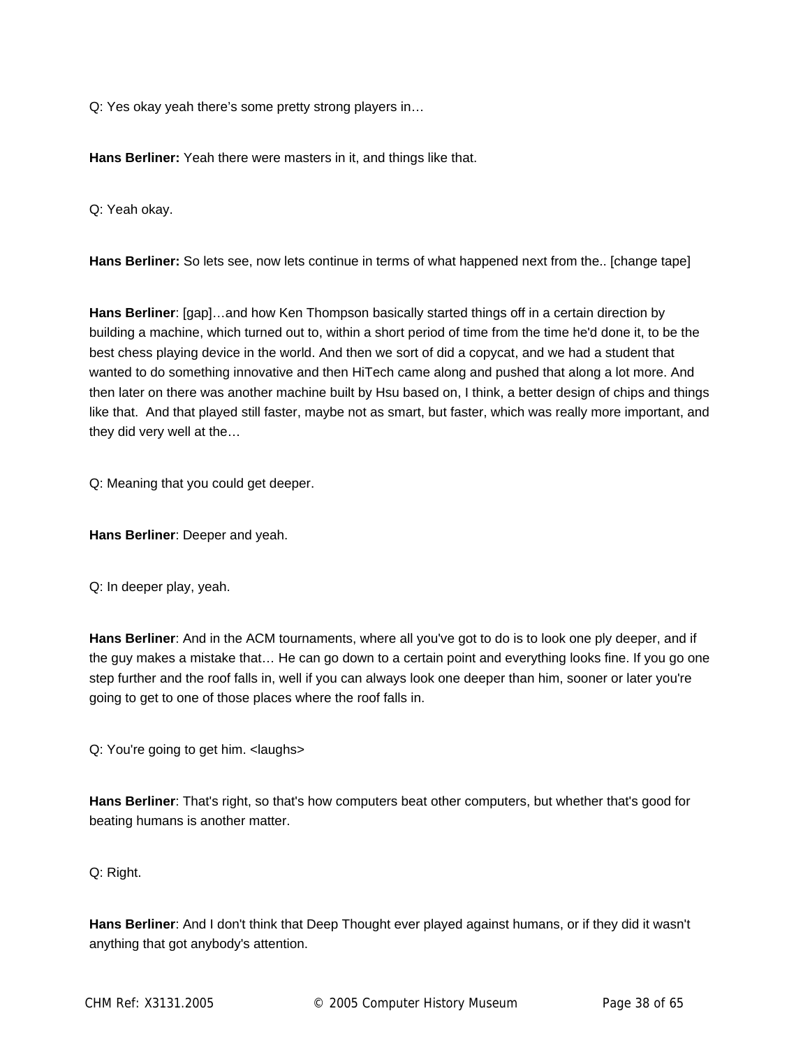Q: Yes okay yeah there's some pretty strong players in…

**Hans Berliner:** Yeah there were masters in it, and things like that.

Q: Yeah okay.

**Hans Berliner:** So lets see, now lets continue in terms of what happened next from the.. [change tape]

**Hans Berliner**: [gap]…and how Ken Thompson basically started things off in a certain direction by building a machine, which turned out to, within a short period of time from the time he'd done it, to be the best chess playing device in the world. And then we sort of did a copycat, and we had a student that wanted to do something innovative and then HiTech came along and pushed that along a lot more. And then later on there was another machine built by Hsu based on, I think, a better design of chips and things like that. And that played still faster, maybe not as smart, but faster, which was really more important, and they did very well at the…

Q: Meaning that you could get deeper.

**Hans Berliner**: Deeper and yeah.

Q: In deeper play, yeah.

**Hans Berliner**: And in the ACM tournaments, where all you've got to do is to look one ply deeper, and if the guy makes a mistake that… He can go down to a certain point and everything looks fine. If you go one step further and the roof falls in, well if you can always look one deeper than him, sooner or later you're going to get to one of those places where the roof falls in.

Q: You're going to get him. <laughs>

**Hans Berliner**: That's right, so that's how computers beat other computers, but whether that's good for beating humans is another matter.

Q: Right.

**Hans Berliner**: And I don't think that Deep Thought ever played against humans, or if they did it wasn't anything that got anybody's attention.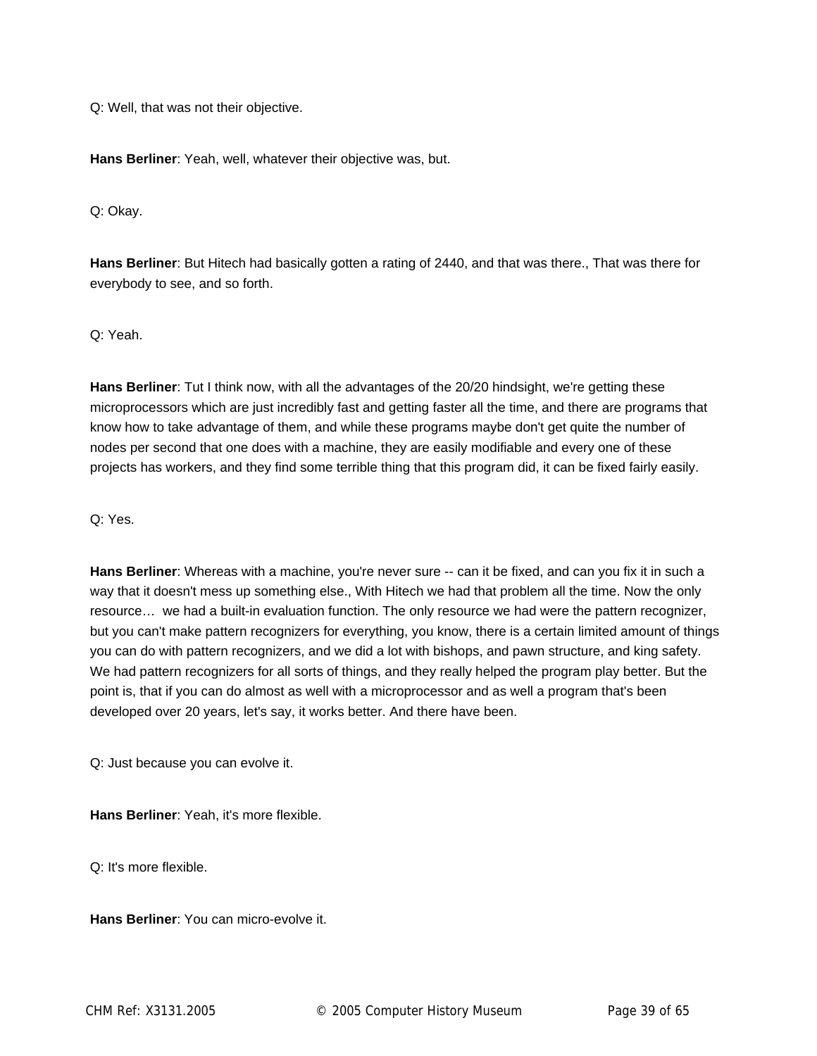Q: Well, that was not their objective.

**Hans Berliner**: Yeah, well, whatever their objective was, but.

Q: Okay.

**Hans Berliner**: But Hitech had basically gotten a rating of 2440, and that was there., That was there for everybody to see, and so forth.

Q: Yeah.

**Hans Berliner**: Tut I think now, with all the advantages of the 20/20 hindsight, we're getting these microprocessors which are just incredibly fast and getting faster all the time, and there are programs that know how to take advantage of them, and while these programs maybe don't get quite the number of nodes per second that one does with a machine, they are easily modifiable and every one of these projects has workers, and they find some terrible thing that this program did, it can be fixed fairly easily.

Q: Yes.

**Hans Berliner**: Whereas with a machine, you're never sure -- can it be fixed, and can you fix it in such a way that it doesn't mess up something else., With Hitech we had that problem all the time. Now the only resource… we had a built-in evaluation function. The only resource we had were the pattern recognizer, but you can't make pattern recognizers for everything, you know, there is a certain limited amount of things you can do with pattern recognizers, and we did a lot with bishops, and pawn structure, and king safety. We had pattern recognizers for all sorts of things, and they really helped the program play better. But the point is, that if you can do almost as well with a microprocessor and as well a program that's been developed over 20 years, let's say, it works better. And there have been.

Q: Just because you can evolve it.

**Hans Berliner**: Yeah, it's more flexible.

Q: It's more flexible.

**Hans Berliner**: You can micro-evolve it.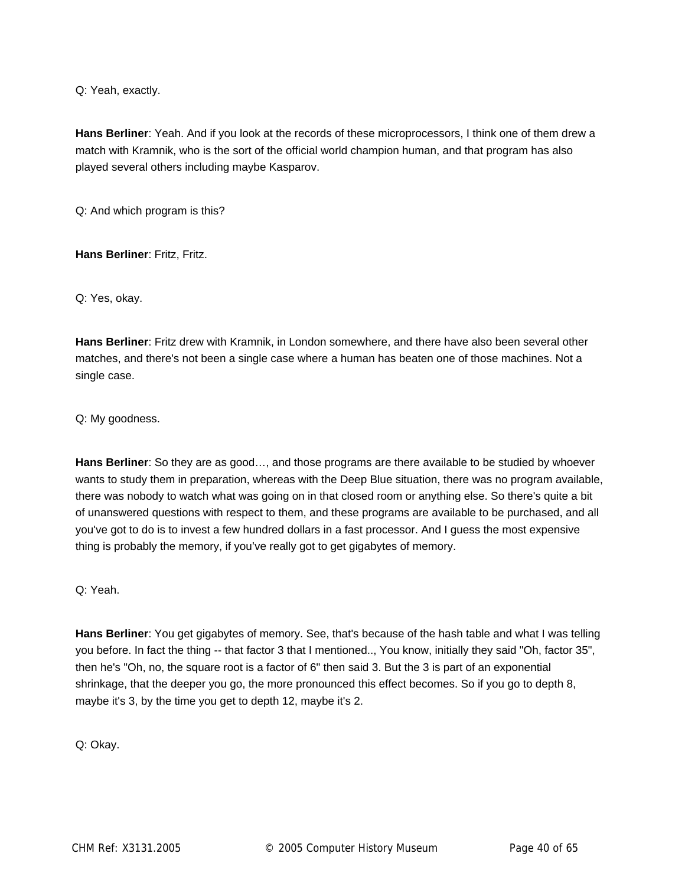Q: Yeah, exactly.

**Hans Berliner**: Yeah. And if you look at the records of these microprocessors, I think one of them drew a match with Kramnik, who is the sort of the official world champion human, and that program has also played several others including maybe Kasparov.

Q: And which program is this?

**Hans Berliner**: Fritz, Fritz.

Q: Yes, okay.

**Hans Berliner**: Fritz drew with Kramnik, in London somewhere, and there have also been several other matches, and there's not been a single case where a human has beaten one of those machines. Not a single case.

Q: My goodness.

**Hans Berliner**: So they are as good…, and those programs are there available to be studied by whoever wants to study them in preparation, whereas with the Deep Blue situation, there was no program available, there was nobody to watch what was going on in that closed room or anything else. So there's quite a bit of unanswered questions with respect to them, and these programs are available to be purchased, and all you've got to do is to invest a few hundred dollars in a fast processor. And I guess the most expensive thing is probably the memory, if you've really got to get gigabytes of memory.

Q: Yeah.

**Hans Berliner**: You get gigabytes of memory. See, that's because of the hash table and what I was telling you before. In fact the thing -- that factor 3 that I mentioned.., You know, initially they said "Oh, factor 35", then he's "Oh, no, the square root is a factor of 6" then said 3. But the 3 is part of an exponential shrinkage, that the deeper you go, the more pronounced this effect becomes. So if you go to depth 8, maybe it's 3, by the time you get to depth 12, maybe it's 2.

Q: Okay.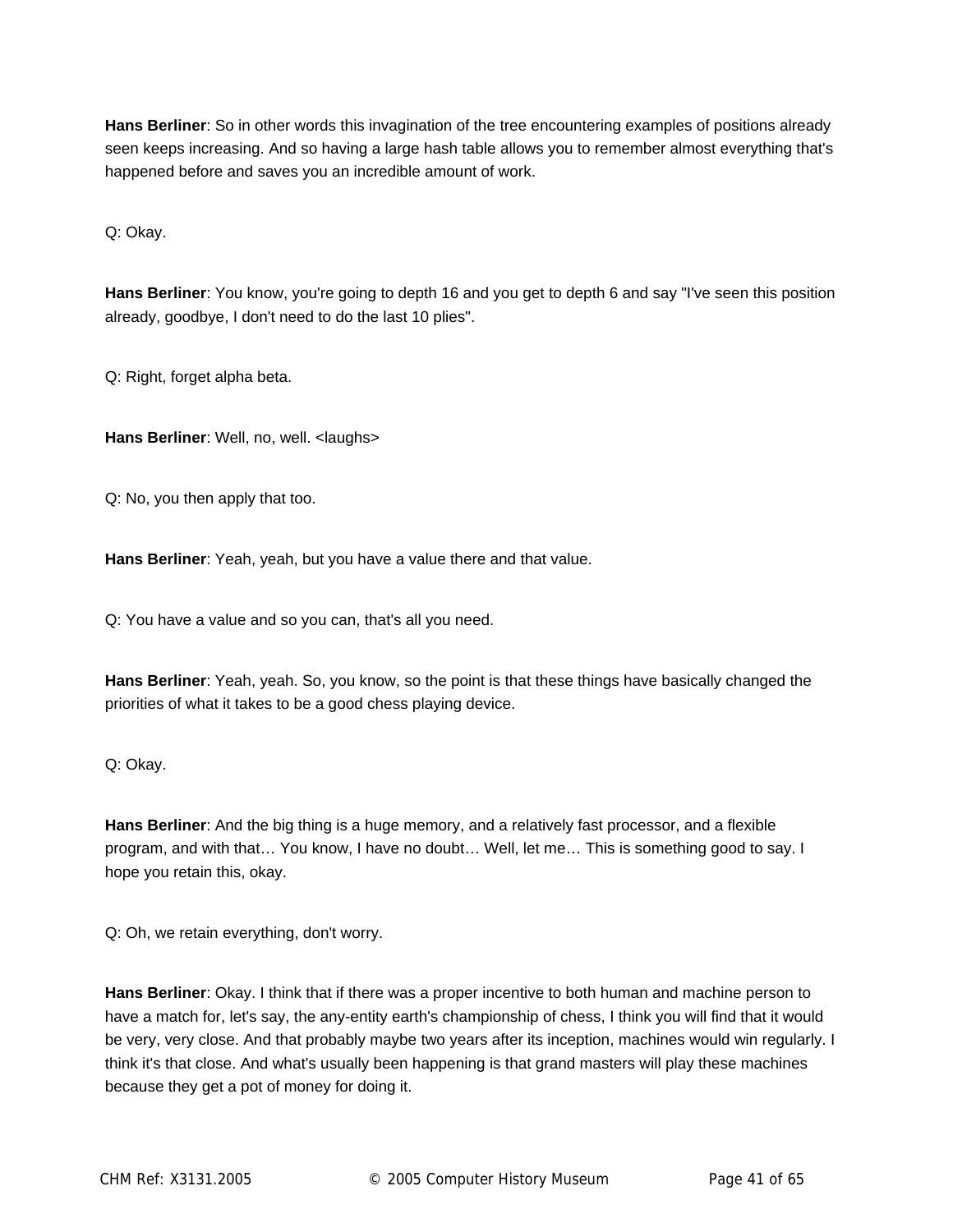**Hans Berliner**: So in other words this invagination of the tree encountering examples of positions already seen keeps increasing. And so having a large hash table allows you to remember almost everything that's happened before and saves you an incredible amount of work.

Q: Okay.

**Hans Berliner**: You know, you're going to depth 16 and you get to depth 6 and say "I've seen this position already, goodbye, I don't need to do the last 10 plies".

Q: Right, forget alpha beta.

**Hans Berliner**: Well, no, well. <laughs>

Q: No, you then apply that too.

**Hans Berliner**: Yeah, yeah, but you have a value there and that value.

Q: You have a value and so you can, that's all you need.

**Hans Berliner**: Yeah, yeah. So, you know, so the point is that these things have basically changed the priorities of what it takes to be a good chess playing device.

Q: Okay.

**Hans Berliner**: And the big thing is a huge memory, and a relatively fast processor, and a flexible program, and with that… You know, I have no doubt… Well, let me… This is something good to say. I hope you retain this, okay.

Q: Oh, we retain everything, don't worry.

**Hans Berliner**: Okay. I think that if there was a proper incentive to both human and machine person to have a match for, let's say, the any-entity earth's championship of chess, I think you will find that it would be very, very close. And that probably maybe two years after its inception, machines would win regularly. I think it's that close. And what's usually been happening is that grand masters will play these machines because they get a pot of money for doing it.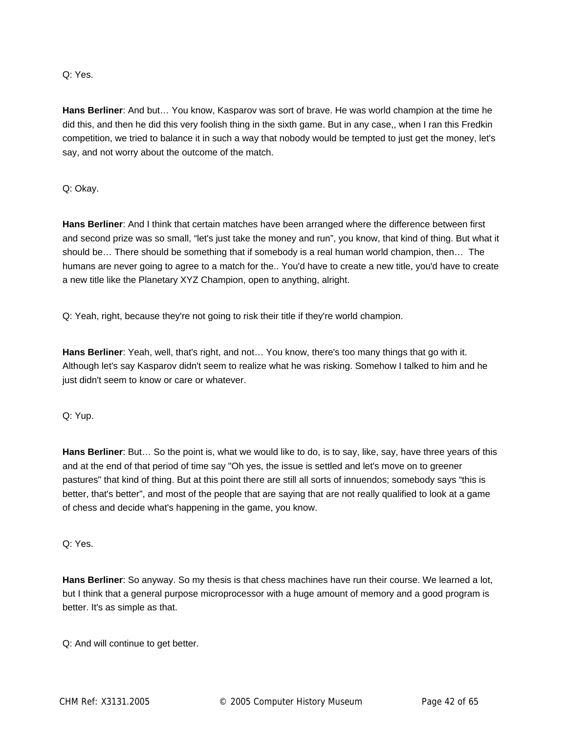Q: Yes.

**Hans Berliner**: And but… You know, Kasparov was sort of brave. He was world champion at the time he did this, and then he did this very foolish thing in the sixth game. But in any case,, when I ran this Fredkin competition, we tried to balance it in such a way that nobody would be tempted to just get the money, let's say, and not worry about the outcome of the match.

Q: Okay.

**Hans Berliner**: And I think that certain matches have been arranged where the difference between first and second prize was so small, "let's just take the money and run", you know, that kind of thing. But what it should be… There should be something that if somebody is a real human world champion, then… The humans are never going to agree to a match for the.. You'd have to create a new title, you'd have to create a new title like the Planetary XYZ Champion, open to anything, alright.

Q: Yeah, right, because they're not going to risk their title if they're world champion.

**Hans Berliner**: Yeah, well, that's right, and not… You know, there's too many things that go with it. Although let's say Kasparov didn't seem to realize what he was risking. Somehow I talked to him and he just didn't seem to know or care or whatever.

Q: Yup.

**Hans Berliner**: But… So the point is, what we would like to do, is to say, like, say, have three years of this and at the end of that period of time say "Oh yes, the issue is settled and let's move on to greener pastures" that kind of thing. But at this point there are still all sorts of innuendos; somebody says "this is better, that's better", and most of the people that are saying that are not really qualified to look at a game of chess and decide what's happening in the game, you know.

Q: Yes.

**Hans Berliner**: So anyway. So my thesis is that chess machines have run their course. We learned a lot, but I think that a general purpose microprocessor with a huge amount of memory and a good program is better. It's as simple as that.

Q: And will continue to get better.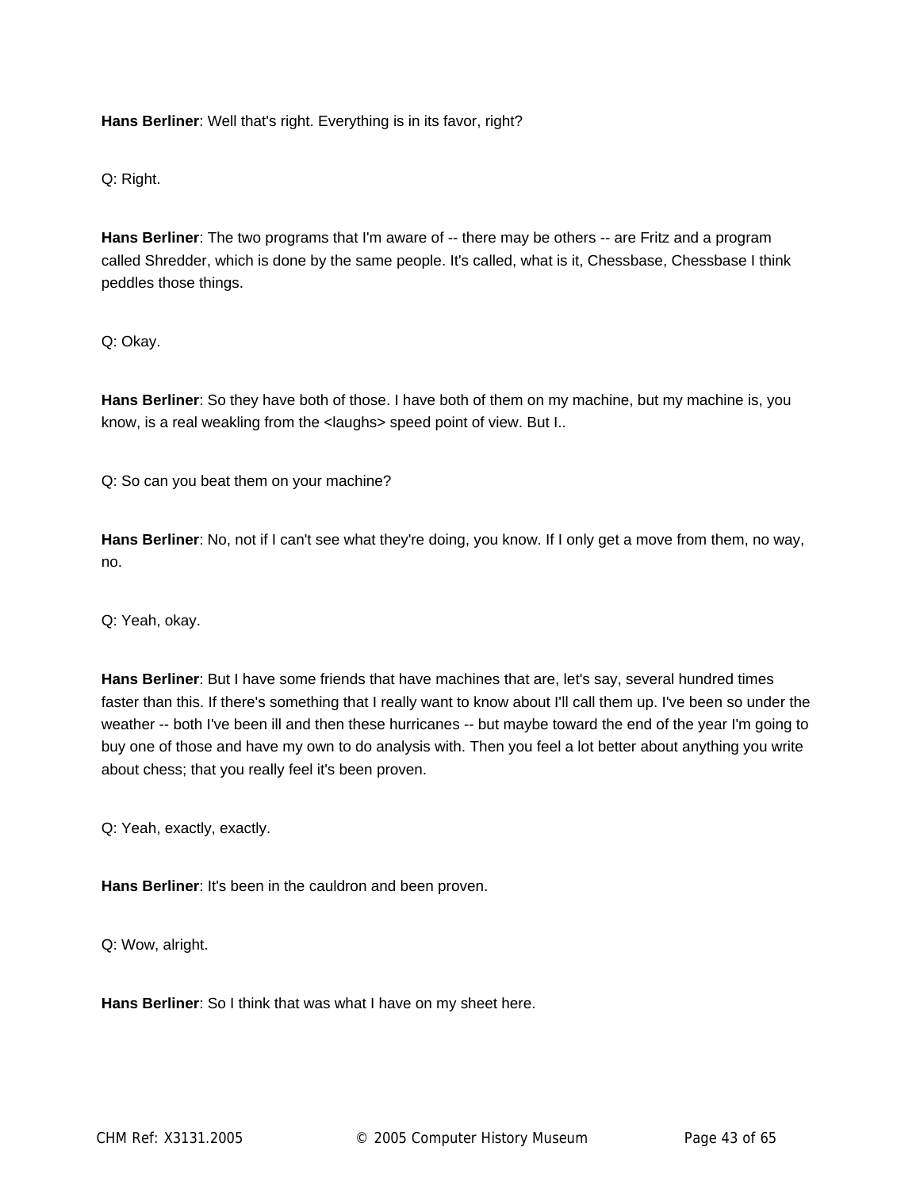**Hans Berliner**: Well that's right. Everything is in its favor, right?

Q: Right.

**Hans Berliner**: The two programs that I'm aware of -- there may be others -- are Fritz and a program called Shredder, which is done by the same people. It's called, what is it, Chessbase, Chessbase I think peddles those things.

Q: Okay.

**Hans Berliner**: So they have both of those. I have both of them on my machine, but my machine is, you know, is a real weakling from the <laughs> speed point of view. But I..

Q: So can you beat them on your machine?

**Hans Berliner**: No, not if I can't see what they're doing, you know. If I only get a move from them, no way, no.

Q: Yeah, okay.

**Hans Berliner**: But I have some friends that have machines that are, let's say, several hundred times faster than this. If there's something that I really want to know about I'll call them up. I've been so under the weather -- both I've been ill and then these hurricanes -- but maybe toward the end of the year I'm going to buy one of those and have my own to do analysis with. Then you feel a lot better about anything you write about chess; that you really feel it's been proven.

Q: Yeah, exactly, exactly.

**Hans Berliner**: It's been in the cauldron and been proven.

Q: Wow, alright.

**Hans Berliner**: So I think that was what I have on my sheet here.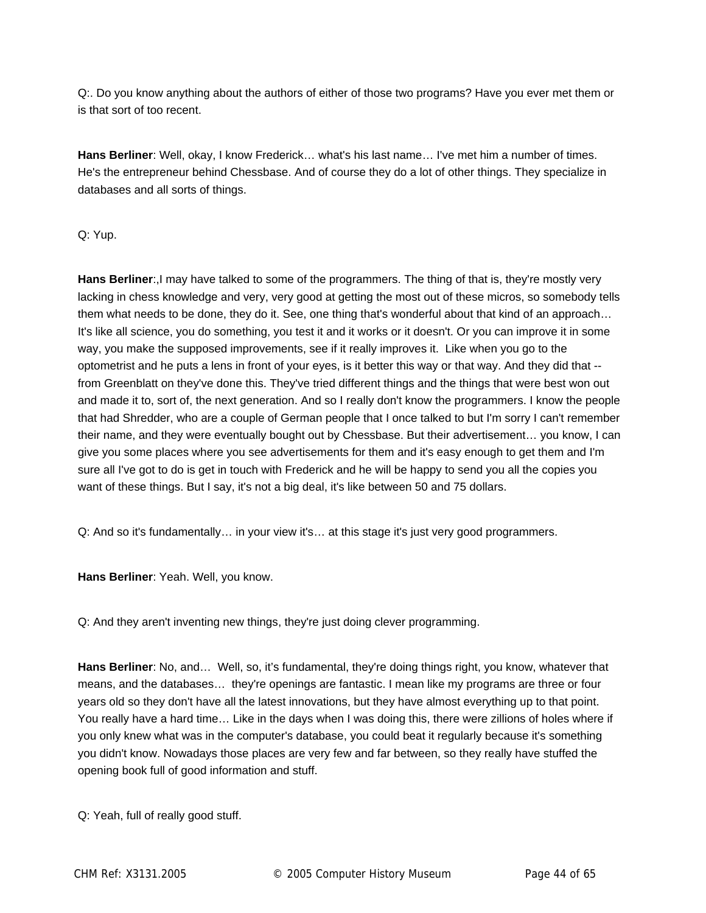Q:. Do you know anything about the authors of either of those two programs? Have you ever met them or is that sort of too recent.

**Hans Berliner**: Well, okay, I know Frederick… what's his last name… I've met him a number of times. He's the entrepreneur behind Chessbase. And of course they do a lot of other things. They specialize in databases and all sorts of things.

Q: Yup.

**Hans Berliner**:,I may have talked to some of the programmers. The thing of that is, they're mostly very lacking in chess knowledge and very, very good at getting the most out of these micros, so somebody tells them what needs to be done, they do it. See, one thing that's wonderful about that kind of an approach… It's like all science, you do something, you test it and it works or it doesn't. Or you can improve it in some way, you make the supposed improvements, see if it really improves it. Like when you go to the optometrist and he puts a lens in front of your eyes, is it better this way or that way. And they did that -- from Greenblatt on they've done this. They've tried different things and the things that were best won out and made it to, sort of, the next generation. And so I really don't know the programmers. I know the people that had Shredder, who are a couple of German people that I once talked to but I'm sorry I can't remember their name, and they were eventually bought out by Chessbase. But their advertisement… you know, I can give you some places where you see advertisements for them and it's easy enough to get them and I'm sure all I've got to do is get in touch with Frederick and he will be happy to send you all the copies you want of these things. But I say, it's not a big deal, it's like between 50 and 75 dollars.

Q: And so it's fundamentally… in your view it's… at this stage it's just very good programmers.

**Hans Berliner**: Yeah. Well, you know.

Q: And they aren't inventing new things, they're just doing clever programming.

**Hans Berliner**: No, and… Well, so, it's fundamental, they're doing things right, you know, whatever that means, and the databases… they're openings are fantastic. I mean like my programs are three or four years old so they don't have all the latest innovations, but they have almost everything up to that point. You really have a hard time… Like in the days when I was doing this, there were zillions of holes where if you only knew what was in the computer's database, you could beat it regularly because it's something you didn't know. Nowadays those places are very few and far between, so they really have stuffed the opening book full of good information and stuff.

Q: Yeah, full of really good stuff.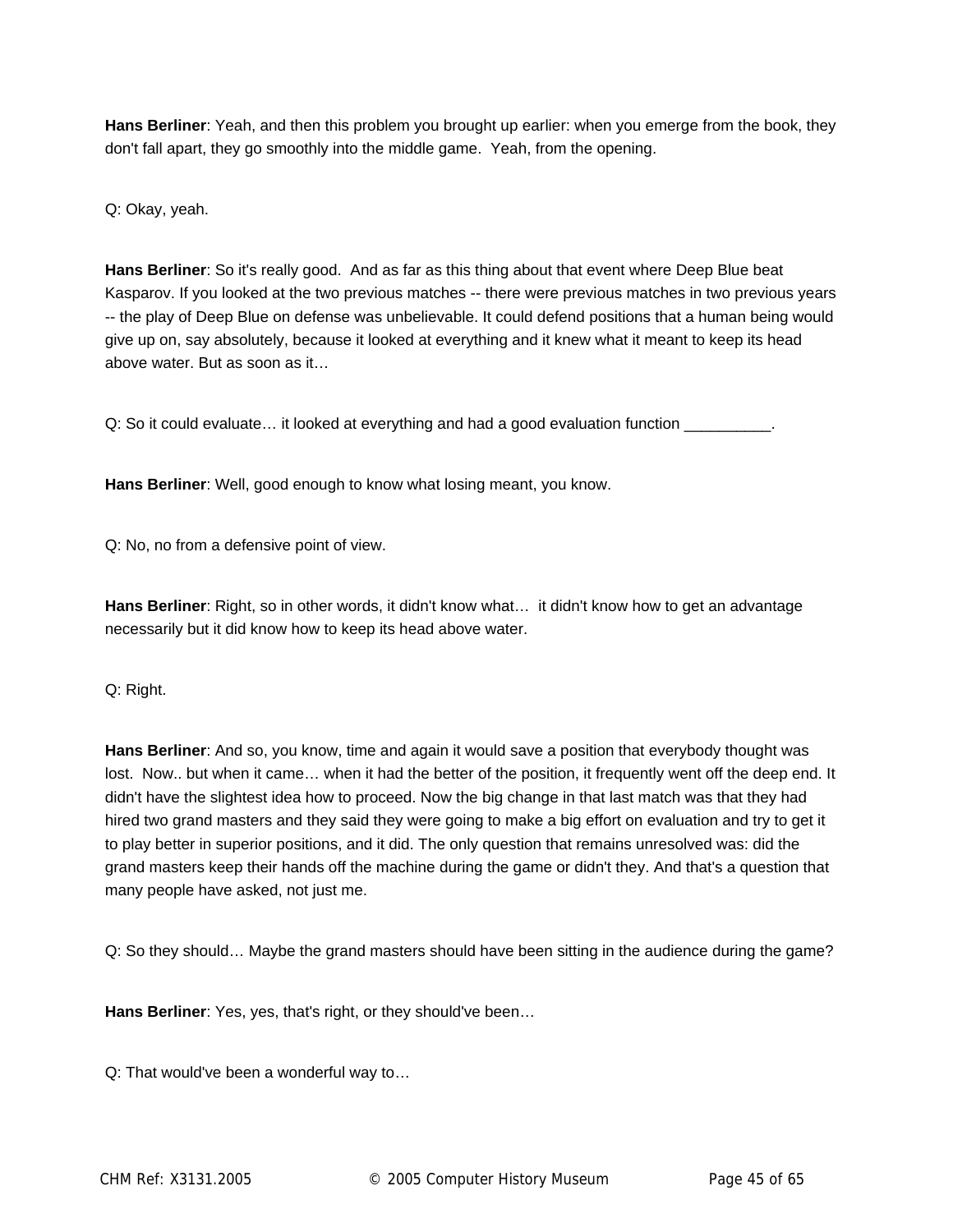**Hans Berliner**: Yeah, and then this problem you brought up earlier: when you emerge from the book, they don't fall apart, they go smoothly into the middle game.  Yeah, from the opening.

Q: Okay, yeah.

**Hans Berliner**: So it's really good.  And as far as this thing about that event where Deep Blue beat Kasparov. If you looked at the two previous matches -- there were previous matches in two previous years -- the play of Deep Blue on defense was unbelievable. It could defend positions that a human being would give up on, say absolutely, because it looked at everything and it knew what it meant to keep its head above water. But as soon as it…

Q: So it could evaluate… it looked at everything and had a good evaluation function __________.

**Hans Berliner**: Well, good enough to know what losing meant, you know.

Q: No, no from a defensive point of view.

**Hans Berliner**: Right, so in other words, it didn't know what…  it didn't know how to get an advantage necessarily but it did know how to keep its head above water.

Q: Right.

**Hans Berliner**: And so, you know, time and again it would save a position that everybody thought was lost.  Now.. but when it came… when it had the better of the position, it frequently went off the deep end. It didn't have the slightest idea how to proceed. Now the big change in that last match was that they had hired two grand masters and they said they were going to make a big effort on evaluation and try to get it to play better in superior positions, and it did. The only question that remains unresolved was: did the grand masters keep their hands off the machine during the game or didn't they. And that's a question that many people have asked, not just me.

Q: So they should… Maybe the grand masters should have been sitting in the audience during the game?

**Hans Berliner**: Yes, yes, that's right, or they should've been…

Q: That would've been a wonderful way to…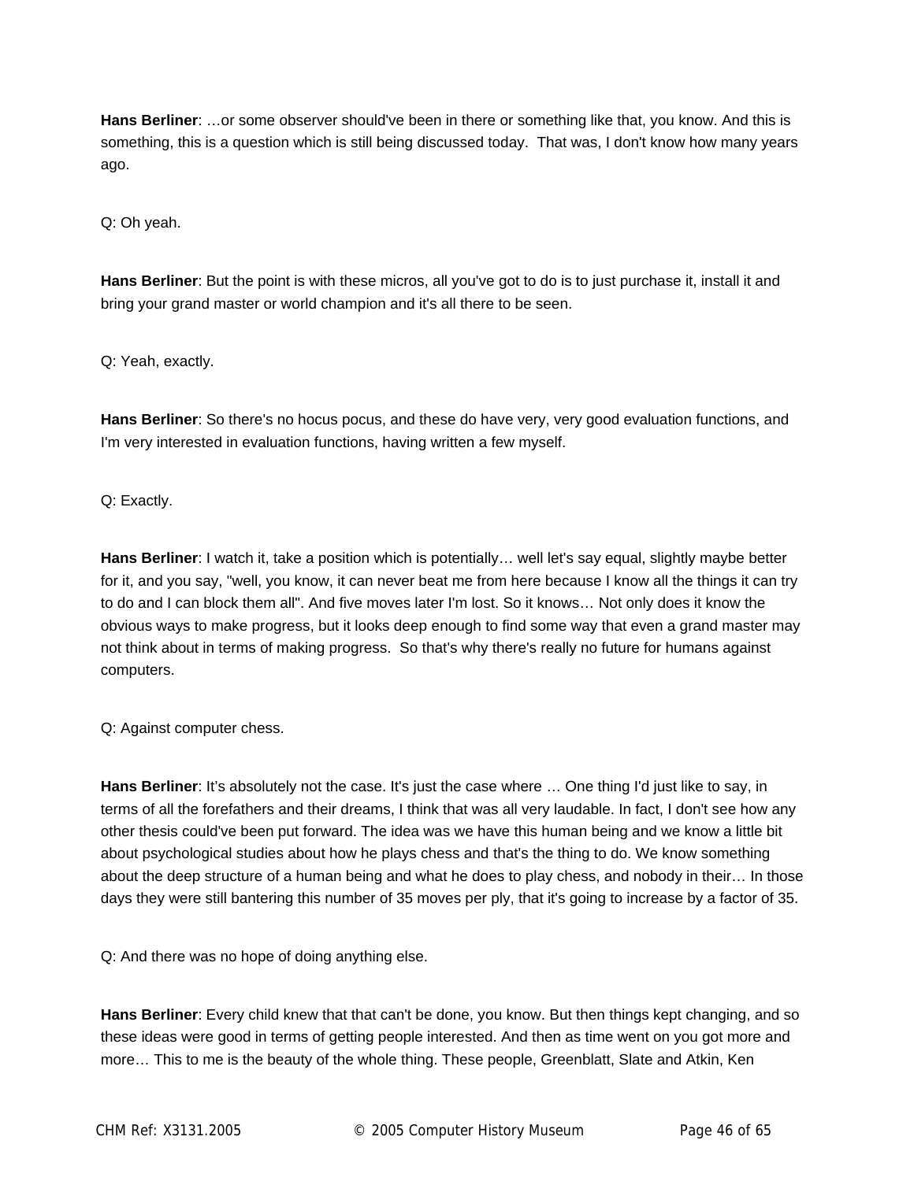**Hans Berliner**: …or some observer should've been in there or something like that, you know. And this is something, this is a question which is still being discussed today. That was, I don't know how many years ago.

Q: Oh yeah.

**Hans Berliner**: But the point is with these micros, all you've got to do is to just purchase it, install it and bring your grand master or world champion and it's all there to be seen.

Q: Yeah, exactly.

**Hans Berliner**: So there's no hocus pocus, and these do have very, very good evaluation functions, and I'm very interested in evaluation functions, having written a few myself.

Q: Exactly.

**Hans Berliner**: I watch it, take a position which is potentially… well let's say equal, slightly maybe better for it, and you say, "well, you know, it can never beat me from here because I know all the things it can try to do and I can block them all". And five moves later I'm lost. So it knows… Not only does it know the obvious ways to make progress, but it looks deep enough to find some way that even a grand master may not think about in terms of making progress. So that's why there's really no future for humans against computers.

Q: Against computer chess.

**Hans Berliner**: It's absolutely not the case. It's just the case where … One thing I'd just like to say, in terms of all the forefathers and their dreams, I think that was all very laudable. In fact, I don't see how any other thesis could've been put forward. The idea was we have this human being and we know a little bit about psychological studies about how he plays chess and that's the thing to do. We know something about the deep structure of a human being and what he does to play chess, and nobody in their… In those days they were still bantering this number of 35 moves per ply, that it's going to increase by a factor of 35.

Q: And there was no hope of doing anything else.

**Hans Berliner**: Every child knew that that can't be done, you know. But then things kept changing, and so these ideas were good in terms of getting people interested. And then as time went on you got more and more… This to me is the beauty of the whole thing. These people, Greenblatt, Slate and Atkin, Ken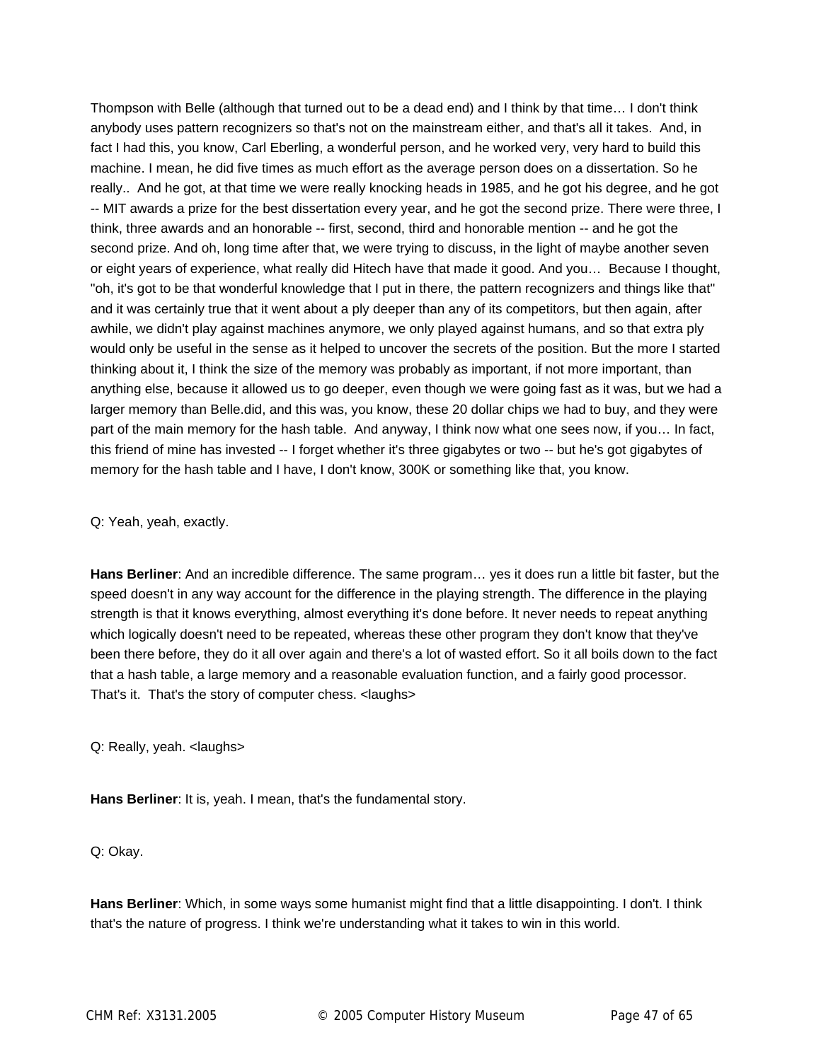Thompson with Belle (although that turned out to be a dead end) and I think by that time… I don't think anybody uses pattern recognizers so that's not on the mainstream either, and that's all it takes. And, in fact I had this, you know, Carl Eberling, a wonderful person, and he worked very, very hard to build this machine. I mean, he did five times as much effort as the average person does on a dissertation. So he really.. And he got, at that time we were really knocking heads in 1985, and he got his degree, and he got -- MIT awards a prize for the best dissertation every year, and he got the second prize. There were three, I think, three awards and an honorable -- first, second, third and honorable mention -- and he got the second prize. And oh, long time after that, we were trying to discuss, in the light of maybe another seven or eight years of experience, what really did Hitech have that made it good. And you… Because I thought, "oh, it's got to be that wonderful knowledge that I put in there, the pattern recognizers and things like that" and it was certainly true that it went about a ply deeper than any of its competitors, but then again, after awhile, we didn't play against machines anymore, we only played against humans, and so that extra ply would only be useful in the sense as it helped to uncover the secrets of the position. But the more I started thinking about it, I think the size of the memory was probably as important, if not more important, than anything else, because it allowed us to go deeper, even though we were going fast as it was, but we had a larger memory than Belle.did, and this was, you know, these 20 dollar chips we had to buy, and they were part of the main memory for the hash table. And anyway, I think now what one sees now, if you… In fact, this friend of mine has invested -- I forget whether it's three gigabytes or two -- but he's got gigabytes of memory for the hash table and I have, I don't know, 300K or something like that, you know.

Q: Yeah, yeah, exactly.

**Hans Berliner**: And an incredible difference. The same program… yes it does run a little bit faster, but the speed doesn't in any way account for the difference in the playing strength. The difference in the playing strength is that it knows everything, almost everything it's done before. It never needs to repeat anything which logically doesn't need to be repeated, whereas these other program they don't know that they've been there before, they do it all over again and there's a lot of wasted effort. So it all boils down to the fact that a hash table, a large memory and a reasonable evaluation function, and a fairly good processor. That's it. That's the story of computer chess. <laughs>

Q: Really, yeah. <laughs>

**Hans Berliner**: It is, yeah. I mean, that's the fundamental story.

Q: Okay.

**Hans Berliner**: Which, in some ways some humanist might find that a little disappointing. I don't. I think that's the nature of progress. I think we're understanding what it takes to win in this world.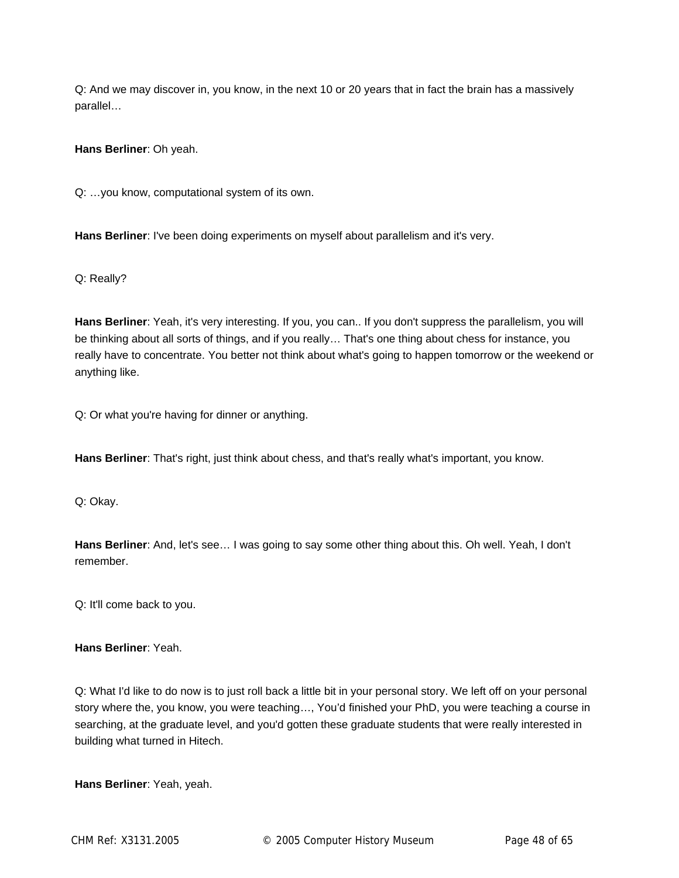Q: And we may discover in, you know, in the next 10 or 20 years that in fact the brain has a massively parallel…

**Hans Berliner**: Oh yeah.

Q: …you know, computational system of its own.

**Hans Berliner**: I've been doing experiments on myself about parallelism and it's very.

Q: Really?

**Hans Berliner**: Yeah, it's very interesting. If you, you can.. If you don't suppress the parallelism, you will be thinking about all sorts of things, and if you really… That's one thing about chess for instance, you really have to concentrate. You better not think about what's going to happen tomorrow or the weekend or anything like.

Q: Or what you're having for dinner or anything.

**Hans Berliner**: That's right, just think about chess, and that's really what's important, you know.

Q: Okay.

**Hans Berliner**: And, let's see… I was going to say some other thing about this. Oh well. Yeah, I don't remember.

Q: It'll come back to you.

**Hans Berliner**: Yeah.

Q: What I'd like to do now is to just roll back a little bit in your personal story. We left off on your personal story where the, you know, you were teaching…, You'd finished your PhD, you were teaching a course in searching, at the graduate level, and you'd gotten these graduate students that were really interested in building what turned in Hitech.

**Hans Berliner**: Yeah, yeah.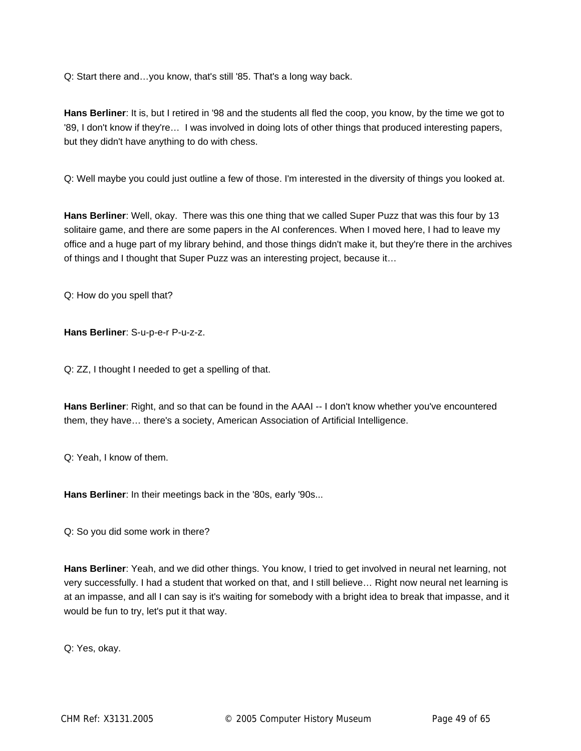Q: Start there and…you know, that's still '85. That's a long way back.

**Hans Berliner**: It is, but I retired in '98 and the students all fled the coop, you know, by the time we got to '89, I don't know if they're… I was involved in doing lots of other things that produced interesting papers, but they didn't have anything to do with chess.

Q: Well maybe you could just outline a few of those. I'm interested in the diversity of things you looked at.

**Hans Berliner**: Well, okay. There was this one thing that we called Super Puzz that was this four by 13 solitaire game, and there are some papers in the AI conferences. When I moved here, I had to leave my office and a huge part of my library behind, and those things didn't make it, but they're there in the archives of things and I thought that Super Puzz was an interesting project, because it…

Q: How do you spell that?

**Hans Berliner**: S-u-p-e-r P-u-z-z.

Q: ZZ, I thought I needed to get a spelling of that.

**Hans Berliner**: Right, and so that can be found in the AAAI -- I don't know whether you've encountered them, they have… there's a society, American Association of Artificial Intelligence.

Q: Yeah, I know of them.

**Hans Berliner**: In their meetings back in the '80s, early '90s...

Q: So you did some work in there?

**Hans Berliner**: Yeah, and we did other things. You know, I tried to get involved in neural net learning, not very successfully. I had a student that worked on that, and I still believe… Right now neural net learning is at an impasse, and all I can say is it's waiting for somebody with a bright idea to break that impasse, and it would be fun to try, let's put it that way.

Q: Yes, okay.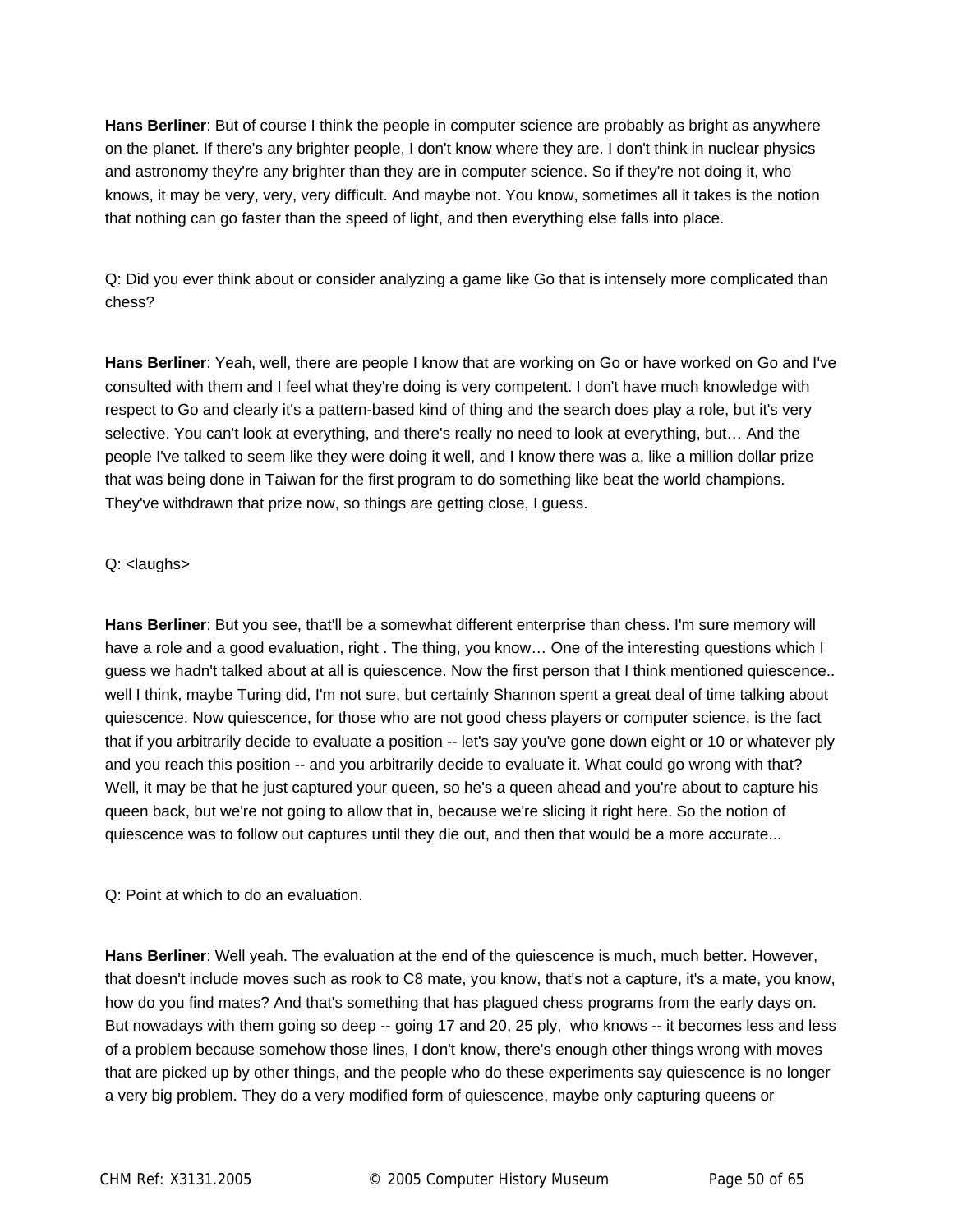**Hans Berliner**: But of course I think the people in computer science are probably as bright as anywhere on the planet. If there's any brighter people, I don't know where they are. I don't think in nuclear physics and astronomy they're any brighter than they are in computer science. So if they're not doing it, who knows, it may be very, very, very difficult. And maybe not. You know, sometimes all it takes is the notion that nothing can go faster than the speed of light, and then everything else falls into place.

Q: Did you ever think about or consider analyzing a game like Go that is intensely more complicated than chess?

**Hans Berliner**: Yeah, well, there are people I know that are working on Go or have worked on Go and I've consulted with them and I feel what they're doing is very competent. I don't have much knowledge with respect to Go and clearly it's a pattern-based kind of thing and the search does play a role, but it's very selective. You can't look at everything, and there's really no need to look at everything, but… And the people I've talked to seem like they were doing it well, and I know there was a, like a million dollar prize that was being done in Taiwan for the first program to do something like beat the world champions. They've withdrawn that prize now, so things are getting close, I guess.

Q: <laughs>

**Hans Berliner**: But you see, that'll be a somewhat different enterprise than chess. I'm sure memory will have a role and a good evaluation, right . The thing, you know… One of the interesting questions which I guess we hadn't talked about at all is quiescence. Now the first person that I think mentioned quiescence.. well I think, maybe Turing did, I'm not sure, but certainly Shannon spent a great deal of time talking about quiescence. Now quiescence, for those who are not good chess players or computer science, is the fact that if you arbitrarily decide to evaluate a position -- let's say you've gone down eight or 10 or whatever ply and you reach this position -- and you arbitrarily decide to evaluate it. What could go wrong with that? Well, it may be that he just captured your queen, so he's a queen ahead and you're about to capture his queen back, but we're not going to allow that in, because we're slicing it right here. So the notion of quiescence was to follow out captures until they die out, and then that would be a more accurate...

Q: Point at which to do an evaluation.

**Hans Berliner**: Well yeah. The evaluation at the end of the quiescence is much, much better. However, that doesn't include moves such as rook to C8 mate, you know, that's not a capture, it's a mate, you know, how do you find mates? And that's something that has plagued chess programs from the early days on. But nowadays with them going so deep -- going 17 and 20, 25 ply, who knows -- it becomes less and less of a problem because somehow those lines, I don't know, there's enough other things wrong with moves that are picked up by other things, and the people who do these experiments say quiescence is no longer a very big problem. They do a very modified form of quiescence, maybe only capturing queens or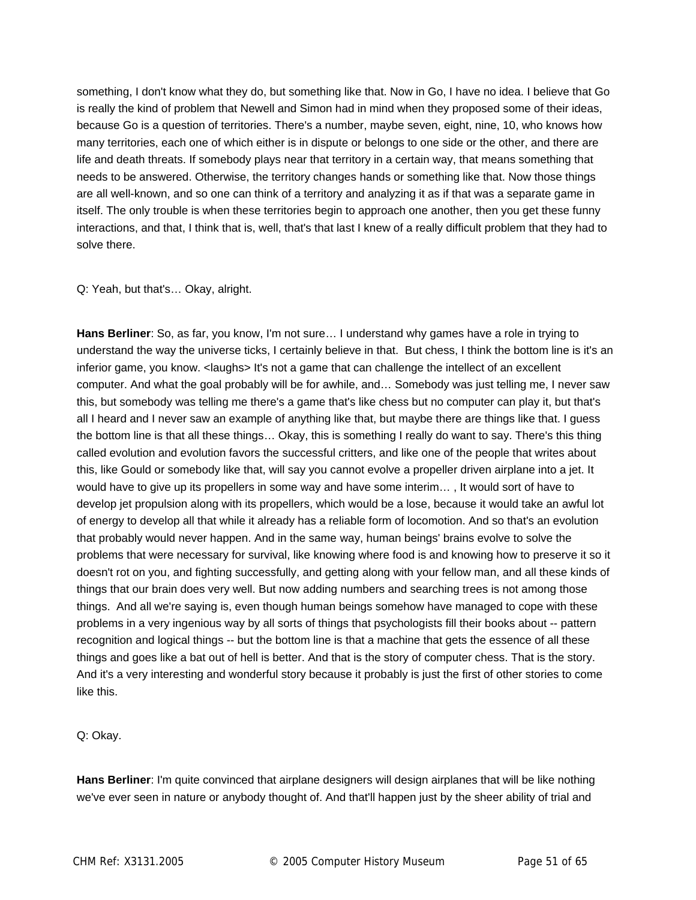something, I don't know what they do, but something like that. Now in Go, I have no idea. I believe that Go is really the kind of problem that Newell and Simon had in mind when they proposed some of their ideas, because Go is a question of territories. There's a number, maybe seven, eight, nine, 10, who knows how many territories, each one of which either is in dispute or belongs to one side or the other, and there are life and death threats. If somebody plays near that territory in a certain way, that means something that needs to be answered. Otherwise, the territory changes hands or something like that. Now those things are all well-known, and so one can think of a territory and analyzing it as if that was a separate game in itself. The only trouble is when these territories begin to approach one another, then you get these funny interactions, and that, I think that is, well, that's that last I knew of a really difficult problem that they had to solve there.

Q: Yeah, but that's… Okay, alright.

**Hans Berliner**: So, as far, you know, I'm not sure… I understand why games have a role in trying to understand the way the universe ticks, I certainly believe in that. But chess, I think the bottom line is it's an inferior game, you know. <laughs> It's not a game that can challenge the intellect of an excellent computer. And what the goal probably will be for awhile, and… Somebody was just telling me, I never saw this, but somebody was telling me there's a game that's like chess but no computer can play it, but that's all I heard and I never saw an example of anything like that, but maybe there are things like that. I guess the bottom line is that all these things… Okay, this is something I really do want to say. There's this thing called evolution and evolution favors the successful critters, and like one of the people that writes about this, like Gould or somebody like that, will say you cannot evolve a propeller driven airplane into a jet. It would have to give up its propellers in some way and have some interim… , It would sort of have to develop jet propulsion along with its propellers, which would be a lose, because it would take an awful lot of energy to develop all that while it already has a reliable form of locomotion. And so that's an evolution that probably would never happen. And in the same way, human beings' brains evolve to solve the problems that were necessary for survival, like knowing where food is and knowing how to preserve it so it doesn't rot on you, and fighting successfully, and getting along with your fellow man, and all these kinds of things that our brain does very well. But now adding numbers and searching trees is not among those things. And all we're saying is, even though human beings somehow have managed to cope with these problems in a very ingenious way by all sorts of things that psychologists fill their books about -- pattern recognition and logical things -- but the bottom line is that a machine that gets the essence of all these things and goes like a bat out of hell is better. And that is the story of computer chess. That is the story. And it's a very interesting and wonderful story because it probably is just the first of other stories to come like this.

Q: Okay.

**Hans Berliner**: I'm quite convinced that airplane designers will design airplanes that will be like nothing we've ever seen in nature or anybody thought of. And that'll happen just by the sheer ability of trial and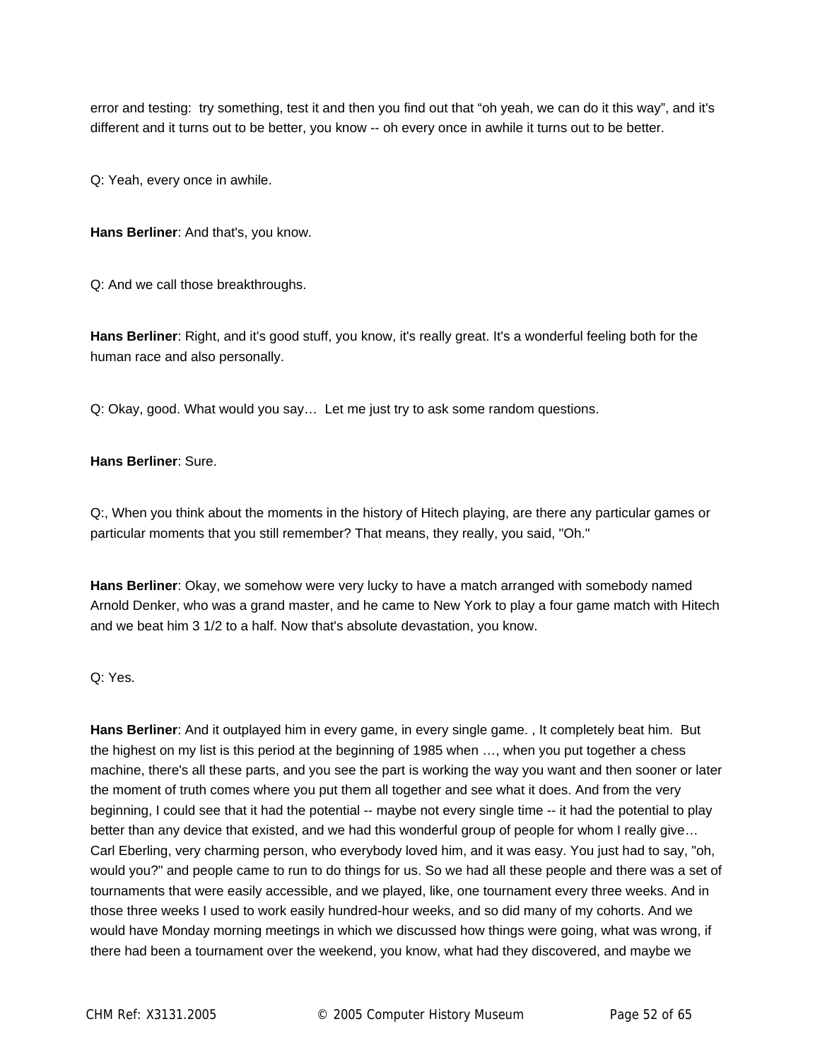error and testing: try something, test it and then you find out that "oh yeah, we can do it this way", and it's different and it turns out to be better, you know -- oh every once in awhile it turns out to be better.

Q: Yeah, every once in awhile.

**Hans Berliner**: And that's, you know.

Q: And we call those breakthroughs.

**Hans Berliner**: Right, and it's good stuff, you know, it's really great. It's a wonderful feeling both for the human race and also personally.

Q: Okay, good. What would you say… Let me just try to ask some random questions.

**Hans Berliner**: Sure.

Q:, When you think about the moments in the history of Hitech playing, are there any particular games or particular moments that you still remember? That means, they really, you said, "Oh."

**Hans Berliner**: Okay, we somehow were very lucky to have a match arranged with somebody named Arnold Denker, who was a grand master, and he came to New York to play a four game match with Hitech and we beat him 3 1/2 to a half. Now that's absolute devastation, you know.

Q: Yes.

**Hans Berliner**: And it outplayed him in every game, in every single game. , It completely beat him. But the highest on my list is this period at the beginning of 1985 when …, when you put together a chess machine, there's all these parts, and you see the part is working the way you want and then sooner or later the moment of truth comes where you put them all together and see what it does. And from the very beginning, I could see that it had the potential -- maybe not every single time -- it had the potential to play better than any device that existed, and we had this wonderful group of people for whom I really give… Carl Eberling, very charming person, who everybody loved him, and it was easy. You just had to say, "oh, would you?" and people came to run to do things for us. So we had all these people and there was a set of tournaments that were easily accessible, and we played, like, one tournament every three weeks. And in those three weeks I used to work easily hundred-hour weeks, and so did many of my cohorts. And we would have Monday morning meetings in which we discussed how things were going, what was wrong, if there had been a tournament over the weekend, you know, what had they discovered, and maybe we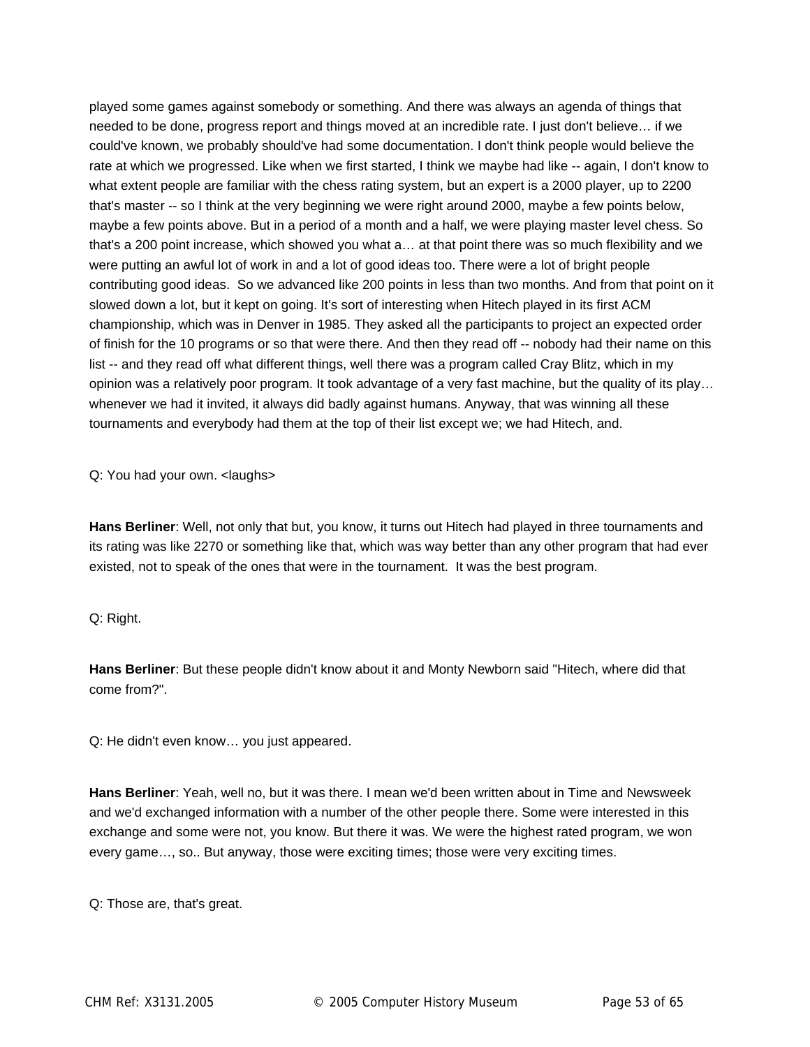played some games against somebody or something. And there was always an agenda of things that needed to be done, progress report and things moved at an incredible rate. I just don't believe… if we could've known, we probably should've had some documentation. I don't think people would believe the rate at which we progressed. Like when we first started, I think we maybe had like -- again, I don't know to what extent people are familiar with the chess rating system, but an expert is a 2000 player, up to 2200 that's master -- so I think at the very beginning we were right around 2000, maybe a few points below, maybe a few points above. But in a period of a month and a half, we were playing master level chess. So that's a 200 point increase, which showed you what a… at that point there was so much flexibility and we were putting an awful lot of work in and a lot of good ideas too. There were a lot of bright people contributing good ideas. So we advanced like 200 points in less than two months. And from that point on it slowed down a lot, but it kept on going. It's sort of interesting when Hitech played in its first ACM championship, which was in Denver in 1985. They asked all the participants to project an expected order of finish for the 10 programs or so that were there. And then they read off -- nobody had their name on this list -- and they read off what different things, well there was a program called Cray Blitz, which in my opinion was a relatively poor program. It took advantage of a very fast machine, but the quality of its play… whenever we had it invited, it always did badly against humans. Anyway, that was winning all these tournaments and everybody had them at the top of their list except we; we had Hitech, and.

Q: You had your own. <laughs>

**Hans Berliner**: Well, not only that but, you know, it turns out Hitech had played in three tournaments and its rating was like 2270 or something like that, which was way better than any other program that had ever existed, not to speak of the ones that were in the tournament. It was the best program.

Q: Right.

**Hans Berliner**: But these people didn't know about it and Monty Newborn said "Hitech, where did that come from?".

Q: He didn't even know… you just appeared.

**Hans Berliner**: Yeah, well no, but it was there. I mean we'd been written about in Time and Newsweek and we'd exchanged information with a number of the other people there. Some were interested in this exchange and some were not, you know. But there it was. We were the highest rated program, we won every game…, so.. But anyway, those were exciting times; those were very exciting times.

Q: Those are, that's great.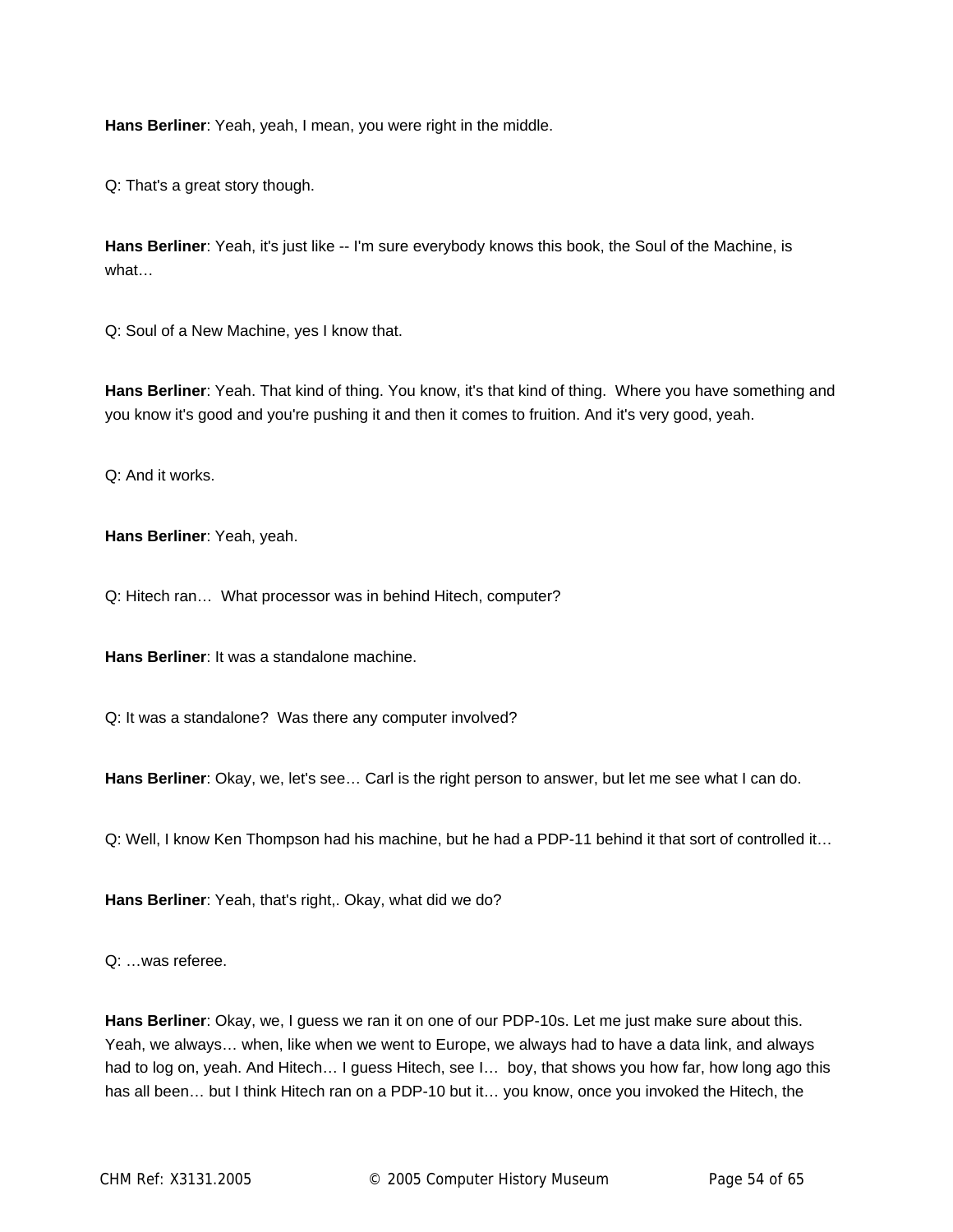**Hans Berliner**: Yeah, yeah, I mean, you were right in the middle.

Q: That's a great story though.

**Hans Berliner**: Yeah, it's just like -- I'm sure everybody knows this book, the Soul of the Machine, is what…

Q: Soul of a New Machine, yes I know that.

**Hans Berliner**: Yeah. That kind of thing. You know, it's that kind of thing. Where you have something and you know it's good and you're pushing it and then it comes to fruition. And it's very good, yeah.

Q: And it works.

**Hans Berliner**: Yeah, yeah.

Q: Hitech ran… What processor was in behind Hitech, computer?

**Hans Berliner**: It was a standalone machine.

Q: It was a standalone? Was there any computer involved?

**Hans Berliner**: Okay, we, let's see… Carl is the right person to answer, but let me see what I can do.

Q: Well, I know Ken Thompson had his machine, but he had a PDP-11 behind it that sort of controlled it…

**Hans Berliner**: Yeah, that's right,. Okay, what did we do?

Q: …was referee.

**Hans Berliner**: Okay, we, I guess we ran it on one of our PDP-10s. Let me just make sure about this. Yeah, we always… when, like when we went to Europe, we always had to have a data link, and always had to log on, yeah. And Hitech… I guess Hitech, see I… boy, that shows you how far, how long ago this has all been… but I think Hitech ran on a PDP-10 but it… you know, once you invoked the Hitech, the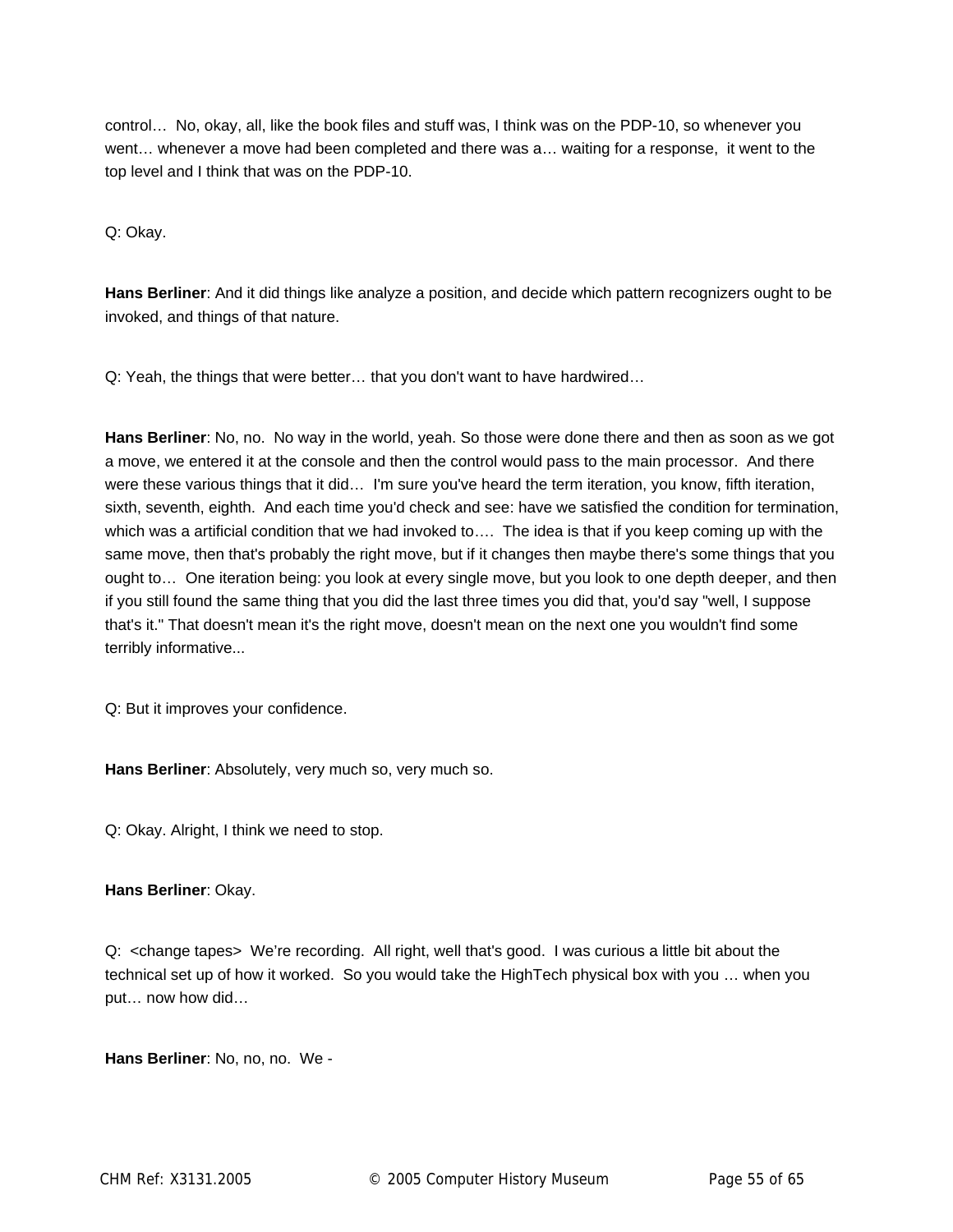control… No, okay, all, like the book files and stuff was, I think was on the PDP-10, so whenever you went… whenever a move had been completed and there was a… waiting for a response, it went to the top level and I think that was on the PDP-10.

Q: Okay.

**Hans Berliner**: And it did things like analyze a position, and decide which pattern recognizers ought to be invoked, and things of that nature.

Q: Yeah, the things that were better… that you don't want to have hardwired…

**Hans Berliner**: No, no. No way in the world, yeah. So those were done there and then as soon as we got a move, we entered it at the console and then the control would pass to the main processor. And there were these various things that it did… I'm sure you've heard the term iteration, you know, fifth iteration, sixth, seventh, eighth. And each time you'd check and see: have we satisfied the condition for termination, which was a artificial condition that we had invoked to…. The idea is that if you keep coming up with the same move, then that's probably the right move, but if it changes then maybe there's some things that you ought to… One iteration being: you look at every single move, but you look to one depth deeper, and then if you still found the same thing that you did the last three times you did that, you'd say "well, I suppose that's it." That doesn't mean it's the right move, doesn't mean on the next one you wouldn't find some terribly informative...

Q: But it improves your confidence.

**Hans Berliner**: Absolutely, very much so, very much so.

Q: Okay. Alright, I think we need to stop.

**Hans Berliner**: Okay.

Q: <change tapes> We're recording. All right, well that's good. I was curious a little bit about the technical set up of how it worked. So you would take the HighTech physical box with you … when you put… now how did…

**Hans Berliner**: No, no, no. We -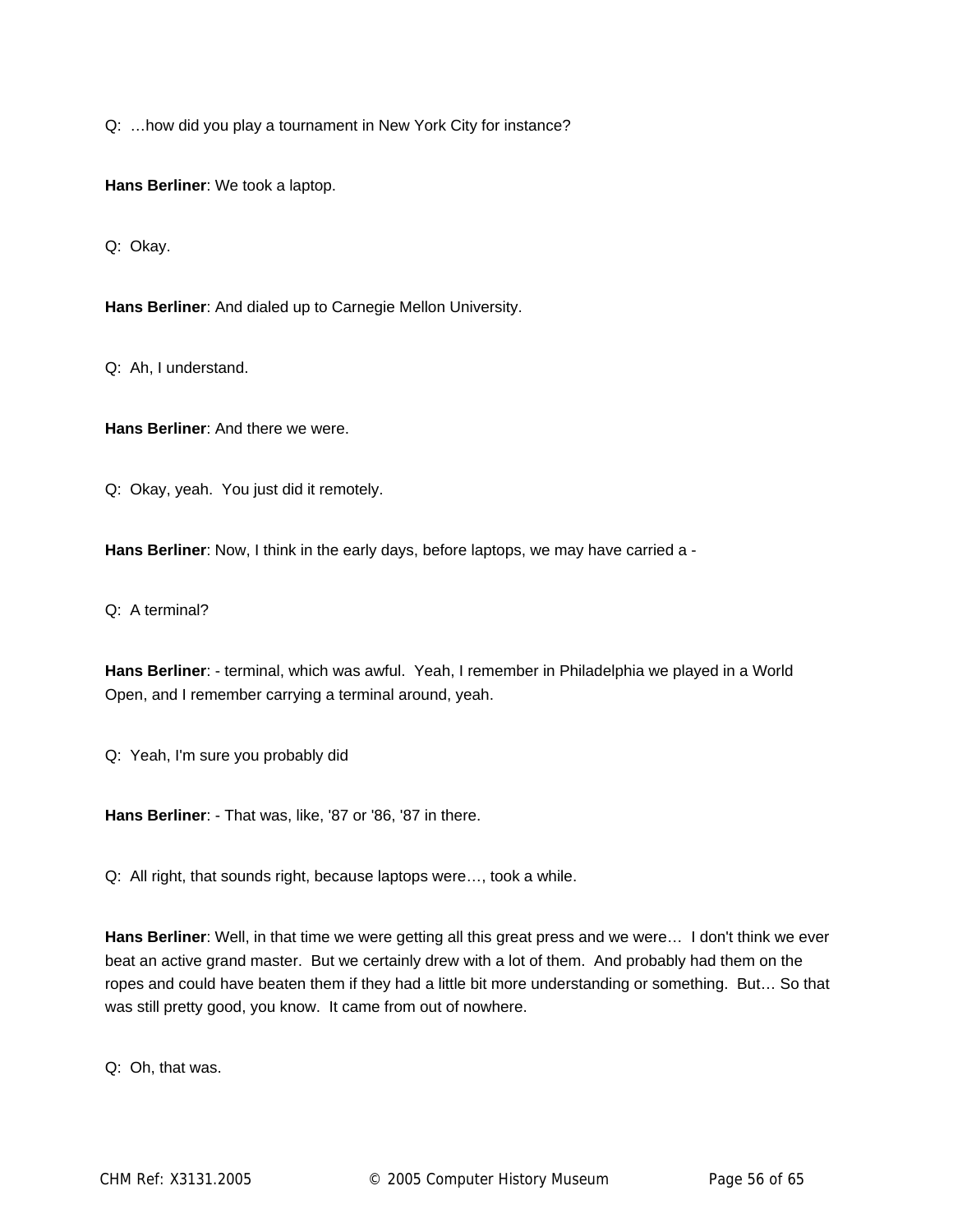Q: …how did you play a tournament in New York City for instance?

**Hans Berliner**: We took a laptop.

Q: Okay.

**Hans Berliner**: And dialed up to Carnegie Mellon University.

Q: Ah, I understand.

**Hans Berliner**: And there we were.

Q: Okay, yeah. You just did it remotely.

**Hans Berliner**: Now, I think in the early days, before laptops, we may have carried a -

Q: A terminal?

**Hans Berliner**: - terminal, which was awful. Yeah, I remember in Philadelphia we played in a World Open, and I remember carrying a terminal around, yeah.

Q: Yeah, I'm sure you probably did

**Hans Berliner**: - That was, like, '87 or '86, '87 in there.

Q: All right, that sounds right, because laptops were…, took a while.

**Hans Berliner**: Well, in that time we were getting all this great press and we were… I don't think we ever beat an active grand master. But we certainly drew with a lot of them. And probably had them on the ropes and could have beaten them if they had a little bit more understanding or something. But… So that was still pretty good, you know. It came from out of nowhere.

Q: Oh, that was.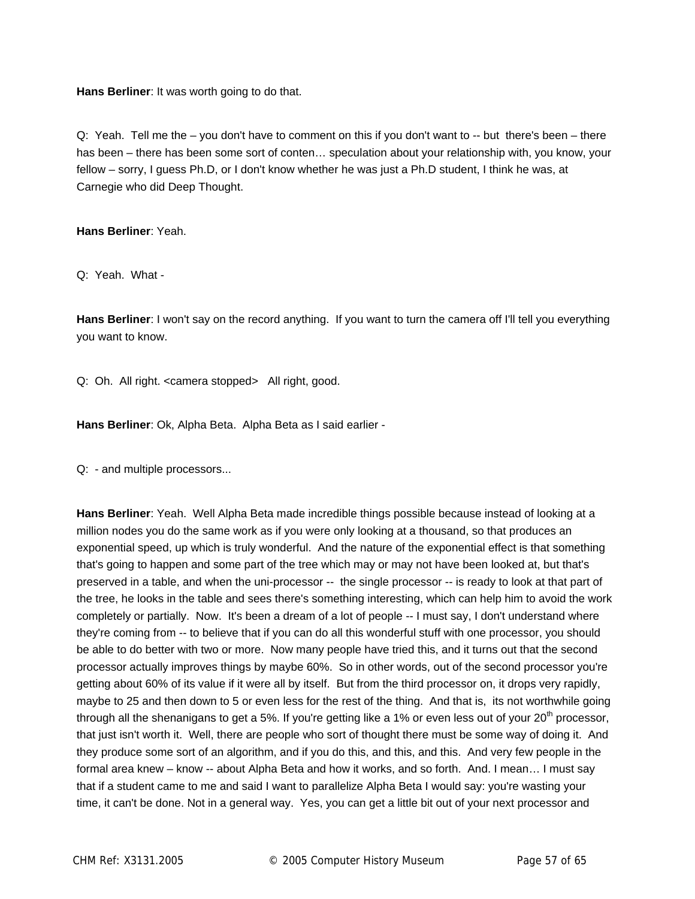**Hans Berliner**: It was worth going to do that.

Q: Yeah. Tell me the – you don't have to comment on this if you don't want to -- but there's been – there has been – there has been some sort of conten… speculation about your relationship with, you know, your fellow – sorry, I guess Ph.D, or I don't know whether he was just a Ph.D student, I think he was, at Carnegie who did Deep Thought.

**Hans Berliner**: Yeah.

Q: Yeah. What -

**Hans Berliner**: I won't say on the record anything. If you want to turn the camera off I'll tell you everything you want to know.

Q: Oh. All right. <camera stopped> All right, good.

**Hans Berliner**: Ok, Alpha Beta. Alpha Beta as I said earlier -

Q: - and multiple processors...

**Hans Berliner**: Yeah. Well Alpha Beta made incredible things possible because instead of looking at a million nodes you do the same work as if you were only looking at a thousand, so that produces an exponential speed, up which is truly wonderful. And the nature of the exponential effect is that something that's going to happen and some part of the tree which may or may not have been looked at, but that's preserved in a table, and when the uni-processor -- the single processor -- is ready to look at that part of the tree, he looks in the table and sees there's something interesting, which can help him to avoid the work completely or partially. Now. It's been a dream of a lot of people -- I must say, I don't understand where they're coming from -- to believe that if you can do all this wonderful stuff with one processor, you should be able to do better with two or more. Now many people have tried this, and it turns out that the second processor actually improves things by maybe 60%. So in other words, out of the second processor you're getting about 60% of its value if it were all by itself. But from the third processor on, it drops very rapidly, maybe to 25 and then down to 5 or even less for the rest of the thing. And that is, its not worthwhile going through all the shenanigans to get a 5%. If you're getting like a 1% or even less out of your 20th processor, that just isn't worth it. Well, there are people who sort of thought there must be some way of doing it. And they produce some sort of an algorithm, and if you do this, and this, and this. And very few people in the formal area knew – know -- about Alpha Beta and how it works, and so forth. And. I mean… I must say that if a student came to me and said I want to parallelize Alpha Beta I would say: you're wasting your time, it can't be done. Not in a general way. Yes, you can get a little bit out of your next processor and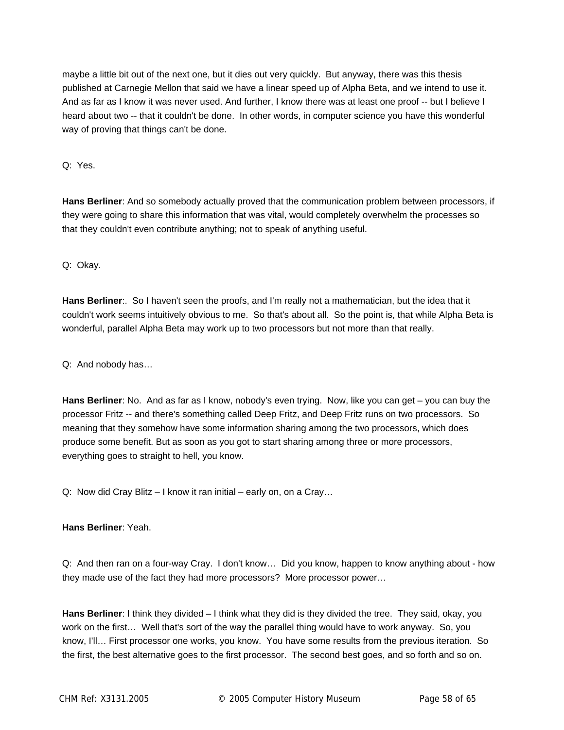maybe a little bit out of the next one, but it dies out very quickly. But anyway, there was this thesis published at Carnegie Mellon that said we have a linear speed up of Alpha Beta, and we intend to use it. And as far as I know it was never used. And further, I know there was at least one proof -- but I believe I heard about two -- that it couldn't be done. In other words, in computer science you have this wonderful way of proving that things can't be done.

Q: Yes.

**Hans Berliner**: And so somebody actually proved that the communication problem between processors, if they were going to share this information that was vital, would completely overwhelm the processes so that they couldn't even contribute anything; not to speak of anything useful.

Q: Okay.

**Hans Berliner**:. So I haven't seen the proofs, and I'm really not a mathematician, but the idea that it couldn't work seems intuitively obvious to me. So that's about all. So the point is, that while Alpha Beta is wonderful, parallel Alpha Beta may work up to two processors but not more than that really.

Q: And nobody has…

**Hans Berliner**: No. And as far as I know, nobody's even trying. Now, like you can get – you can buy the processor Fritz -- and there's something called Deep Fritz, and Deep Fritz runs on two processors. So meaning that they somehow have some information sharing among the two processors, which does produce some benefit. But as soon as you got to start sharing among three or more processors, everything goes to straight to hell, you know.

Q: Now did Cray Blitz – I know it ran initial – early on, on a Cray…

**Hans Berliner**: Yeah.

Q: And then ran on a four-way Cray. I don't know… Did you know, happen to know anything about - how they made use of the fact they had more processors? More processor power…

**Hans Berliner**: I think they divided – I think what they did is they divided the tree. They said, okay, you work on the first… Well that's sort of the way the parallel thing would have to work anyway. So, you know, I'll… First processor one works, you know. You have some results from the previous iteration. So the first, the best alternative goes to the first processor. The second best goes, and so forth and so on.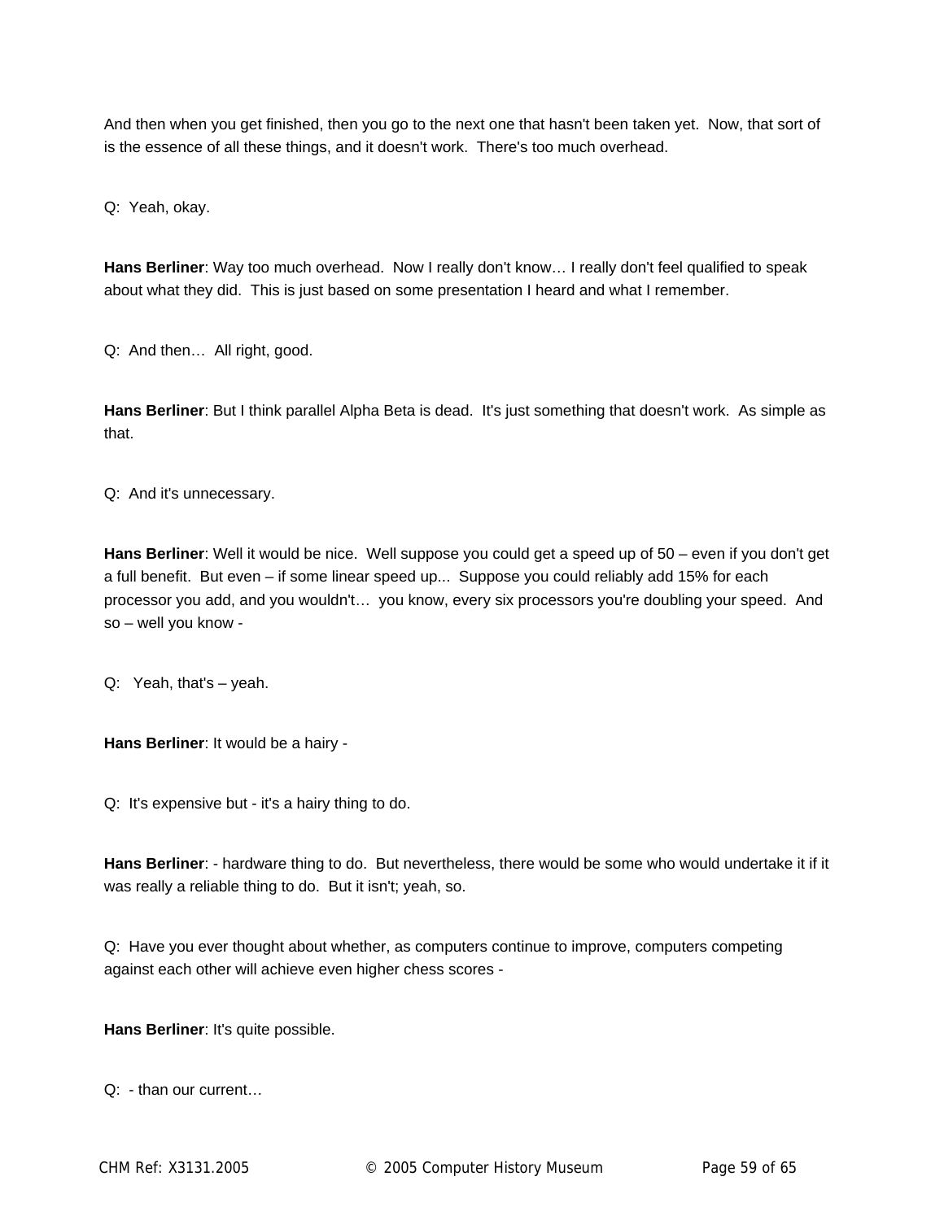And then when you get finished, then you go to the next one that hasn't been taken yet. Now, that sort of is the essence of all these things, and it doesn't work. There's too much overhead.

Q: Yeah, okay.

**Hans Berliner**: Way too much overhead. Now I really don't know… I really don't feel qualified to speak about what they did. This is just based on some presentation I heard and what I remember.

Q: And then… All right, good.

**Hans Berliner**: But I think parallel Alpha Beta is dead. It's just something that doesn't work. As simple as that.

Q: And it's unnecessary.

**Hans Berliner**: Well it would be nice. Well suppose you could get a speed up of 50 – even if you don't get a full benefit. But even – if some linear speed up... Suppose you could reliably add 15% for each processor you add, and you wouldn't… you know, every six processors you're doubling your speed. And so – well you know -

Q: Yeah, that's – yeah.

**Hans Berliner**: It would be a hairy -

Q: It's expensive but - it's a hairy thing to do.

**Hans Berliner**: - hardware thing to do. But nevertheless, there would be some who would undertake it if it was really a reliable thing to do. But it isn't; yeah, so.

Q: Have you ever thought about whether, as computers continue to improve, computers competing against each other will achieve even higher chess scores -

**Hans Berliner**: It's quite possible.

Q: - than our current…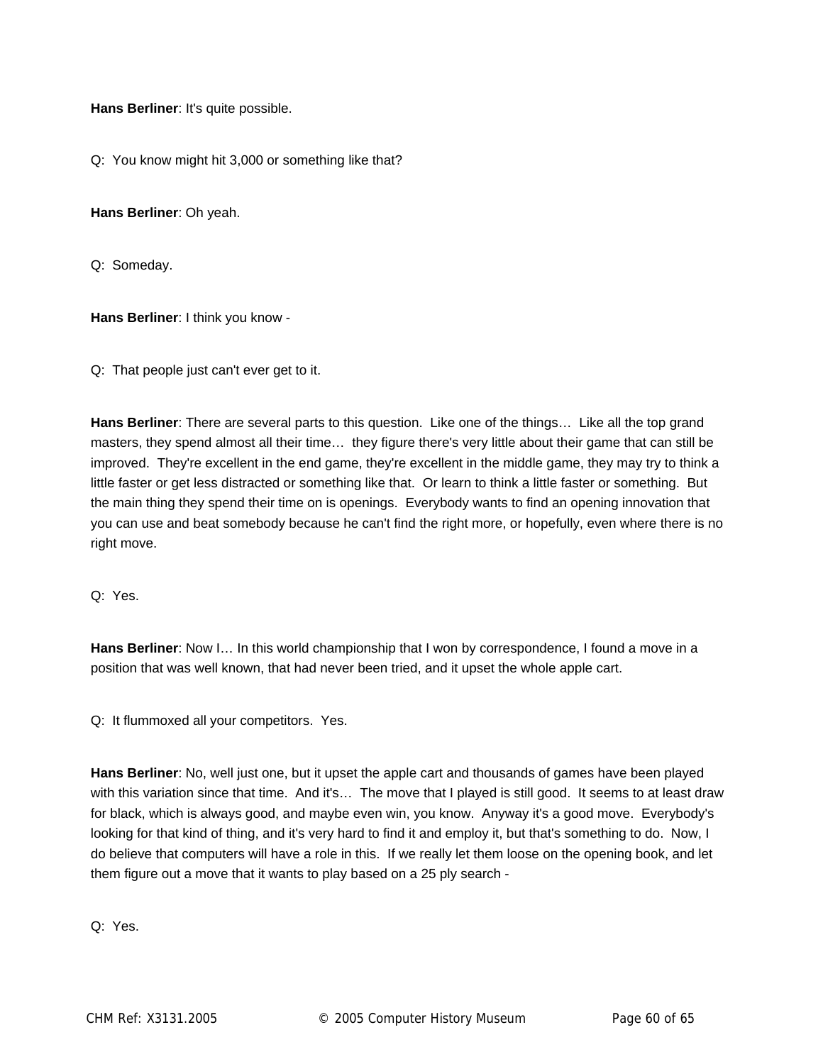**Hans Berliner**: It's quite possible.

Q: You know might hit 3,000 or something like that?

**Hans Berliner**: Oh yeah.

Q: Someday.

**Hans Berliner**: I think you know -

Q: That people just can't ever get to it.

**Hans Berliner**: There are several parts to this question. Like one of the things… Like all the top grand masters, they spend almost all their time… they figure there's very little about their game that can still be improved. They're excellent in the end game, they're excellent in the middle game, they may try to think a little faster or get less distracted or something like that. Or learn to think a little faster or something. But the main thing they spend their time on is openings. Everybody wants to find an opening innovation that you can use and beat somebody because he can't find the right more, or hopefully, even where there is no right move.

Q: Yes.

**Hans Berliner**: Now I… In this world championship that I won by correspondence, I found a move in a position that was well known, that had never been tried, and it upset the whole apple cart.

Q: It flummoxed all your competitors. Yes.

**Hans Berliner**: No, well just one, but it upset the apple cart and thousands of games have been played with this variation since that time. And it's… The move that I played is still good. It seems to at least draw for black, which is always good, and maybe even win, you know. Anyway it's a good move. Everybody's looking for that kind of thing, and it's very hard to find it and employ it, but that's something to do. Now, I do believe that computers will have a role in this. If we really let them loose on the opening book, and let them figure out a move that it wants to play based on a 25 ply search -

Q: Yes.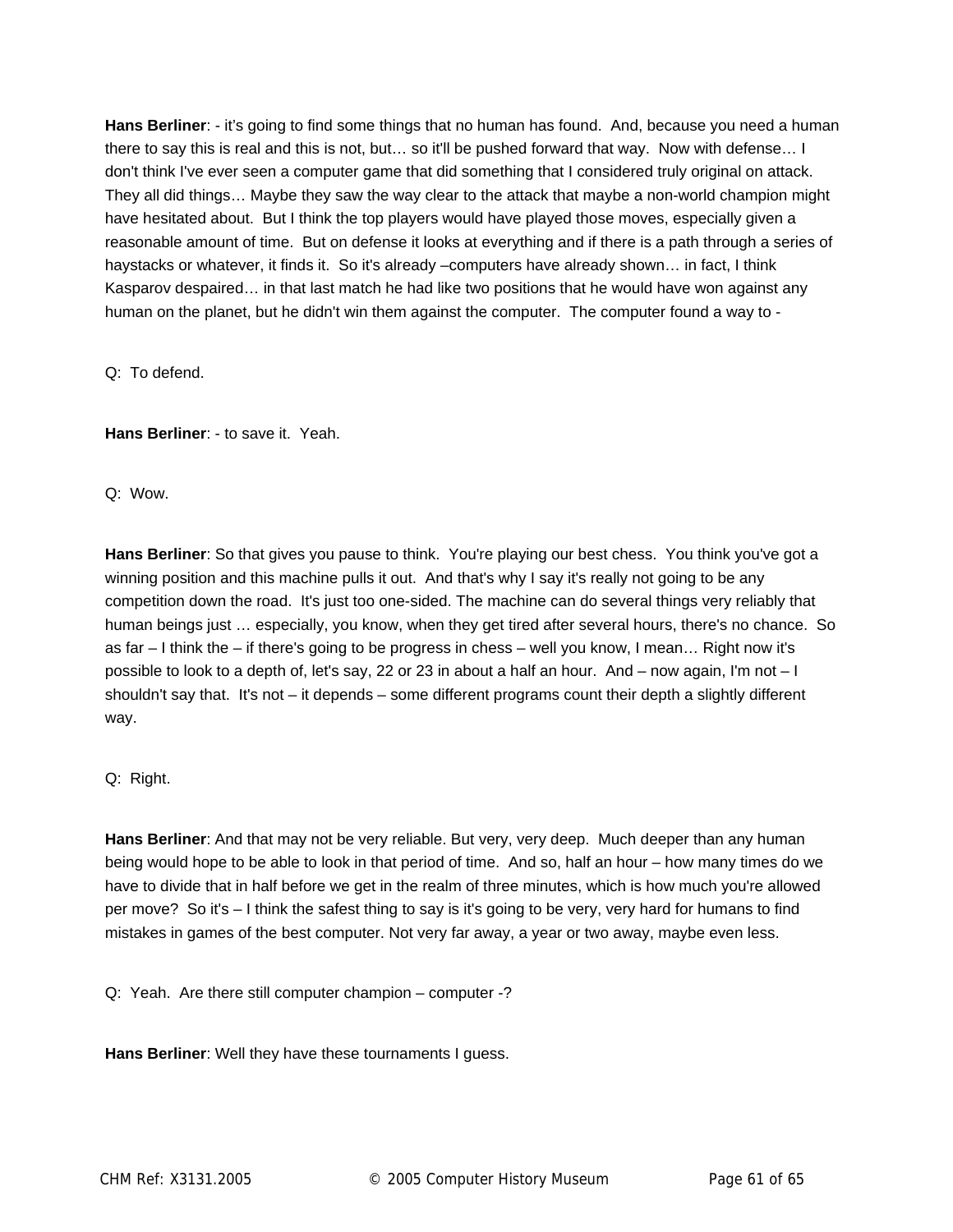**Hans Berliner**: - it's going to find some things that no human has found.  And, because you need a human there to say this is real and this is not, but… so it'll be pushed forward that way.  Now with defense… I don't think I've ever seen a computer game that did something that I considered truly original on attack.  They all did things… Maybe they saw the way clear to the attack that maybe a non-world champion might have hesitated about.  But I think the top players would have played those moves, especially given a reasonable amount of time.  But on defense it looks at everything and if there is a path through a series of haystacks or whatever, it finds it.  So it's already –computers have already shown… in fact, I think Kasparov despaired… in that last match he had like two positions that he would have won against any human on the planet, but he didn't win them against the computer.  The computer found a way to -

Q:  To defend.

**Hans Berliner**: - to save it.  Yeah.

Q:  Wow.

**Hans Berliner**: So that gives you pause to think.  You're playing our best chess.  You think you've got a winning position and this machine pulls it out.  And that's why I say it's really not going to be any competition down the road.  It's just too one-sided. The machine can do several things very reliably that human beings just … especially, you know, when they get tired after several hours, there's no chance.  So as far – I think the – if there's going to be progress in chess – well you know, I mean… Right now it's possible to look to a depth of, let's say, 22 or 23 in about a half an hour.  And – now again, I'm not – I shouldn't say that.  It's not – it depends – some different programs count their depth a slightly different way.

Q:  Right.

**Hans Berliner**: And that may not be very reliable. But very, very deep.  Much deeper than any human being would hope to be able to look in that period of time.  And so, half an hour – how many times do we have to divide that in half before we get in the realm of three minutes, which is how much you're allowed per move?  So it's – I think the safest thing to say is it's going to be very, very hard for humans to find mistakes in games of the best computer. Not very far away, a year or two away, maybe even less.

Q:  Yeah.  Are there still computer champion – computer -?

**Hans Berliner**: Well they have these tournaments I guess.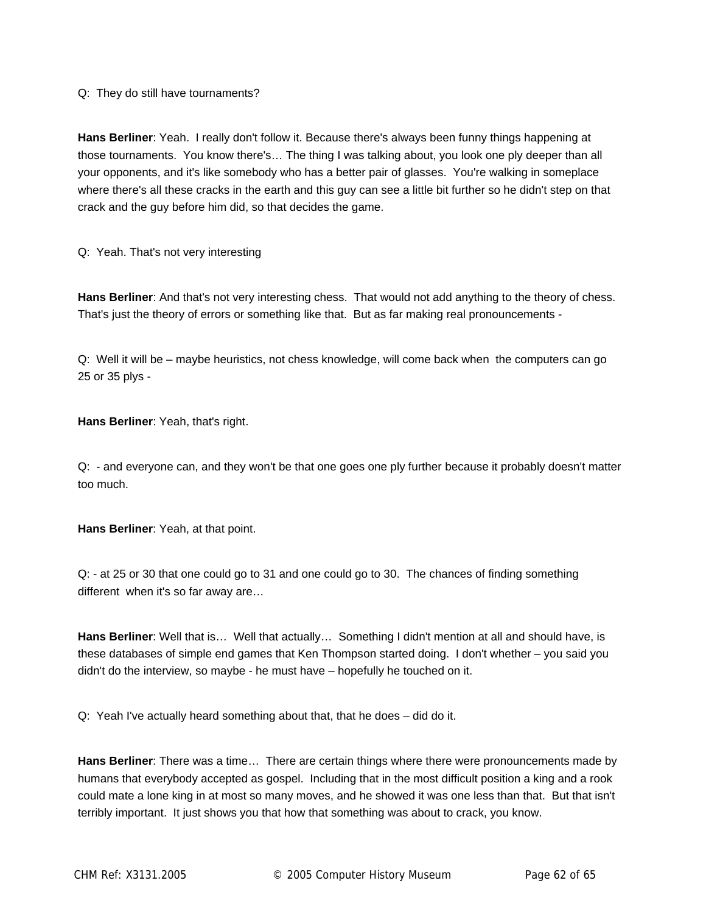Q: They do still have tournaments?

**Hans Berliner**: Yeah. I really don't follow it. Because there's always been funny things happening at those tournaments. You know there's… The thing I was talking about, you look one ply deeper than all your opponents, and it's like somebody who has a better pair of glasses. You're walking in someplace where there's all these cracks in the earth and this guy can see a little bit further so he didn't step on that crack and the guy before him did, so that decides the game.

Q: Yeah. That's not very interesting

**Hans Berliner**: And that's not very interesting chess. That would not add anything to the theory of chess. That's just the theory of errors or something like that. But as far making real pronouncements -

Q: Well it will be – maybe heuristics, not chess knowledge, will come back when the computers can go 25 or 35 plys -

**Hans Berliner**: Yeah, that's right.

Q: - and everyone can, and they won't be that one goes one ply further because it probably doesn't matter too much.

**Hans Berliner**: Yeah, at that point.

Q: - at 25 or 30 that one could go to 31 and one could go to 30. The chances of finding something different when it's so far away are…

**Hans Berliner**: Well that is… Well that actually… Something I didn't mention at all and should have, is these databases of simple end games that Ken Thompson started doing. I don't whether – you said you didn't do the interview, so maybe - he must have – hopefully he touched on it.

Q: Yeah I've actually heard something about that, that he does – did do it.

**Hans Berliner**: There was a time… There are certain things where there were pronouncements made by humans that everybody accepted as gospel. Including that in the most difficult position a king and a rook could mate a lone king in at most so many moves, and he showed it was one less than that. But that isn't terribly important. It just shows you that how that something was about to crack, you know.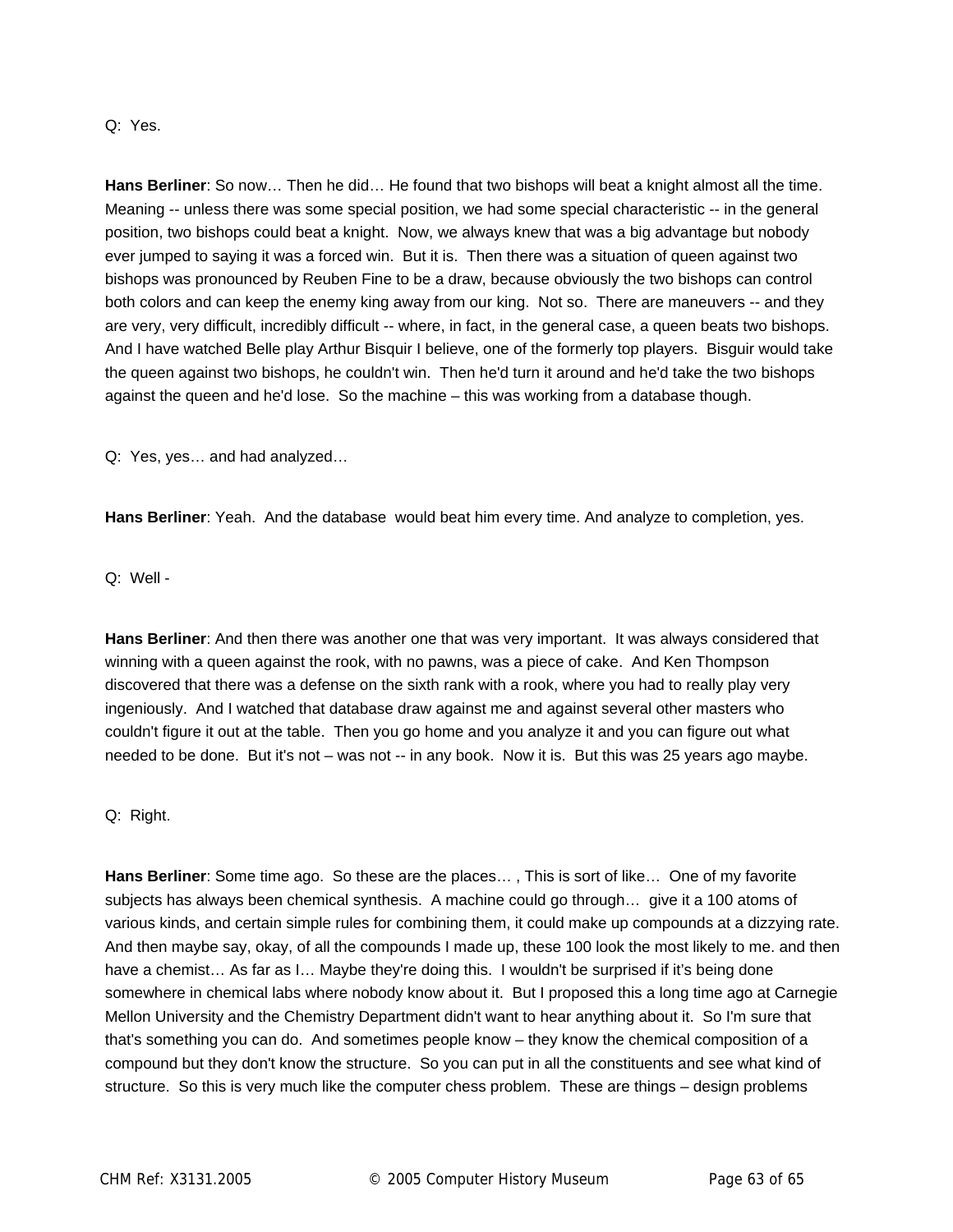Q: Yes.

**Hans Berliner**: So now… Then he did… He found that two bishops will beat a knight almost all the time. Meaning -- unless there was some special position, we had some special characteristic -- in the general position, two bishops could beat a knight. Now, we always knew that was a big advantage but nobody ever jumped to saying it was a forced win. But it is. Then there was a situation of queen against two bishops was pronounced by Reuben Fine to be a draw, because obviously the two bishops can control both colors and can keep the enemy king away from our king. Not so. There are maneuvers -- and they are very, very difficult, incredibly difficult -- where, in fact, in the general case, a queen beats two bishops. And I have watched Belle play Arthur Bisquir I believe, one of the formerly top players. Bisguir would take the queen against two bishops, he couldn't win. Then he'd turn it around and he'd take the two bishops against the queen and he'd lose. So the machine – this was working from a database though.

Q: Yes, yes… and had analyzed…

**Hans Berliner**: Yeah. And the database would beat him every time. And analyze to completion, yes.

Q: Well -

**Hans Berliner**: And then there was another one that was very important. It was always considered that winning with a queen against the rook, with no pawns, was a piece of cake. And Ken Thompson discovered that there was a defense on the sixth rank with a rook, where you had to really play very ingeniously. And I watched that database draw against me and against several other masters who couldn't figure it out at the table. Then you go home and you analyze it and you can figure out what needed to be done. But it's not – was not -- in any book. Now it is. But this was 25 years ago maybe.

Q: Right.

**Hans Berliner**: Some time ago. So these are the places… , This is sort of like… One of my favorite subjects has always been chemical synthesis. A machine could go through… give it a 100 atoms of various kinds, and certain simple rules for combining them, it could make up compounds at a dizzying rate. And then maybe say, okay, of all the compounds I made up, these 100 look the most likely to me. and then have a chemist… As far as I… Maybe they're doing this. I wouldn't be surprised if it's being done somewhere in chemical labs where nobody know about it. But I proposed this a long time ago at Carnegie Mellon University and the Chemistry Department didn't want to hear anything about it. So I'm sure that that's something you can do. And sometimes people know – they know the chemical composition of a compound but they don't know the structure. So you can put in all the constituents and see what kind of structure. So this is very much like the computer chess problem. These are things – design problems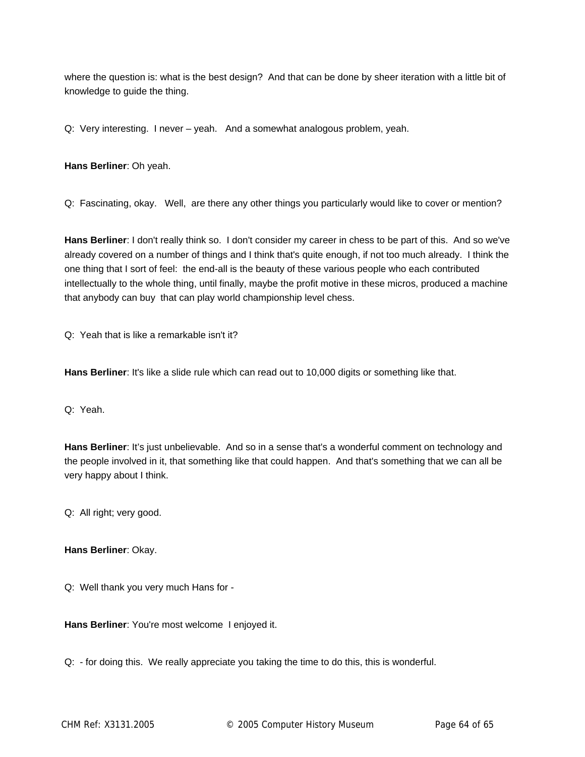where the question is: what is the best design? And that can be done by sheer iteration with a little bit of knowledge to guide the thing.

Q: Very interesting. I never – yeah. And a somewhat analogous problem, yeah.

**Hans Berliner**: Oh yeah.

Q: Fascinating, okay. Well, are there any other things you particularly would like to cover or mention?

**Hans Berliner**: I don't really think so. I don't consider my career in chess to be part of this. And so we've already covered on a number of things and I think that's quite enough, if not too much already. I think the one thing that I sort of feel: the end-all is the beauty of these various people who each contributed intellectually to the whole thing, until finally, maybe the profit motive in these micros, produced a machine that anybody can buy that can play world championship level chess.

Q: Yeah that is like a remarkable isn't it?

**Hans Berliner**: It's like a slide rule which can read out to 10,000 digits or something like that.

Q: Yeah.

**Hans Berliner**: It's just unbelievable. And so in a sense that's a wonderful comment on technology and the people involved in it, that something like that could happen. And that's something that we can all be very happy about I think.

Q: All right; very good.

**Hans Berliner**: Okay.

Q: Well thank you very much Hans for -

**Hans Berliner**: You're most welcome I enjoyed it.

Q: - for doing this. We really appreciate you taking the time to do this, this is wonderful.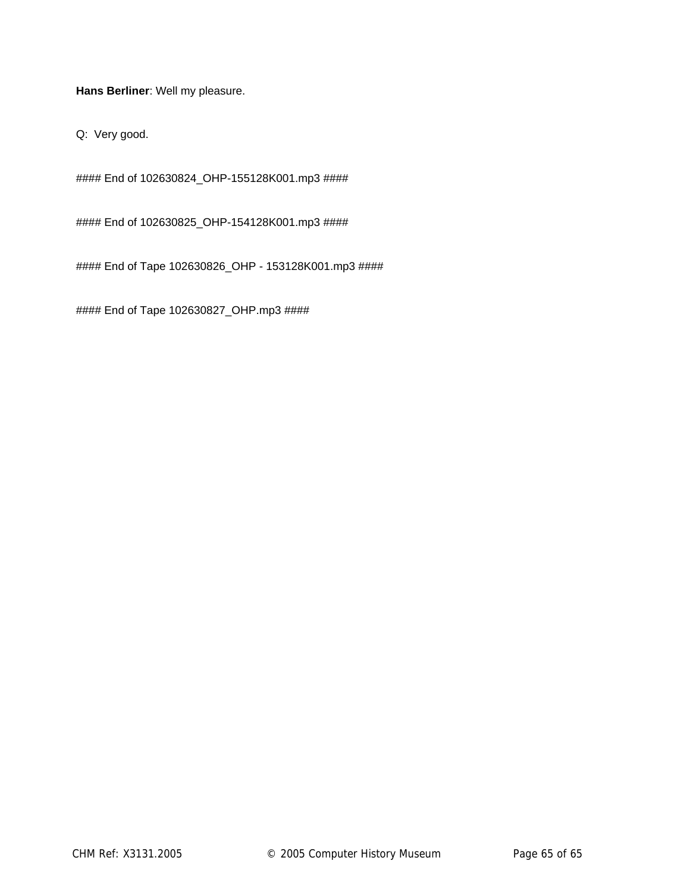**Hans Berliner**: Well my pleasure.

Q:  Very good.

#### End of 102630824_OHP-155128K001.mp3 ####

#### End of 102630825_OHP-154128K001.mp3 ####

#### End of Tape 102630826_OHP - 153128K001.mp3 ####

#### End of Tape 102630827_OHP.mp3 ####